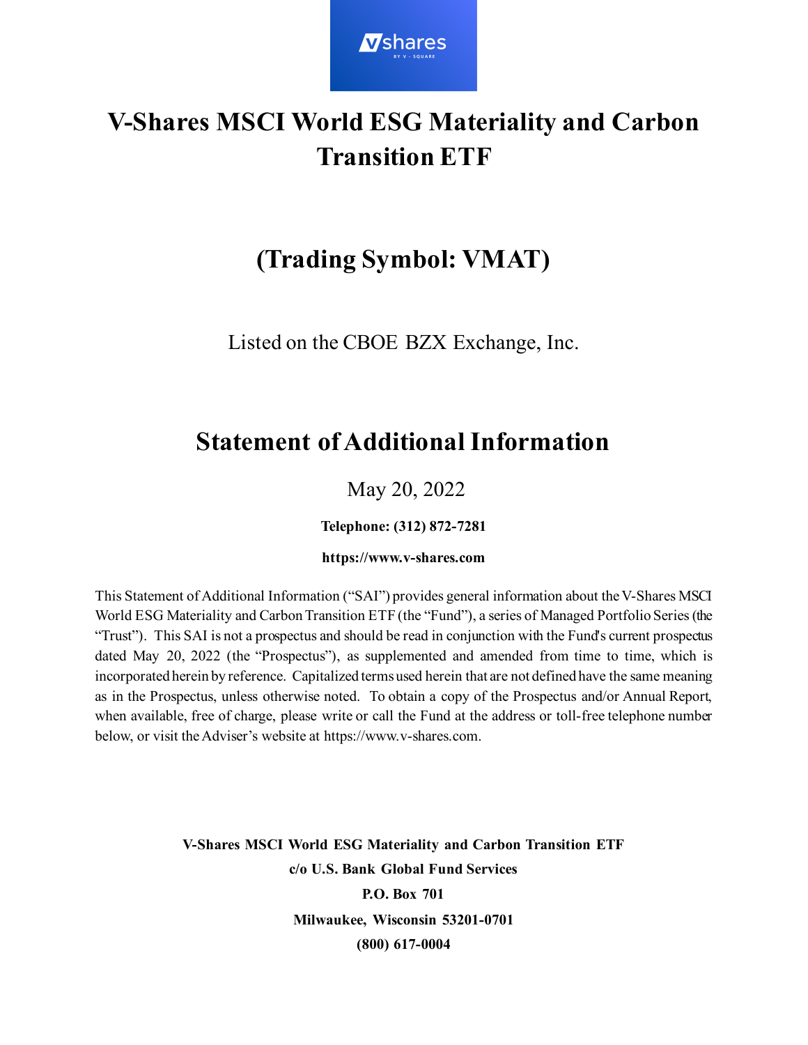# V-Shares MSCI World ESG Materiality and Carbon Transition ETF

## (Trading Symbol: VMAT)

Listed on the CBOE BZX Exchange, Inc.

# Statement of Additional Information

May 20, 2022

**Telephone: (312) 872-7281**

**https://www.v-shares.com**

This Statement of Additional Information ("SAI") provides general information about the V-Shares MSCI World ESG Materiality and Carbon Transition ETF (the "Fund"), a series of Managed Portfolio Series (the "Trust"). This SAI is not a prospectus and should be read in conjunction with the Fund's current prospectus dated May 20, 2022 (the "Prospectus"), as supplemented and amended from time to time, which is incorporated herein by reference. Capitalized terms used herein that are not defined have the same meaning as in the Prospectus, unless otherwise noted. To obtain a copy of the Prospectus and/or Annual Report, when available, free of charge, please write or call the Fund at the address or toll-free telephone number below, or visit the Adviser's website at https://www.v-shares.com.

**V-Shares MSCI World ESG Materiality and Carbon Transition ETF**
**c/o U.S. Bank Global Fund Services**
**P.O. Box 701**
**Milwaukee, Wisconsin 53201-0701**
**(800) 617-0004**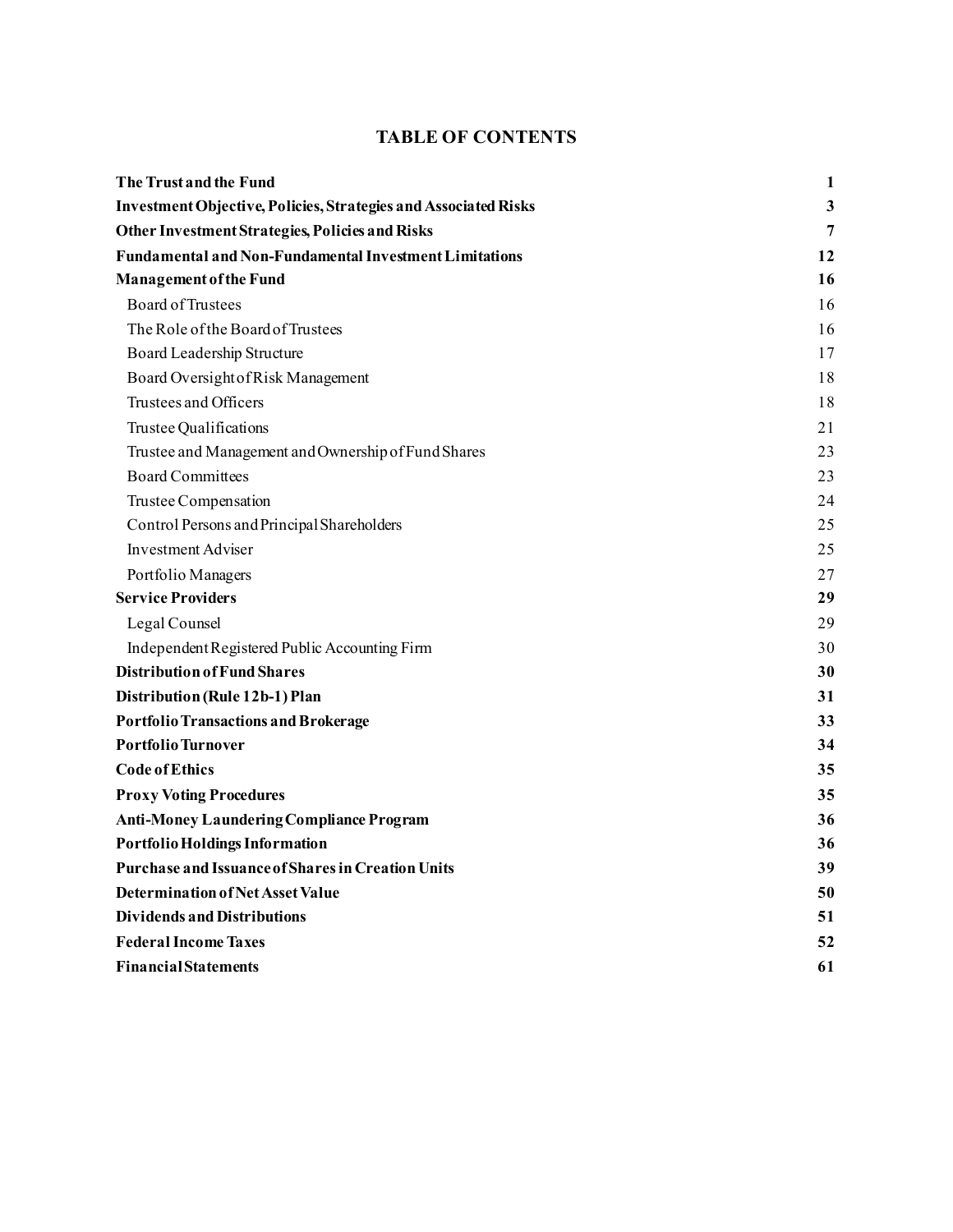# TABLE OF CONTENTS

| | |
|---|---|
| **The Trust and the Fund** | **1** |
| **Investment Objective, Policies, Strategies and Associated Risks** | **3** |
| **Other Investment Strategies, Policies and Risks** | **7** |
| **Fundamental and Non-Fundamental Investment Limitations** | **12** |
| **Management of the Fund** | **16** |
| Board of Trustees | 16 |
| The Role of the Board of Trustees | 16 |
| Board Leadership Structure | 17 |
| Board Oversight of Risk Management | 18 |
| Trustees and Officers | 18 |
| Trustee Qualifications | 21 |
| Trustee and Management and Ownership of Fund Shares | 23 |
| Board Committees | 23 |
| Trustee Compensation | 24 |
| Control Persons and Principal Shareholders | 25 |
| Investment Adviser | 25 |
| Portfolio Managers | 27 |
| **Service Providers** | **29** |
| Legal Counsel | 29 |
| Independent Registered Public Accounting Firm | 30 |
| **Distribution of Fund Shares** | **30** |
| **Distribution (Rule 12b-1) Plan** | **31** |
| **Portfolio Transactions and Brokerage** | **33** |
| **Portfolio Turnover** | **34** |
| **Code of Ethics** | **35** |
| **Proxy Voting Procedures** | **35** |
| **Anti-Money Laundering Compliance Program** | **36** |
| **Portfolio Holdings Information** | **36** |
| **Purchase and Issuance of Shares in Creation Units** | **39** |
| **Determination of Net Asset Value** | **50** |
| **Dividends and Distributions** | **51** |
| **Federal Income Taxes** | **52** |
| **Financial Statements** | **61** |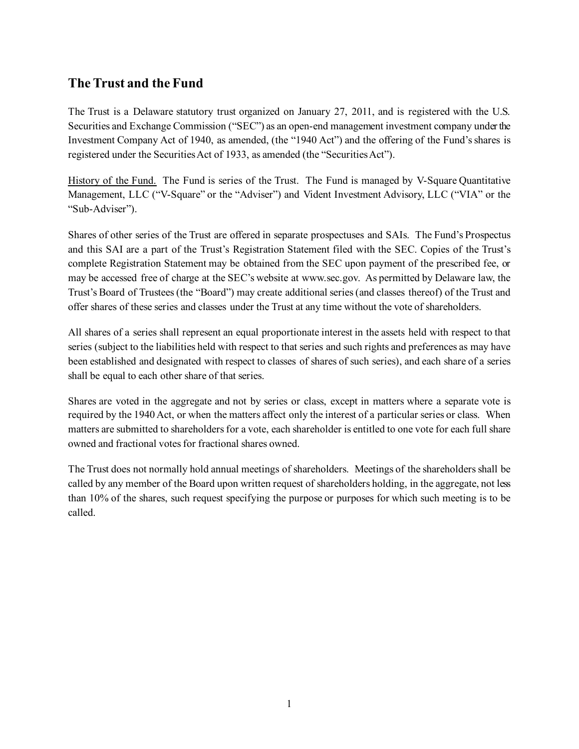## The Trust and the Fund

The Trust is a Delaware statutory trust organized on January 27, 2011, and is registered with the U.S. Securities and Exchange Commission ("SEC") as an open-end management investment company under the Investment Company Act of 1940, as amended, (the "1940 Act") and the offering of the Fund's shares is registered under the Securities Act of 1933, as amended (the "Securities Act").

History of the Fund. The Fund is series of the Trust. The Fund is managed by V-Square Quantitative Management, LLC ("V-Square" or the "Adviser") and Vident Investment Advisory, LLC ("VIA" or the "Sub-Adviser").

Shares of other series of the Trust are offered in separate prospectuses and SAIs. The Fund's Prospectus and this SAI are a part of the Trust's Registration Statement filed with the SEC. Copies of the Trust's complete Registration Statement may be obtained from the SEC upon payment of the prescribed fee, or may be accessed free of charge at the SEC's website at www.sec.gov. As permitted by Delaware law, the Trust's Board of Trustees (the "Board") may create additional series (and classes thereof) of the Trust and offer shares of these series and classes under the Trust at any time without the vote of shareholders.

All shares of a series shall represent an equal proportionate interest in the assets held with respect to that series (subject to the liabilities held with respect to that series and such rights and preferences as may have been established and designated with respect to classes of shares of such series), and each share of a series shall be equal to each other share of that series.

Shares are voted in the aggregate and not by series or class, except in matters where a separate vote is required by the 1940 Act, or when the matters affect only the interest of a particular series or class. When matters are submitted to shareholders for a vote, each shareholder is entitled to one vote for each full share owned and fractional votes for fractional shares owned.

The Trust does not normally hold annual meetings of shareholders. Meetings of the shareholders shall be called by any member of the Board upon written request of shareholders holding, in the aggregate, not less than 10% of the shares, such request specifying the purpose or purposes for which such meeting is to be called.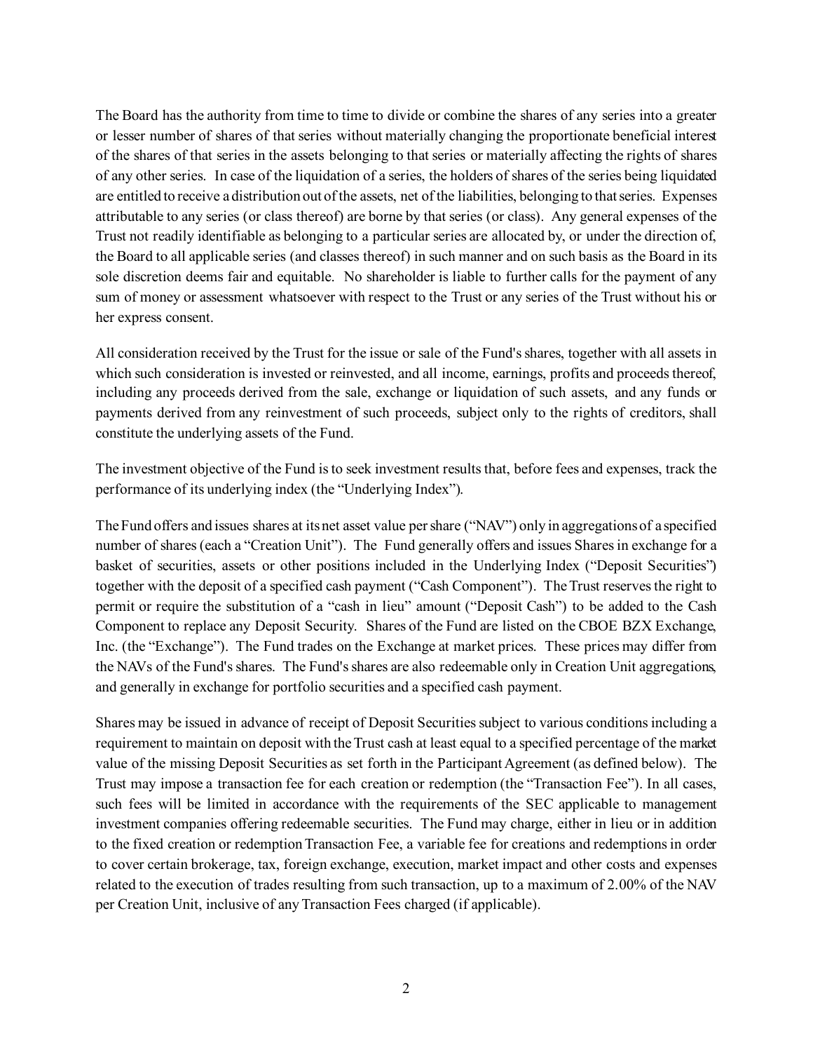The Board has the authority from time to time to divide or combine the shares of any series into a greater or lesser number of shares of that series without materially changing the proportionate beneficial interest of the shares of that series in the assets belonging to that series or materially affecting the rights of shares of any other series. In case of the liquidation of a series, the holders of shares of the series being liquidated are entitled to receive a distribution out of the assets, net of the liabilities, belonging to that series. Expenses attributable to any series (or class thereof) are borne by that series (or class). Any general expenses of the Trust not readily identifiable as belonging to a particular series are allocated by, or under the direction of, the Board to all applicable series (and classes thereof) in such manner and on such basis as the Board in its sole discretion deems fair and equitable. No shareholder is liable to further calls for the payment of any sum of money or assessment whatsoever with respect to the Trust or any series of the Trust without his or her express consent.

All consideration received by the Trust for the issue or sale of the Fund's shares, together with all assets in which such consideration is invested or reinvested, and all income, earnings, profits and proceeds thereof, including any proceeds derived from the sale, exchange or liquidation of such assets, and any funds or payments derived from any reinvestment of such proceeds, subject only to the rights of creditors, shall constitute the underlying assets of the Fund.

The investment objective of the Fund is to seek investment results that, before fees and expenses, track the performance of its underlying index (the "Underlying Index").

The Fund offers and issues shares at its net asset value per share ("NAV") only in aggregations of a specified number of shares (each a "Creation Unit"). The Fund generally offers and issues Shares in exchange for a basket of securities, assets or other positions included in the Underlying Index ("Deposit Securities") together with the deposit of a specified cash payment ("Cash Component"). The Trust reserves the right to permit or require the substitution of a "cash in lieu" amount ("Deposit Cash") to be added to the Cash Component to replace any Deposit Security. Shares of the Fund are listed on the CBOE BZX Exchange, Inc. (the "Exchange"). The Fund trades on the Exchange at market prices. These prices may differ from the NAVs of the Fund's shares. The Fund's shares are also redeemable only in Creation Unit aggregations, and generally in exchange for portfolio securities and a specified cash payment.

Shares may be issued in advance of receipt of Deposit Securities subject to various conditions including a requirement to maintain on deposit with the Trust cash at least equal to a specified percentage of the market value of the missing Deposit Securities as set forth in the Participant Agreement (as defined below). The Trust may impose a transaction fee for each creation or redemption (the "Transaction Fee"). In all cases, such fees will be limited in accordance with the requirements of the SEC applicable to management investment companies offering redeemable securities. The Fund may charge, either in lieu or in addition to the fixed creation or redemption Transaction Fee, a variable fee for creations and redemptions in order to cover certain brokerage, tax, foreign exchange, execution, market impact and other costs and expenses related to the execution of trades resulting from such transaction, up to a maximum of 2.00% of the NAV per Creation Unit, inclusive of any Transaction Fees charged (if applicable).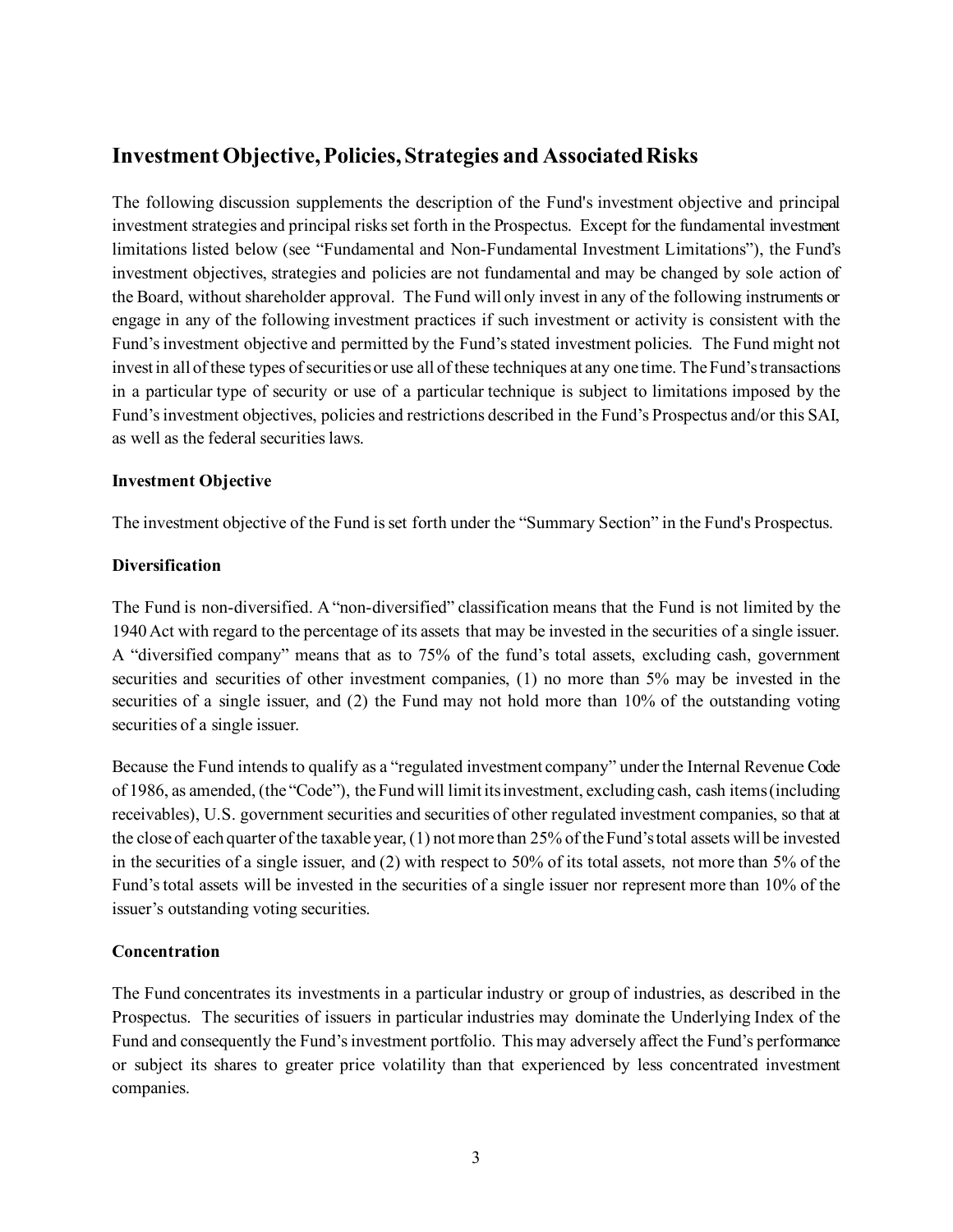## Investment Objective, Policies, Strategies and Associated Risks

The following discussion supplements the description of the Fund's investment objective and principal investment strategies and principal risks set forth in the Prospectus. Except for the fundamental investment limitations listed below (see "Fundamental and Non-Fundamental Investment Limitations"), the Fund's investment objectives, strategies and policies are not fundamental and may be changed by sole action of the Board, without shareholder approval. The Fund will only invest in any of the following instruments or engage in any of the following investment practices if such investment or activity is consistent with the Fund's investment objective and permitted by the Fund's stated investment policies. The Fund might not invest in all of these types of securities or use all of these techniques at any one time. The Fund's transactions in a particular type of security or use of a particular technique is subject to limitations imposed by the Fund's investment objectives, policies and restrictions described in the Fund's Prospectus and/or this SAI, as well as the federal securities laws.

**Investment Objective**

The investment objective of the Fund is set forth under the "Summary Section" in the Fund's Prospectus.

**Diversification**

The Fund is non-diversified. A "non-diversified" classification means that the Fund is not limited by the 1940 Act with regard to the percentage of its assets that may be invested in the securities of a single issuer. A "diversified company" means that as to 75% of the fund's total assets, excluding cash, government securities and securities of other investment companies, (1) no more than 5% may be invested in the securities of a single issuer, and (2) the Fund may not hold more than 10% of the outstanding voting securities of a single issuer.

Because the Fund intends to qualify as a "regulated investment company" under the Internal Revenue Code of 1986, as amended, (the "Code"), the Fund will limit its investment, excluding cash, cash items (including receivables), U.S. government securities and securities of other regulated investment companies, so that at the close of each quarter of the taxable year, (1) not more than 25% of the Fund's total assets will be invested in the securities of a single issuer, and (2) with respect to 50% of its total assets, not more than 5% of the Fund's total assets will be invested in the securities of a single issuer nor represent more than 10% of the issuer's outstanding voting securities.

**Concentration**

The Fund concentrates its investments in a particular industry or group of industries, as described in the Prospectus. The securities of issuers in particular industries may dominate the Underlying Index of the Fund and consequently the Fund's investment portfolio. This may adversely affect the Fund's performance or subject its shares to greater price volatility than that experienced by less concentrated investment companies.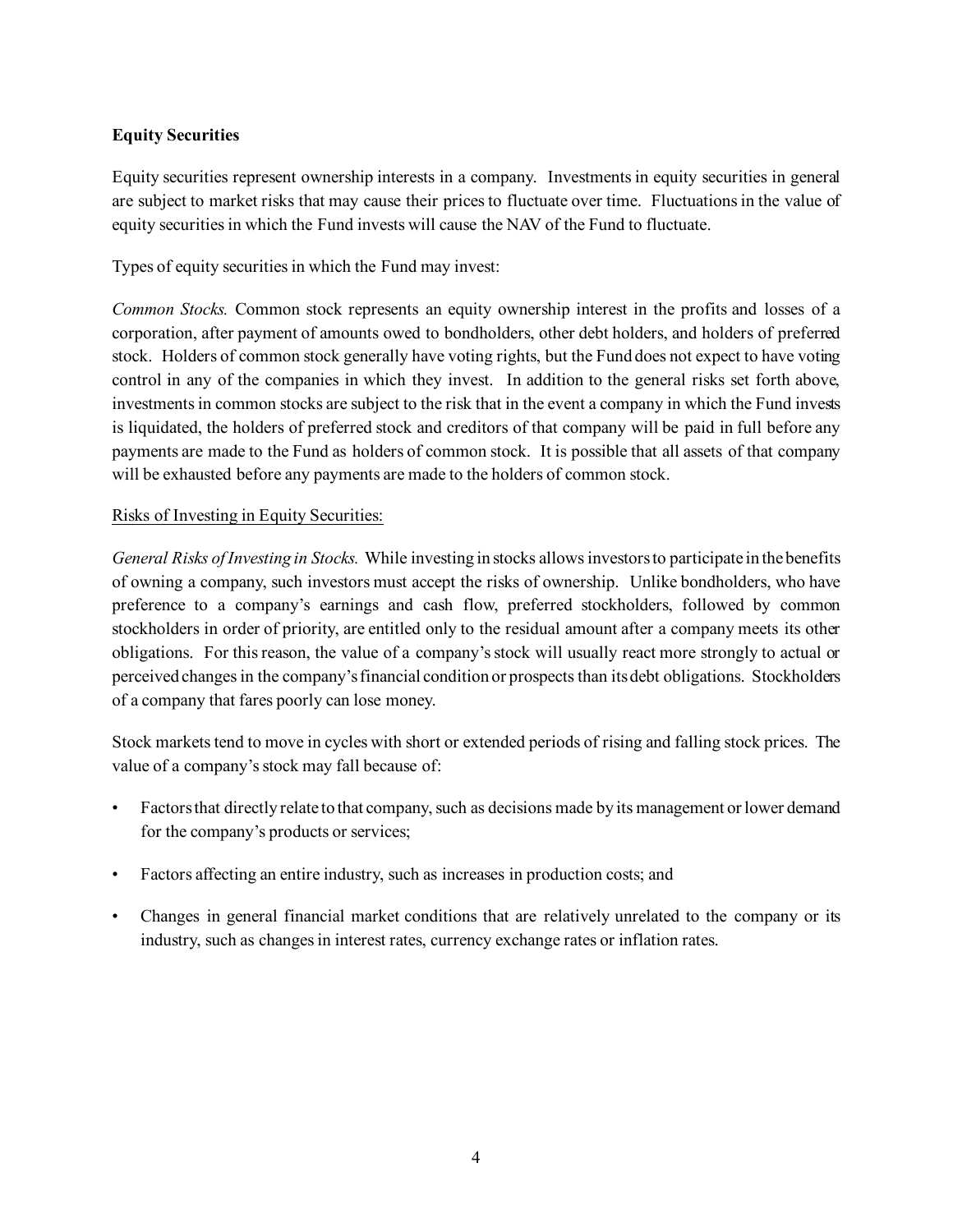**Equity Securities**

Equity securities represent ownership interests in a company. Investments in equity securities in general are subject to market risks that may cause their prices to fluctuate over time. Fluctuations in the value of equity securities in which the Fund invests will cause the NAV of the Fund to fluctuate.

Types of equity securities in which the Fund may invest:

*Common Stocks.* Common stock represents an equity ownership interest in the profits and losses of a corporation, after payment of amounts owed to bondholders, other debt holders, and holders of preferred stock. Holders of common stock generally have voting rights, but the Fund does not expect to have voting control in any of the companies in which they invest. In addition to the general risks set forth above, investments in common stocks are subject to the risk that in the event a company in which the Fund invests is liquidated, the holders of preferred stock and creditors of that company will be paid in full before any payments are made to the Fund as holders of common stock. It is possible that all assets of that company will be exhausted before any payments are made to the holders of common stock.

Risks of Investing in Equity Securities:

*General Risks of Investing in Stocks.* While investing in stocks allows investors to participate in the benefits of owning a company, such investors must accept the risks of ownership. Unlike bondholders, who have preference to a company's earnings and cash flow, preferred stockholders, followed by common stockholders in order of priority, are entitled only to the residual amount after a company meets its other obligations. For this reason, the value of a company's stock will usually react more strongly to actual or perceived changes in the company's financial condition or prospects than its debt obligations. Stockholders of a company that fares poorly can lose money.

Stock markets tend to move in cycles with short or extended periods of rising and falling stock prices. The value of a company's stock may fall because of:

- Factors that directly relate to that company, such as decisions made by its management or lower demand for the company's products or services;
- Factors affecting an entire industry, such as increases in production costs; and
- Changes in general financial market conditions that are relatively unrelated to the company or its industry, such as changes in interest rates, currency exchange rates or inflation rates.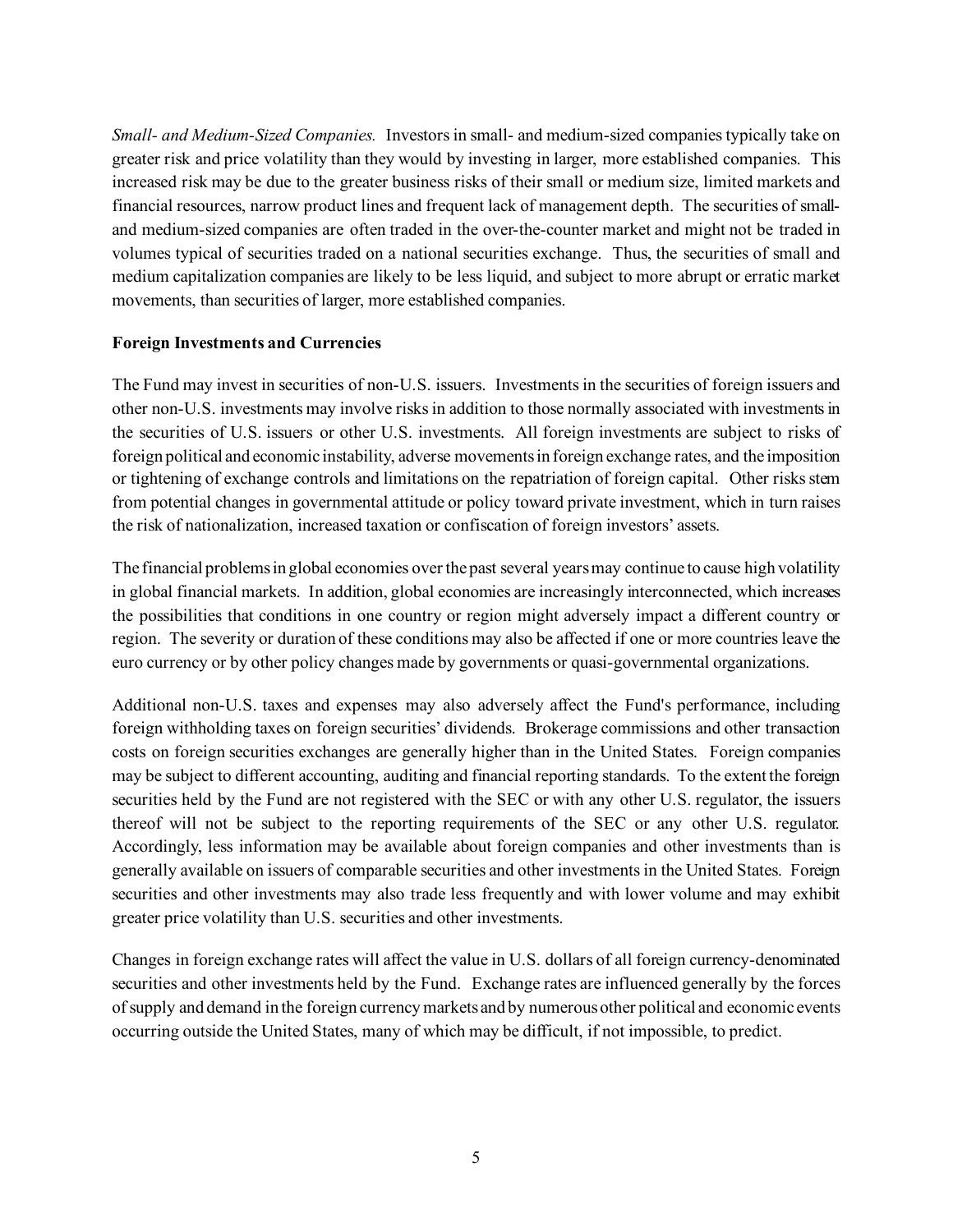*Small- and Medium-Sized Companies.* Investors in small- and medium-sized companies typically take on greater risk and price volatility than they would by investing in larger, more established companies. This increased risk may be due to the greater business risks of their small or medium size, limited markets and financial resources, narrow product lines and frequent lack of management depth. The securities of small- and medium-sized companies are often traded in the over-the-counter market and might not be traded in volumes typical of securities traded on a national securities exchange. Thus, the securities of small and medium capitalization companies are likely to be less liquid, and subject to more abrupt or erratic market movements, than securities of larger, more established companies.

**Foreign Investments and Currencies**

The Fund may invest in securities of non-U.S. issuers. Investments in the securities of foreign issuers and other non-U.S. investments may involve risks in addition to those normally associated with investments in the securities of U.S. issuers or other U.S. investments. All foreign investments are subject to risks of foreign political and economic instability, adverse movements in foreign exchange rates, and the imposition or tightening of exchange controls and limitations on the repatriation of foreign capital. Other risks stem from potential changes in governmental attitude or policy toward private investment, which in turn raises the risk of nationalization, increased taxation or confiscation of foreign investors' assets.

The financial problems in global economies over the past several years may continue to cause high volatility in global financial markets. In addition, global economies are increasingly interconnected, which increases the possibilities that conditions in one country or region might adversely impact a different country or region. The severity or duration of these conditions may also be affected if one or more countries leave the euro currency or by other policy changes made by governments or quasi-governmental organizations.

Additional non-U.S. taxes and expenses may also adversely affect the Fund's performance, including foreign withholding taxes on foreign securities' dividends. Brokerage commissions and other transaction costs on foreign securities exchanges are generally higher than in the United States. Foreign companies may be subject to different accounting, auditing and financial reporting standards. To the extent the foreign securities held by the Fund are not registered with the SEC or with any other U.S. regulator, the issuers thereof will not be subject to the reporting requirements of the SEC or any other U.S. regulator. Accordingly, less information may be available about foreign companies and other investments than is generally available on issuers of comparable securities and other investments in the United States. Foreign securities and other investments may also trade less frequently and with lower volume and may exhibit greater price volatility than U.S. securities and other investments.

Changes in foreign exchange rates will affect the value in U.S. dollars of all foreign currency-denominated securities and other investments held by the Fund. Exchange rates are influenced generally by the forces of supply and demand in the foreign currency markets and by numerous other political and economic events occurring outside the United States, many of which may be difficult, if not impossible, to predict.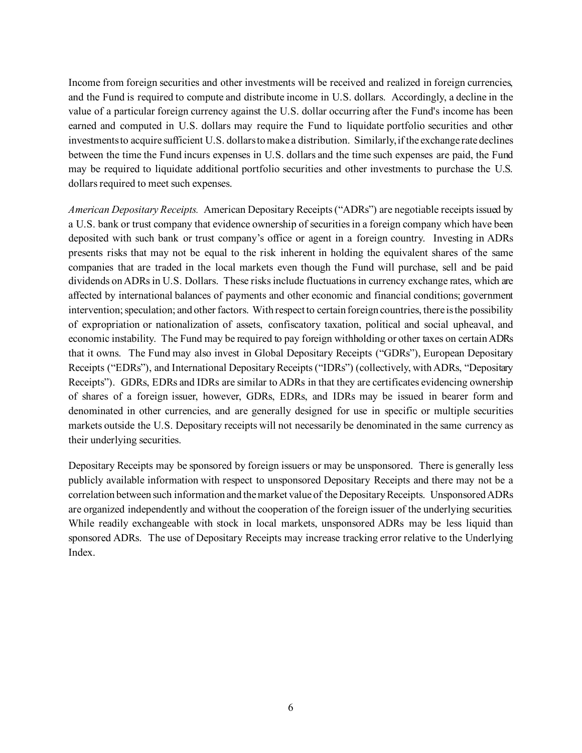Income from foreign securities and other investments will be received and realized in foreign currencies, and the Fund is required to compute and distribute income in U.S. dollars. Accordingly, a decline in the value of a particular foreign currency against the U.S. dollar occurring after the Fund's income has been earned and computed in U.S. dollars may require the Fund to liquidate portfolio securities and other investments to acquire sufficient U.S. dollars to make a distribution. Similarly, if the exchange rate declines between the time the Fund incurs expenses in U.S. dollars and the time such expenses are paid, the Fund may be required to liquidate additional portfolio securities and other investments to purchase the U.S. dollars required to meet such expenses.

*American Depositary Receipts.* American Depositary Receipts ("ADRs") are negotiable receipts issued by a U.S. bank or trust company that evidence ownership of securities in a foreign company which have been deposited with such bank or trust company's office or agent in a foreign country. Investing in ADRs presents risks that may not be equal to the risk inherent in holding the equivalent shares of the same companies that are traded in the local markets even though the Fund will purchase, sell and be paid dividends on ADRs in U.S. Dollars. These risks include fluctuations in currency exchange rates, which are affected by international balances of payments and other economic and financial conditions; government intervention; speculation; and other factors. With respect to certain foreign countries, there is the possibility of expropriation or nationalization of assets, confiscatory taxation, political and social upheaval, and economic instability. The Fund may be required to pay foreign withholding or other taxes on certain ADRs that it owns. The Fund may also invest in Global Depositary Receipts ("GDRs"), European Depositary Receipts ("EDRs"), and International Depositary Receipts ("IDRs") (collectively, with ADRs, "Depositary Receipts"). GDRs, EDRs and IDRs are similar to ADRs in that they are certificates evidencing ownership of shares of a foreign issuer, however, GDRs, EDRs, and IDRs may be issued in bearer form and denominated in other currencies, and are generally designed for use in specific or multiple securities markets outside the U.S. Depositary receipts will not necessarily be denominated in the same currency as their underlying securities.

Depositary Receipts may be sponsored by foreign issuers or may be unsponsored. There is generally less publicly available information with respect to unsponsored Depositary Receipts and there may not be a correlation between such information and the market value of the Depositary Receipts. Unsponsored ADRs are organized independently and without the cooperation of the foreign issuer of the underlying securities. While readily exchangeable with stock in local markets, unsponsored ADRs may be less liquid than sponsored ADRs. The use of Depositary Receipts may increase tracking error relative to the Underlying Index.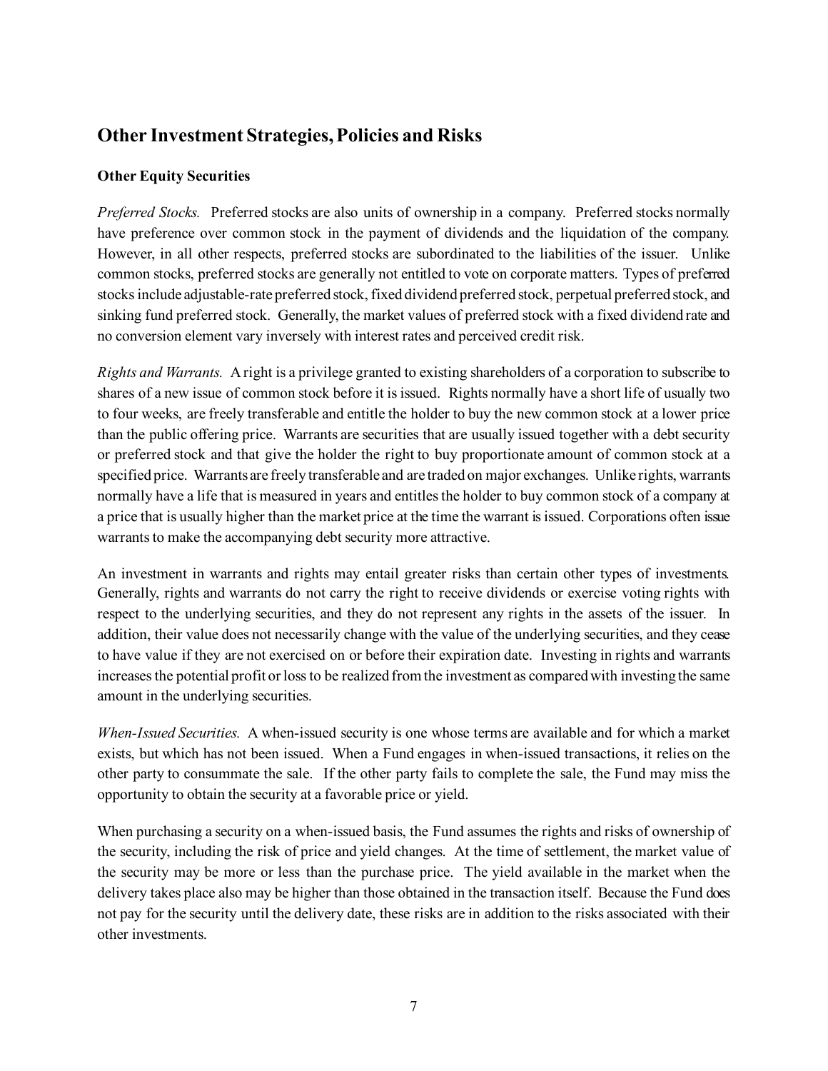## Other Investment Strategies, Policies and Risks

### Other Equity Securities

*Preferred Stocks.* Preferred stocks are also units of ownership in a company. Preferred stocks normally have preference over common stock in the payment of dividends and the liquidation of the company. However, in all other respects, preferred stocks are subordinated to the liabilities of the issuer. Unlike common stocks, preferred stocks are generally not entitled to vote on corporate matters. Types of preferred stocks include adjustable-rate preferred stock, fixed dividend preferred stock, perpetual preferred stock, and sinking fund preferred stock. Generally, the market values of preferred stock with a fixed dividend rate and no conversion element vary inversely with interest rates and perceived credit risk.

*Rights and Warrants.* A right is a privilege granted to existing shareholders of a corporation to subscribe to shares of a new issue of common stock before it is issued. Rights normally have a short life of usually two to four weeks, are freely transferable and entitle the holder to buy the new common stock at a lower price than the public offering price. Warrants are securities that are usually issued together with a debt security or preferred stock and that give the holder the right to buy proportionate amount of common stock at a specified price. Warrants are freely transferable and are traded on major exchanges. Unlike rights, warrants normally have a life that is measured in years and entitles the holder to buy common stock of a company at a price that is usually higher than the market price at the time the warrant is issued. Corporations often issue warrants to make the accompanying debt security more attractive.

An investment in warrants and rights may entail greater risks than certain other types of investments. Generally, rights and warrants do not carry the right to receive dividends or exercise voting rights with respect to the underlying securities, and they do not represent any rights in the assets of the issuer. In addition, their value does not necessarily change with the value of the underlying securities, and they cease to have value if they are not exercised on or before their expiration date. Investing in rights and warrants increases the potential profit or loss to be realized from the investment as compared with investing the same amount in the underlying securities.

*When-Issued Securities.* A when-issued security is one whose terms are available and for which a market exists, but which has not been issued. When a Fund engages in when-issued transactions, it relies on the other party to consummate the sale. If the other party fails to complete the sale, the Fund may miss the opportunity to obtain the security at a favorable price or yield.

When purchasing a security on a when-issued basis, the Fund assumes the rights and risks of ownership of the security, including the risk of price and yield changes. At the time of settlement, the market value of the security may be more or less than the purchase price. The yield available in the market when the delivery takes place also may be higher than those obtained in the transaction itself. Because the Fund does not pay for the security until the delivery date, these risks are in addition to the risks associated with their other investments.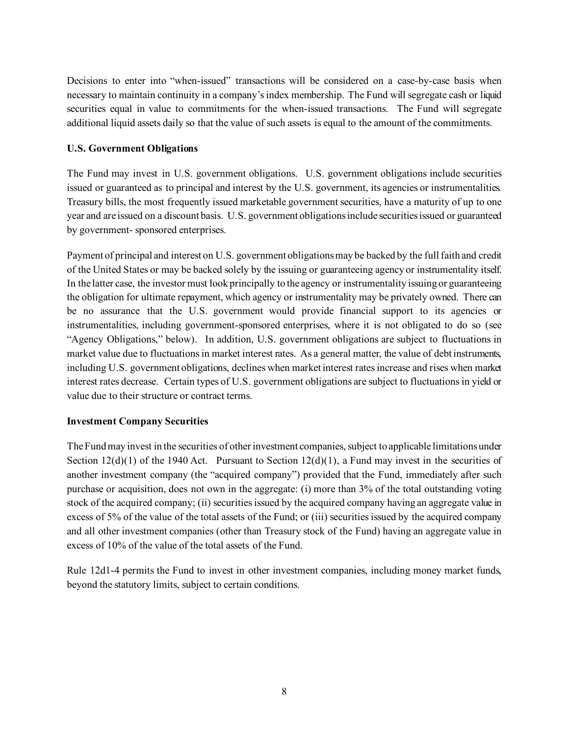Decisions to enter into "when-issued" transactions will be considered on a case-by-case basis when necessary to maintain continuity in a company's index membership. The Fund will segregate cash or liquid securities equal in value to commitments for the when-issued transactions. The Fund will segregate additional liquid assets daily so that the value of such assets is equal to the amount of the commitments.

**U.S. Government Obligations**

The Fund may invest in U.S. government obligations. U.S. government obligations include securities issued or guaranteed as to principal and interest by the U.S. government, its agencies or instrumentalities. Treasury bills, the most frequently issued marketable government securities, have a maturity of up to one year and are issued on a discount basis. U.S. government obligations include securities issued or guaranteed by government- sponsored enterprises.

Payment of principal and interest on U.S. government obligations may be backed by the full faith and credit of the United States or may be backed solely by the issuing or guaranteeing agency or instrumentality itself. In the latter case, the investor must look principally to the agency or instrumentality issuing or guaranteeing the obligation for ultimate repayment, which agency or instrumentality may be privately owned. There can be no assurance that the U.S. government would provide financial support to its agencies or instrumentalities, including government-sponsored enterprises, where it is not obligated to do so (see "Agency Obligations," below). In addition, U.S. government obligations are subject to fluctuations in market value due to fluctuations in market interest rates. As a general matter, the value of debt instruments, including U.S. government obligations, declines when market interest rates increase and rises when market interest rates decrease. Certain types of U.S. government obligations are subject to fluctuations in yield or value due to their structure or contract terms.

**Investment Company Securities**

The Fund may invest in the securities of other investment companies, subject to applicable limitations under Section 12(d)(1) of the 1940 Act. Pursuant to Section 12(d)(1), a Fund may invest in the securities of another investment company (the "acquired company") provided that the Fund, immediately after such purchase or acquisition, does not own in the aggregate: (i) more than 3% of the total outstanding voting stock of the acquired company; (ii) securities issued by the acquired company having an aggregate value in excess of 5% of the value of the total assets of the Fund; or (iii) securities issued by the acquired company and all other investment companies (other than Treasury stock of the Fund) having an aggregate value in excess of 10% of the value of the total assets of the Fund.

Rule 12d1-4 permits the Fund to invest in other investment companies, including money market funds, beyond the statutory limits, subject to certain conditions.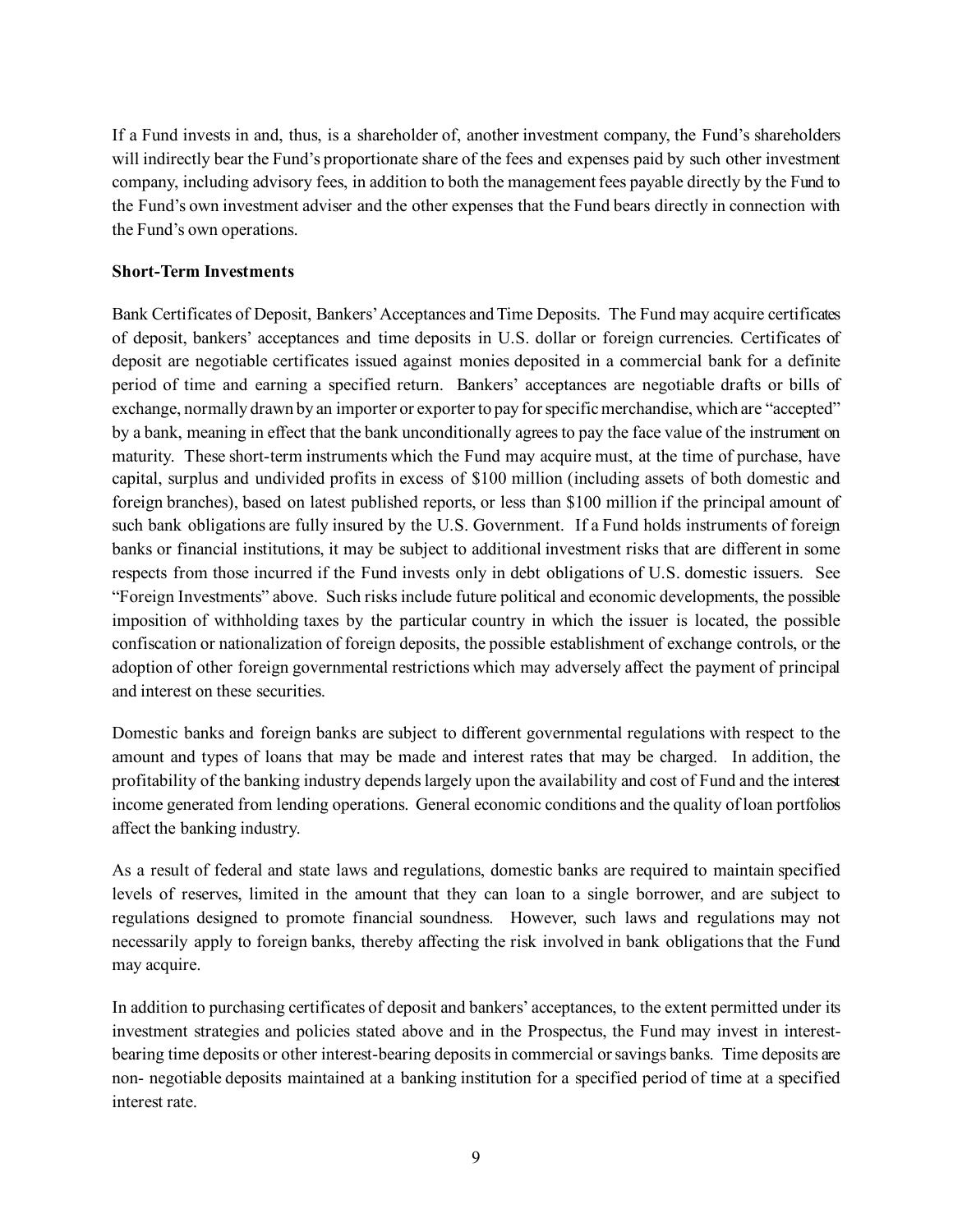If a Fund invests in and, thus, is a shareholder of, another investment company, the Fund's shareholders will indirectly bear the Fund's proportionate share of the fees and expenses paid by such other investment company, including advisory fees, in addition to both the management fees payable directly by the Fund to the Fund's own investment adviser and the other expenses that the Fund bears directly in connection with the Fund's own operations.

**Short-Term Investments**

Bank Certificates of Deposit, Bankers' Acceptances and Time Deposits. The Fund may acquire certificates of deposit, bankers' acceptances and time deposits in U.S. dollar or foreign currencies. Certificates of deposit are negotiable certificates issued against monies deposited in a commercial bank for a definite period of time and earning a specified return. Bankers' acceptances are negotiable drafts or bills of exchange, normally drawn by an importer or exporter to pay for specific merchandise, which are "accepted" by a bank, meaning in effect that the bank unconditionally agrees to pay the face value of the instrument on maturity. These short-term instruments which the Fund may acquire must, at the time of purchase, have capital, surplus and undivided profits in excess of $100 million (including assets of both domestic and foreign branches), based on latest published reports, or less than $100 million if the principal amount of such bank obligations are fully insured by the U.S. Government. If a Fund holds instruments of foreign banks or financial institutions, it may be subject to additional investment risks that are different in some respects from those incurred if the Fund invests only in debt obligations of U.S. domestic issuers. See "Foreign Investments" above. Such risks include future political and economic developments, the possible imposition of withholding taxes by the particular country in which the issuer is located, the possible confiscation or nationalization of foreign deposits, the possible establishment of exchange controls, or the adoption of other foreign governmental restrictions which may adversely affect the payment of principal and interest on these securities.

Domestic banks and foreign banks are subject to different governmental regulations with respect to the amount and types of loans that may be made and interest rates that may be charged. In addition, the profitability of the banking industry depends largely upon the availability and cost of Fund and the interest income generated from lending operations. General economic conditions and the quality of loan portfolios affect the banking industry.

As a result of federal and state laws and regulations, domestic banks are required to maintain specified levels of reserves, limited in the amount that they can loan to a single borrower, and are subject to regulations designed to promote financial soundness. However, such laws and regulations may not necessarily apply to foreign banks, thereby affecting the risk involved in bank obligations that the Fund may acquire.

In addition to purchasing certificates of deposit and bankers' acceptances, to the extent permitted under its investment strategies and policies stated above and in the Prospectus, the Fund may invest in interest-bearing time deposits or other interest-bearing deposits in commercial or savings banks. Time deposits are non- negotiable deposits maintained at a banking institution for a specified period of time at a specified interest rate.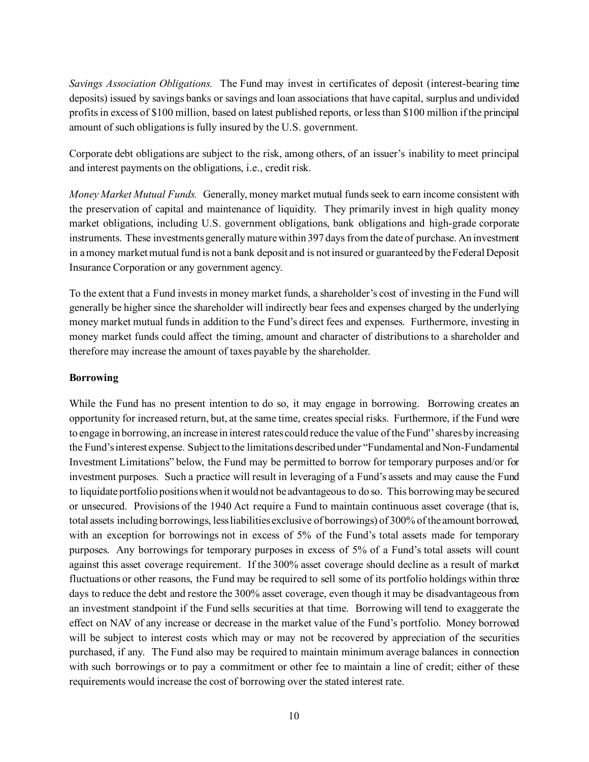*Savings Association Obligations.* The Fund may invest in certificates of deposit (interest-bearing time deposits) issued by savings banks or savings and loan associations that have capital, surplus and undivided profits in excess of $100 million, based on latest published reports, or less than $100 million if the principal amount of such obligations is fully insured by the U.S. government.

Corporate debt obligations are subject to the risk, among others, of an issuer's inability to meet principal and interest payments on the obligations, i.e., credit risk.

*Money Market Mutual Funds.* Generally, money market mutual funds seek to earn income consistent with the preservation of capital and maintenance of liquidity. They primarily invest in high quality money market obligations, including U.S. government obligations, bank obligations and high-grade corporate instruments. These investments generally mature within 397 days from the date of purchase. An investment in a money market mutual fund is not a bank deposit and is not insured or guaranteed by the Federal Deposit Insurance Corporation or any government agency.

To the extent that a Fund invests in money market funds, a shareholder's cost of investing in the Fund will generally be higher since the shareholder will indirectly bear fees and expenses charged by the underlying money market mutual funds in addition to the Fund's direct fees and expenses. Furthermore, investing in money market funds could affect the timing, amount and character of distributions to a shareholder and therefore may increase the amount of taxes payable by the shareholder.

**Borrowing**

While the Fund has no present intention to do so, it may engage in borrowing. Borrowing creates an opportunity for increased return, but, at the same time, creates special risks. Furthermore, if the Fund were to engage in borrowing, an increase in interest rates could reduce the value of the Fund'' shares by increasing the Fund's interest expense. Subject to the limitations described under "Fundamental and Non-Fundamental Investment Limitations" below, the Fund may be permitted to borrow for temporary purposes and/or for investment purposes. Such a practice will result in leveraging of a Fund's assets and may cause the Fund to liquidate portfolio positions when it would not be advantageous to do so. This borrowing may be secured or unsecured. Provisions of the 1940 Act require a Fund to maintain continuous asset coverage (that is, total assets including borrowings, less liabilities exclusive of borrowings) of 300% of the amount borrowed, with an exception for borrowings not in excess of 5% of the Fund's total assets made for temporary purposes. Any borrowings for temporary purposes in excess of 5% of a Fund's total assets will count against this asset coverage requirement. If the 300% asset coverage should decline as a result of market fluctuations or other reasons, the Fund may be required to sell some of its portfolio holdings within three days to reduce the debt and restore the 300% asset coverage, even though it may be disadvantageous from an investment standpoint if the Fund sells securities at that time. Borrowing will tend to exaggerate the effect on NAV of any increase or decrease in the market value of the Fund's portfolio. Money borrowed will be subject to interest costs which may or may not be recovered by appreciation of the securities purchased, if any. The Fund also may be required to maintain minimum average balances in connection with such borrowings or to pay a commitment or other fee to maintain a line of credit; either of these requirements would increase the cost of borrowing over the stated interest rate.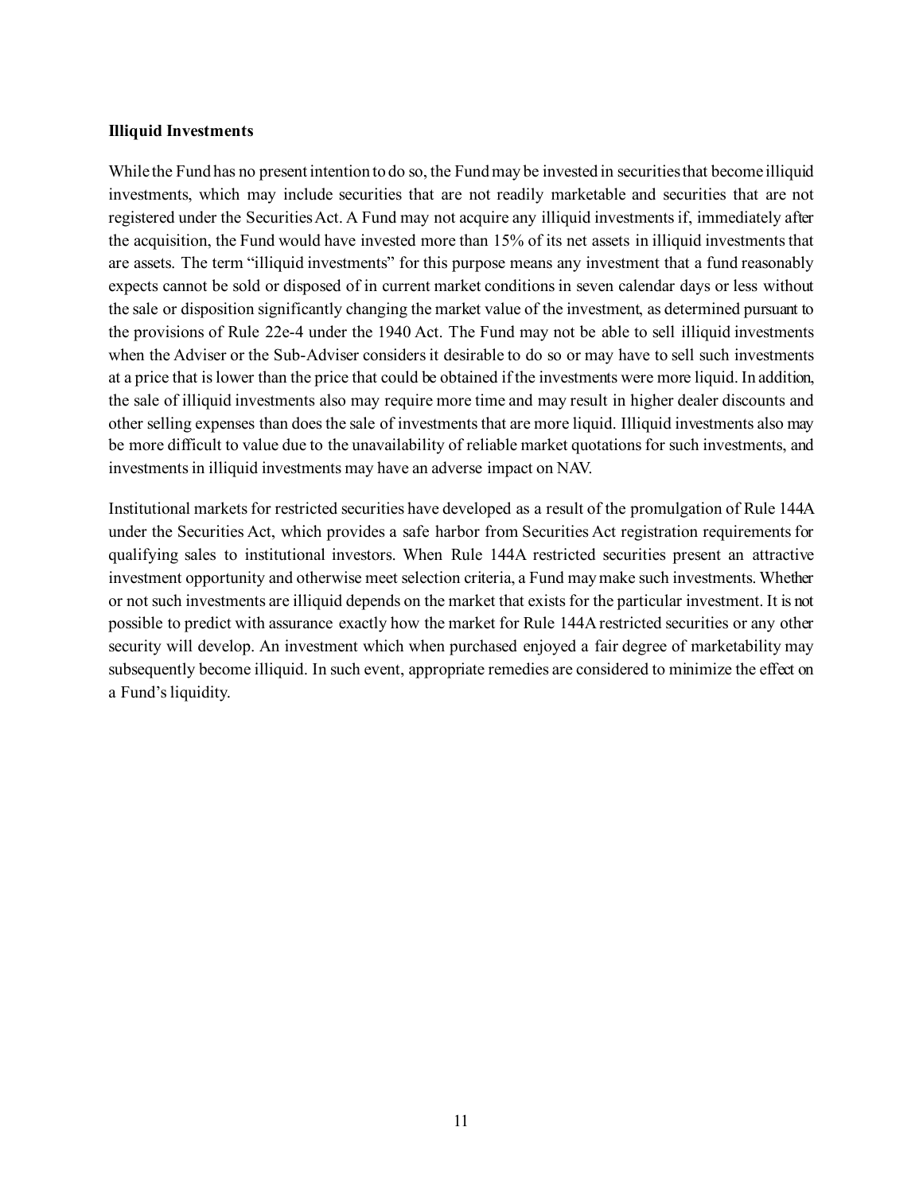**Illiquid Investments**

While the Fund has no present intention to do so, the Fund may be invested in securities that become illiquid investments, which may include securities that are not readily marketable and securities that are not registered under the Securities Act. A Fund may not acquire any illiquid investments if, immediately after the acquisition, the Fund would have invested more than 15% of its net assets in illiquid investments that are assets. The term "illiquid investments" for this purpose means any investment that a fund reasonably expects cannot be sold or disposed of in current market conditions in seven calendar days or less without the sale or disposition significantly changing the market value of the investment, as determined pursuant to the provisions of Rule 22e-4 under the 1940 Act. The Fund may not be able to sell illiquid investments when the Adviser or the Sub-Adviser considers it desirable to do so or may have to sell such investments at a price that is lower than the price that could be obtained if the investments were more liquid. In addition, the sale of illiquid investments also may require more time and may result in higher dealer discounts and other selling expenses than does the sale of investments that are more liquid. Illiquid investments also may be more difficult to value due to the unavailability of reliable market quotations for such investments, and investments in illiquid investments may have an adverse impact on NAV.

Institutional markets for restricted securities have developed as a result of the promulgation of Rule 144A under the Securities Act, which provides a safe harbor from Securities Act registration requirements for qualifying sales to institutional investors. When Rule 144A restricted securities present an attractive investment opportunity and otherwise meet selection criteria, a Fund may make such investments. Whether or not such investments are illiquid depends on the market that exists for the particular investment. It is not possible to predict with assurance exactly how the market for Rule 144A restricted securities or any other security will develop. An investment which when purchased enjoyed a fair degree of marketability may subsequently become illiquid. In such event, appropriate remedies are considered to minimize the effect on a Fund's liquidity.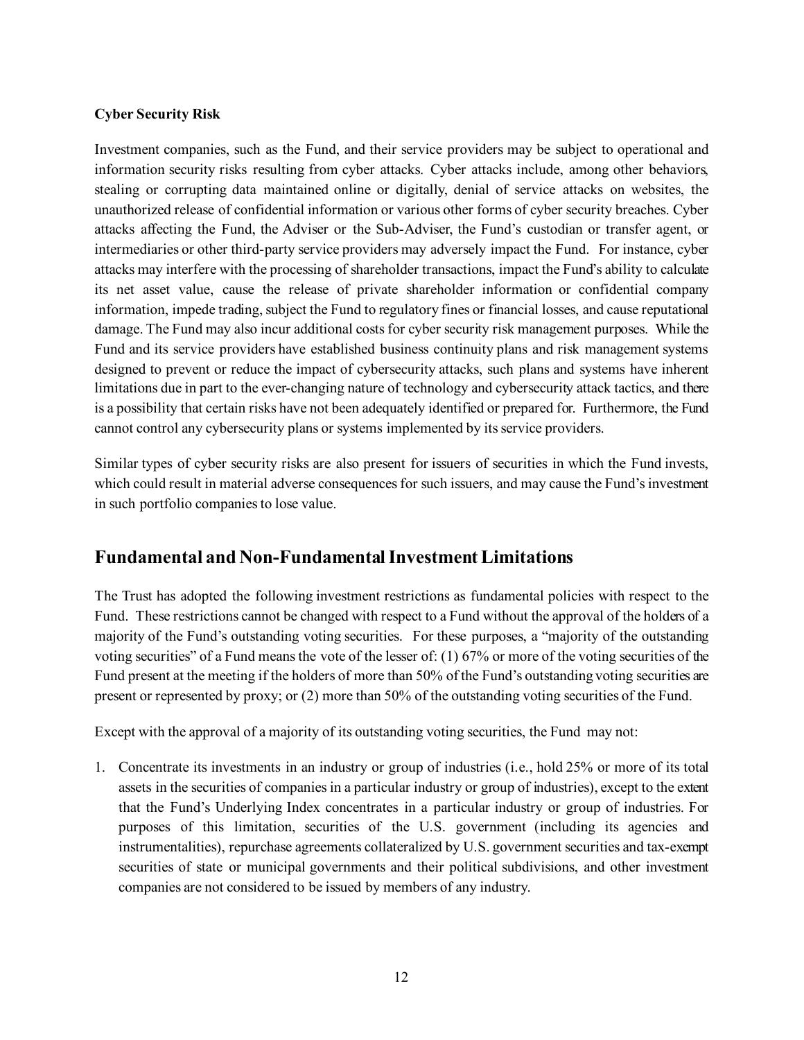**Cyber Security Risk**

Investment companies, such as the Fund, and their service providers may be subject to operational and information security risks resulting from cyber attacks. Cyber attacks include, among other behaviors, stealing or corrupting data maintained online or digitally, denial of service attacks on websites, the unauthorized release of confidential information or various other forms of cyber security breaches. Cyber attacks affecting the Fund, the Adviser or the Sub-Adviser, the Fund's custodian or transfer agent, or intermediaries or other third-party service providers may adversely impact the Fund. For instance, cyber attacks may interfere with the processing of shareholder transactions, impact the Fund's ability to calculate its net asset value, cause the release of private shareholder information or confidential company information, impede trading, subject the Fund to regulatory fines or financial losses, and cause reputational damage. The Fund may also incur additional costs for cyber security risk management purposes. While the Fund and its service providers have established business continuity plans and risk management systems designed to prevent or reduce the impact of cybersecurity attacks, such plans and systems have inherent limitations due in part to the ever-changing nature of technology and cybersecurity attack tactics, and there is a possibility that certain risks have not been adequately identified or prepared for. Furthermore, the Fund cannot control any cybersecurity plans or systems implemented by its service providers.

Similar types of cyber security risks are also present for issuers of securities in which the Fund invests, which could result in material adverse consequences for such issuers, and may cause the Fund's investment in such portfolio companies to lose value.

## Fundamental and Non-Fundamental Investment Limitations

The Trust has adopted the following investment restrictions as fundamental policies with respect to the Fund. These restrictions cannot be changed with respect to a Fund without the approval of the holders of a majority of the Fund's outstanding voting securities. For these purposes, a "majority of the outstanding voting securities" of a Fund means the vote of the lesser of: (1) 67% or more of the voting securities of the Fund present at the meeting if the holders of more than 50% of the Fund's outstanding voting securities are present or represented by proxy; or (2) more than 50% of the outstanding voting securities of the Fund.

Except with the approval of a majority of its outstanding voting securities, the Fund may not:

1. Concentrate its investments in an industry or group of industries (i.e., hold 25% or more of its total assets in the securities of companies in a particular industry or group of industries), except to the extent that the Fund's Underlying Index concentrates in a particular industry or group of industries. For purposes of this limitation, securities of the U.S. government (including its agencies and instrumentalities), repurchase agreements collateralized by U.S. government securities and tax-exempt securities of state or municipal governments and their political subdivisions, and other investment companies are not considered to be issued by members of any industry.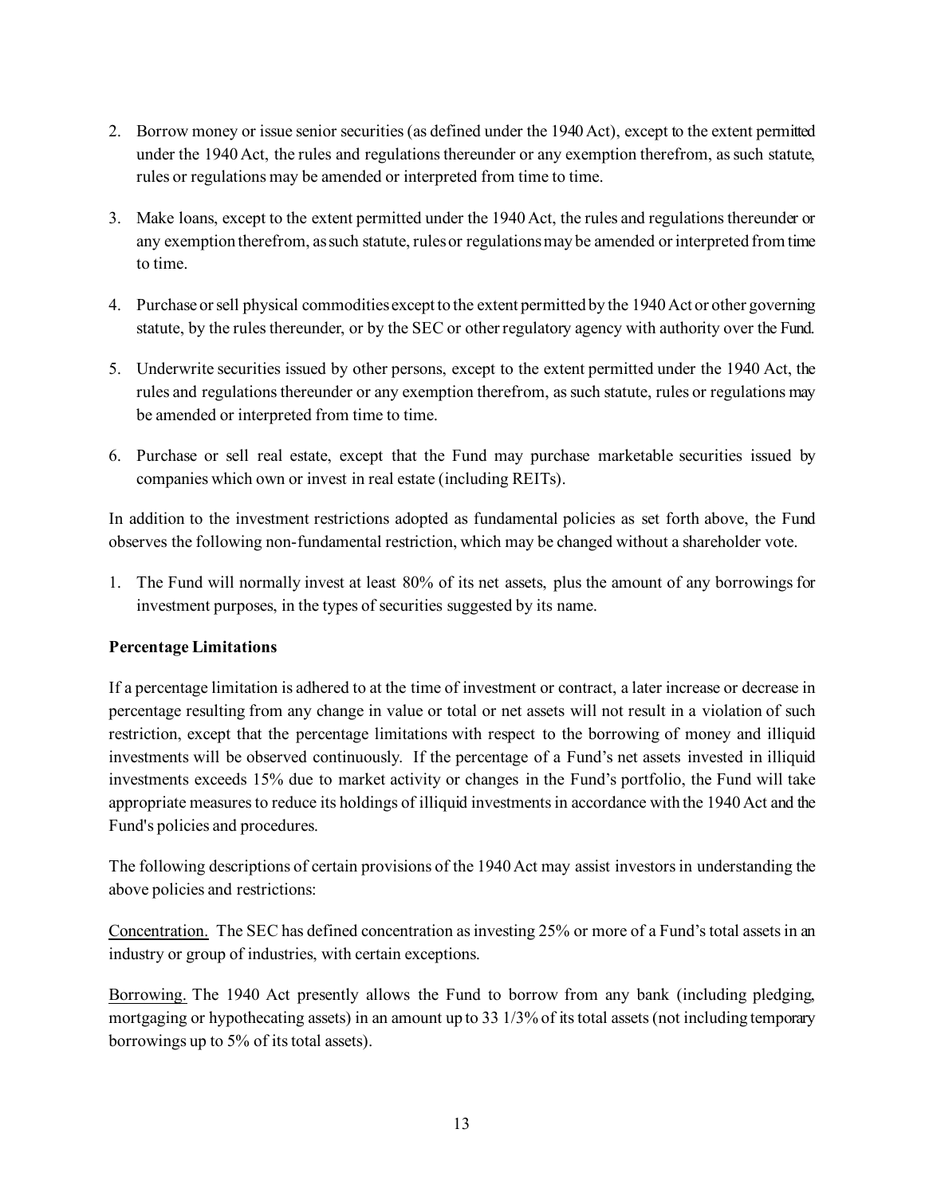2. Borrow money or issue senior securities (as defined under the 1940 Act), except to the extent permitted under the 1940 Act, the rules and regulations thereunder or any exemption therefrom, as such statute, rules or regulations may be amended or interpreted from time to time.

3. Make loans, except to the extent permitted under the 1940 Act, the rules and regulations thereunder or any exemption therefrom, as such statute, rules or regulations may be amended or interpreted from time to time.

4. Purchase or sell physical commodities except to the extent permitted by the 1940 Act or other governing statute, by the rules thereunder, or by the SEC or other regulatory agency with authority over the Fund.

5. Underwrite securities issued by other persons, except to the extent permitted under the 1940 Act, the rules and regulations thereunder or any exemption therefrom, as such statute, rules or regulations may be amended or interpreted from time to time.

6. Purchase or sell real estate, except that the Fund may purchase marketable securities issued by companies which own or invest in real estate (including REITs).

In addition to the investment restrictions adopted as fundamental policies as set forth above, the Fund observes the following non-fundamental restriction, which may be changed without a shareholder vote.

1. The Fund will normally invest at least 80% of its net assets, plus the amount of any borrowings for investment purposes, in the types of securities suggested by its name.

**Percentage Limitations**

If a percentage limitation is adhered to at the time of investment or contract, a later increase or decrease in percentage resulting from any change in value or total or net assets will not result in a violation of such restriction, except that the percentage limitations with respect to the borrowing of money and illiquid investments will be observed continuously. If the percentage of a Fund's net assets invested in illiquid investments exceeds 15% due to market activity or changes in the Fund's portfolio, the Fund will take appropriate measures to reduce its holdings of illiquid investments in accordance with the 1940 Act and the Fund's policies and procedures.

The following descriptions of certain provisions of the 1940 Act may assist investors in understanding the above policies and restrictions:

Concentration. The SEC has defined concentration as investing 25% or more of a Fund's total assets in an industry or group of industries, with certain exceptions.

Borrowing. The 1940 Act presently allows the Fund to borrow from any bank (including pledging, mortgaging or hypothecating assets) in an amount up to 33 1/3% of its total assets (not including temporary borrowings up to 5% of its total assets).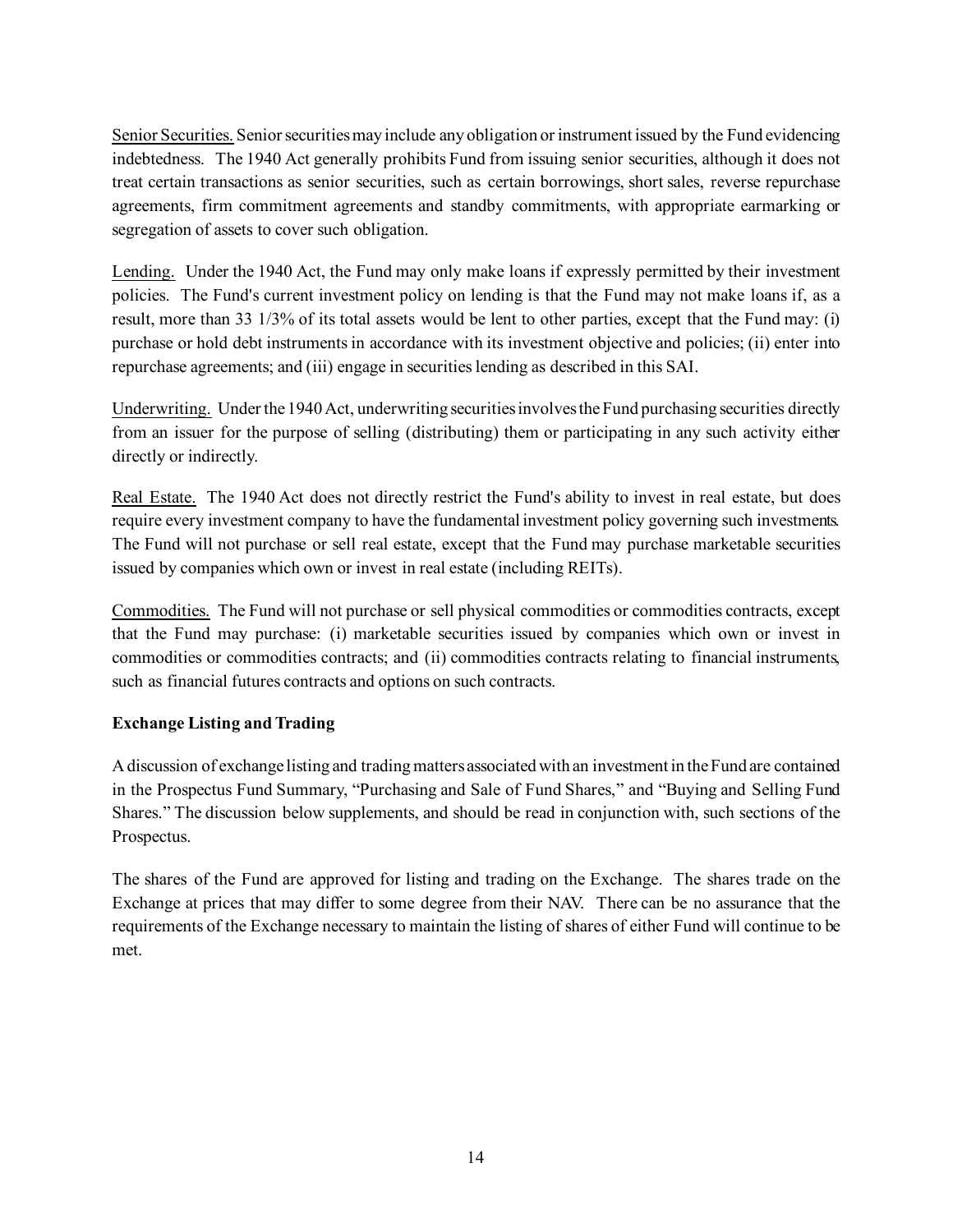Senior Securities. Senior securities may include any obligation or instrument issued by the Fund evidencing indebtedness. The 1940 Act generally prohibits Fund from issuing senior securities, although it does not treat certain transactions as senior securities, such as certain borrowings, short sales, reverse repurchase agreements, firm commitment agreements and standby commitments, with appropriate earmarking or segregation of assets to cover such obligation.

Lending. Under the 1940 Act, the Fund may only make loans if expressly permitted by their investment policies. The Fund's current investment policy on lending is that the Fund may not make loans if, as a result, more than 33 1/3% of its total assets would be lent to other parties, except that the Fund may: (i) purchase or hold debt instruments in accordance with its investment objective and policies; (ii) enter into repurchase agreements; and (iii) engage in securities lending as described in this SAI.

Underwriting. Under the 1940 Act, underwriting securities involves the Fund purchasing securities directly from an issuer for the purpose of selling (distributing) them or participating in any such activity either directly or indirectly.

Real Estate. The 1940 Act does not directly restrict the Fund's ability to invest in real estate, but does require every investment company to have the fundamental investment policy governing such investments. The Fund will not purchase or sell real estate, except that the Fund may purchase marketable securities issued by companies which own or invest in real estate (including REITs).

Commodities. The Fund will not purchase or sell physical commodities or commodities contracts, except that the Fund may purchase: (i) marketable securities issued by companies which own or invest in commodities or commodities contracts; and (ii) commodities contracts relating to financial instruments, such as financial futures contracts and options on such contracts.

**Exchange Listing and Trading**

A discussion of exchange listing and trading matters associated with an investment in the Fund are contained in the Prospectus Fund Summary, "Purchasing and Sale of Fund Shares," and "Buying and Selling Fund Shares." The discussion below supplements, and should be read in conjunction with, such sections of the Prospectus.

The shares of the Fund are approved for listing and trading on the Exchange. The shares trade on the Exchange at prices that may differ to some degree from their NAV. There can be no assurance that the requirements of the Exchange necessary to maintain the listing of shares of either Fund will continue to be met.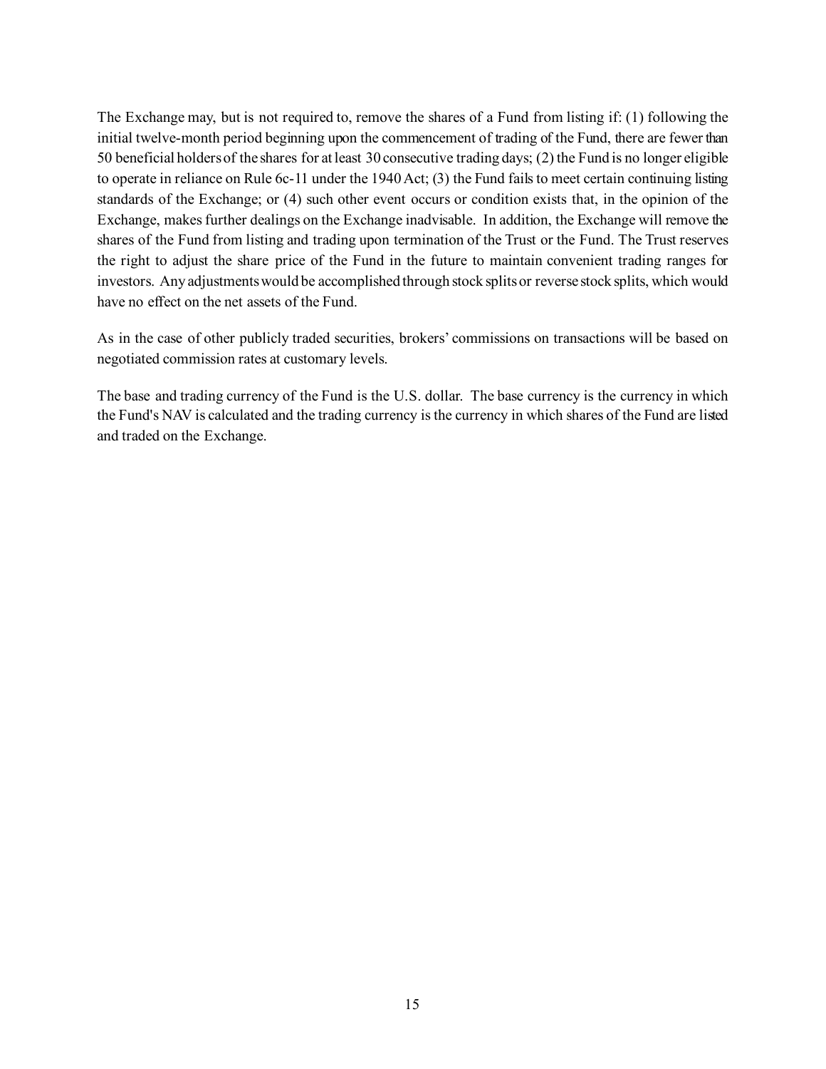The Exchange may, but is not required to, remove the shares of a Fund from listing if: (1) following the initial twelve-month period beginning upon the commencement of trading of the Fund, there are fewer than 50 beneficial holders of the shares for at least 30 consecutive trading days; (2) the Fund is no longer eligible to operate in reliance on Rule 6c-11 under the 1940 Act; (3) the Fund fails to meet certain continuing listing standards of the Exchange; or (4) such other event occurs or condition exists that, in the opinion of the Exchange, makes further dealings on the Exchange inadvisable. In addition, the Exchange will remove the shares of the Fund from listing and trading upon termination of the Trust or the Fund. The Trust reserves the right to adjust the share price of the Fund in the future to maintain convenient trading ranges for investors. Any adjustments would be accomplished through stock splits or reverse stock splits, which would have no effect on the net assets of the Fund.

As in the case of other publicly traded securities, brokers' commissions on transactions will be based on negotiated commission rates at customary levels.

The base and trading currency of the Fund is the U.S. dollar. The base currency is the currency in which the Fund's NAV is calculated and the trading currency is the currency in which shares of the Fund are listed and traded on the Exchange.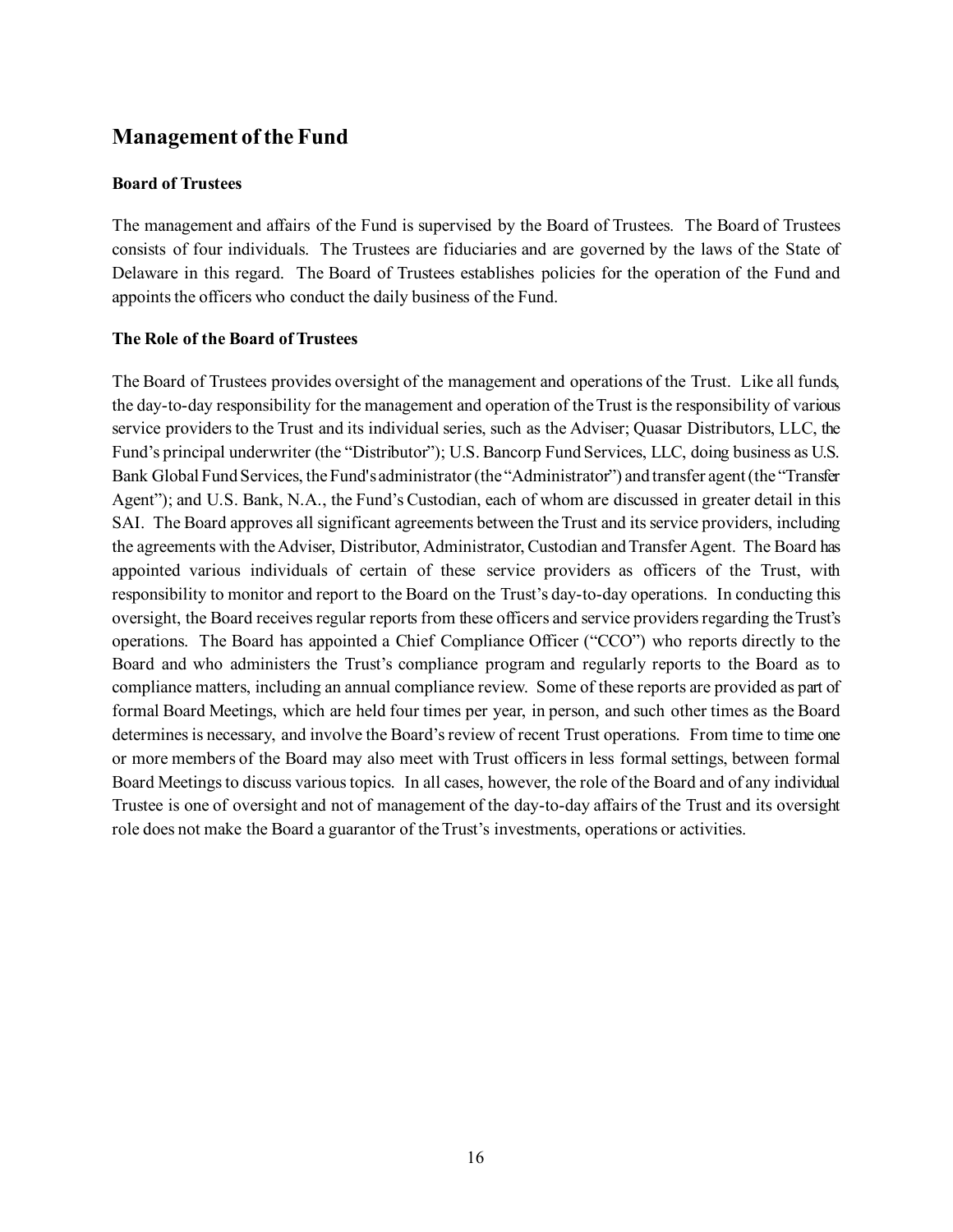## Management of the Fund

### Board of Trustees

The management and affairs of the Fund is supervised by the Board of Trustees. The Board of Trustees consists of four individuals. The Trustees are fiduciaries and are governed by the laws of the State of Delaware in this regard. The Board of Trustees establishes policies for the operation of the Fund and appoints the officers who conduct the daily business of the Fund.

### The Role of the Board of Trustees

The Board of Trustees provides oversight of the management and operations of the Trust. Like all funds, the day-to-day responsibility for the management and operation of the Trust is the responsibility of various service providers to the Trust and its individual series, such as the Adviser; Quasar Distributors, LLC, the Fund's principal underwriter (the "Distributor"); U.S. Bancorp Fund Services, LLC, doing business as U.S. Bank Global Fund Services, the Fund's administrator (the "Administrator") and transfer agent (the "Transfer Agent"); and U.S. Bank, N.A., the Fund's Custodian, each of whom are discussed in greater detail in this SAI. The Board approves all significant agreements between the Trust and its service providers, including the agreements with the Adviser, Distributor, Administrator, Custodian and Transfer Agent. The Board has appointed various individuals of certain of these service providers as officers of the Trust, with responsibility to monitor and report to the Board on the Trust's day-to-day operations. In conducting this oversight, the Board receives regular reports from these officers and service providers regarding the Trust's operations. The Board has appointed a Chief Compliance Officer ("CCO") who reports directly to the Board and who administers the Trust's compliance program and regularly reports to the Board as to compliance matters, including an annual compliance review. Some of these reports are provided as part of formal Board Meetings, which are held four times per year, in person, and such other times as the Board determines is necessary, and involve the Board's review of recent Trust operations. From time to time one or more members of the Board may also meet with Trust officers in less formal settings, between formal Board Meetings to discuss various topics. In all cases, however, the role of the Board and of any individual Trustee is one of oversight and not of management of the day-to-day affairs of the Trust and its oversight role does not make the Board a guarantor of the Trust's investments, operations or activities.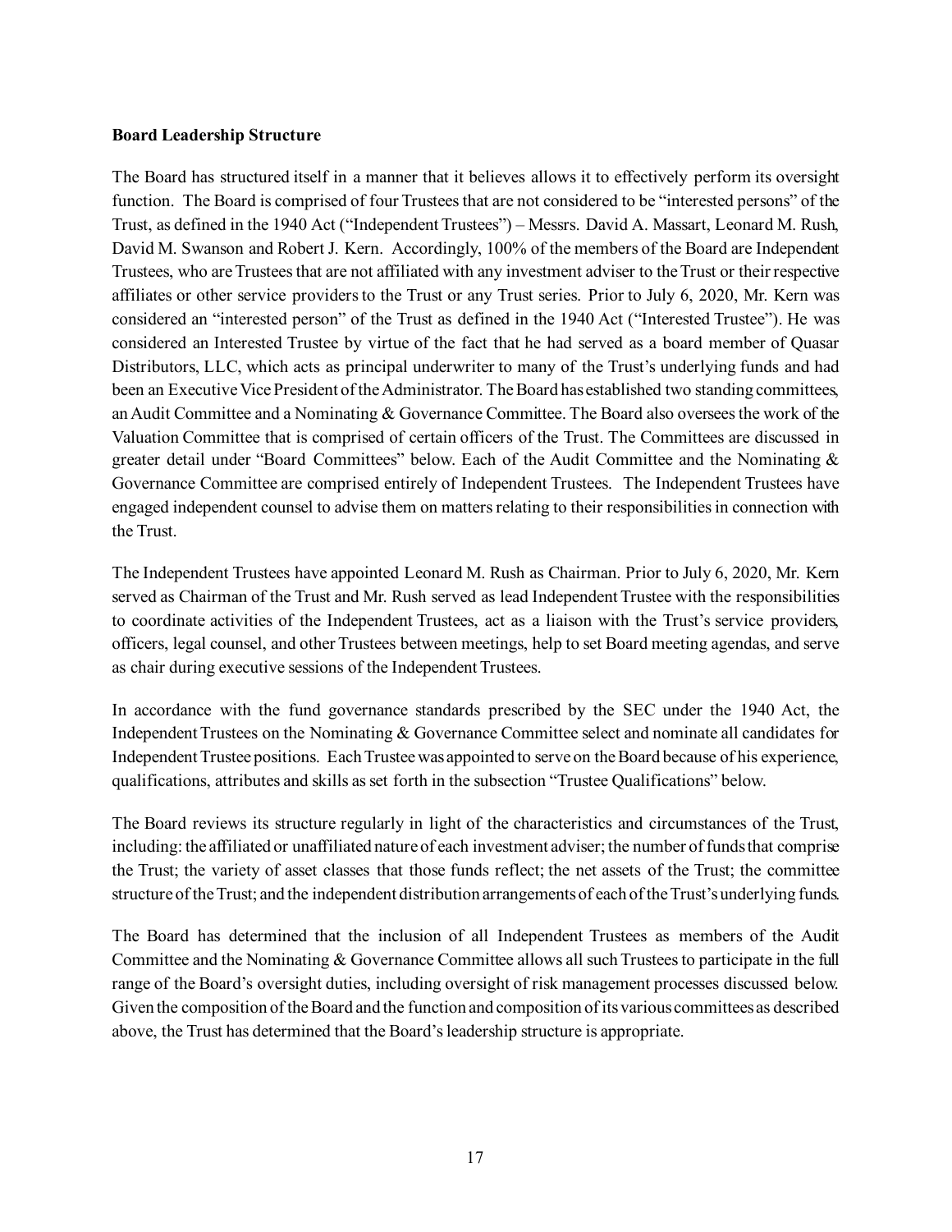**Board Leadership Structure**

The Board has structured itself in a manner that it believes allows it to effectively perform its oversight function. The Board is comprised of four Trustees that are not considered to be "interested persons" of the Trust, as defined in the 1940 Act ("Independent Trustees") – Messrs. David A. Massart, Leonard M. Rush, David M. Swanson and Robert J. Kern. Accordingly, 100% of the members of the Board are Independent Trustees, who are Trustees that are not affiliated with any investment adviser to the Trust or their respective affiliates or other service providers to the Trust or any Trust series. Prior to July 6, 2020, Mr. Kern was considered an "interested person" of the Trust as defined in the 1940 Act ("Interested Trustee"). He was considered an Interested Trustee by virtue of the fact that he had served as a board member of Quasar Distributors, LLC, which acts as principal underwriter to many of the Trust's underlying funds and had been an Executive Vice President of the Administrator. The Board has established two standing committees, an Audit Committee and a Nominating & Governance Committee. The Board also oversees the work of the Valuation Committee that is comprised of certain officers of the Trust. The Committees are discussed in greater detail under "Board Committees" below. Each of the Audit Committee and the Nominating & Governance Committee are comprised entirely of Independent Trustees. The Independent Trustees have engaged independent counsel to advise them on matters relating to their responsibilities in connection with the Trust.

The Independent Trustees have appointed Leonard M. Rush as Chairman. Prior to July 6, 2020, Mr. Kern served as Chairman of the Trust and Mr. Rush served as lead Independent Trustee with the responsibilities to coordinate activities of the Independent Trustees, act as a liaison with the Trust's service providers, officers, legal counsel, and other Trustees between meetings, help to set Board meeting agendas, and serve as chair during executive sessions of the Independent Trustees.

In accordance with the fund governance standards prescribed by the SEC under the 1940 Act, the Independent Trustees on the Nominating & Governance Committee select and nominate all candidates for Independent Trustee positions. Each Trustee was appointed to serve on the Board because of his experience, qualifications, attributes and skills as set forth in the subsection "Trustee Qualifications" below.

The Board reviews its structure regularly in light of the characteristics and circumstances of the Trust, including: the affiliated or unaffiliated nature of each investment adviser; the number of funds that comprise the Trust; the variety of asset classes that those funds reflect; the net assets of the Trust; the committee structure of the Trust; and the independent distribution arrangements of each of the Trust's underlying funds.

The Board has determined that the inclusion of all Independent Trustees as members of the Audit Committee and the Nominating & Governance Committee allows all such Trustees to participate in the full range of the Board's oversight duties, including oversight of risk management processes discussed below. Given the composition of the Board and the function and composition of its various committees as described above, the Trust has determined that the Board's leadership structure is appropriate.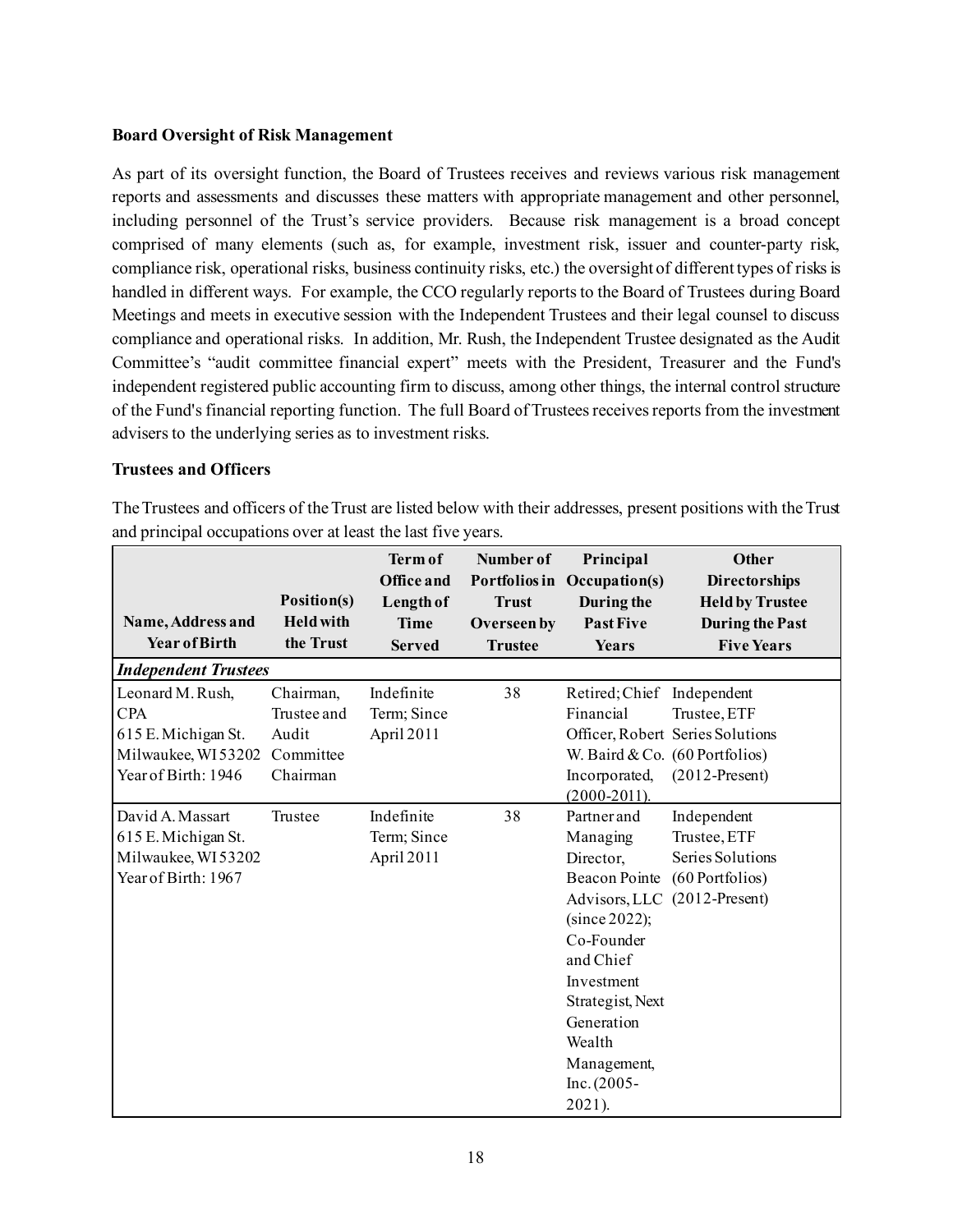**Board Oversight of Risk Management**

As part of its oversight function, the Board of Trustees receives and reviews various risk management reports and assessments and discusses these matters with appropriate management and other personnel, including personnel of the Trust's service providers. Because risk management is a broad concept comprised of many elements (such as, for example, investment risk, issuer and counter-party risk, compliance risk, operational risks, business continuity risks, etc.) the oversight of different types of risks is handled in different ways. For example, the CCO regularly reports to the Board of Trustees during Board Meetings and meets in executive session with the Independent Trustees and their legal counsel to discuss compliance and operational risks. In addition, Mr. Rush, the Independent Trustee designated as the Audit Committee's "audit committee financial expert" meets with the President, Treasurer and the Fund's independent registered public accounting firm to discuss, among other things, the internal control structure of the Fund's financial reporting function. The full Board of Trustees receives reports from the investment advisers to the underlying series as to investment risks.

**Trustees and Officers**

The Trustees and officers of the Trust are listed below with their addresses, present positions with the Trust and principal occupations over at least the last five years.

| Name, Address and Year of Birth | Position(s) Held with the Trust | Term of Office and Length of Time Served | Number of Portfolios in Trust Overseen by Trustee | Principal Occupation(s) During the Past Five Years | Other Directorships Held by Trustee During the Past Five Years |
|---|---|---|---|---|---|
| ***Independent Trustees*** | | | | | |
| Leonard M. Rush, CPA<br>615 E. Michigan St.<br>Milwaukee, WI 53202<br>Year of Birth: 1946 | Chairman, Trustee and Audit Committee Chairman | Indefinite Term; Since April 2011 | 38 | Retired; Chief Financial Officer, Robert W. Baird & Co. Incorporated, (2000-2011). | Independent Trustee, ETF Series Solutions (60 Portfolios) (2012-Present) |
| David A. Massart<br>615 E. Michigan St.<br>Milwaukee, WI 53202<br>Year of Birth: 1967 | Trustee | Indefinite Term; Since April 2011 | 38 | Partner and Managing Director, Beacon Pointe Advisors, LLC (since 2022); Co-Founder and Chief Investment Strategist, Next Generation Wealth Management, Inc. (2005-2021). | Independent Trustee, ETF Series Solutions (60 Portfolios) (2012-Present) |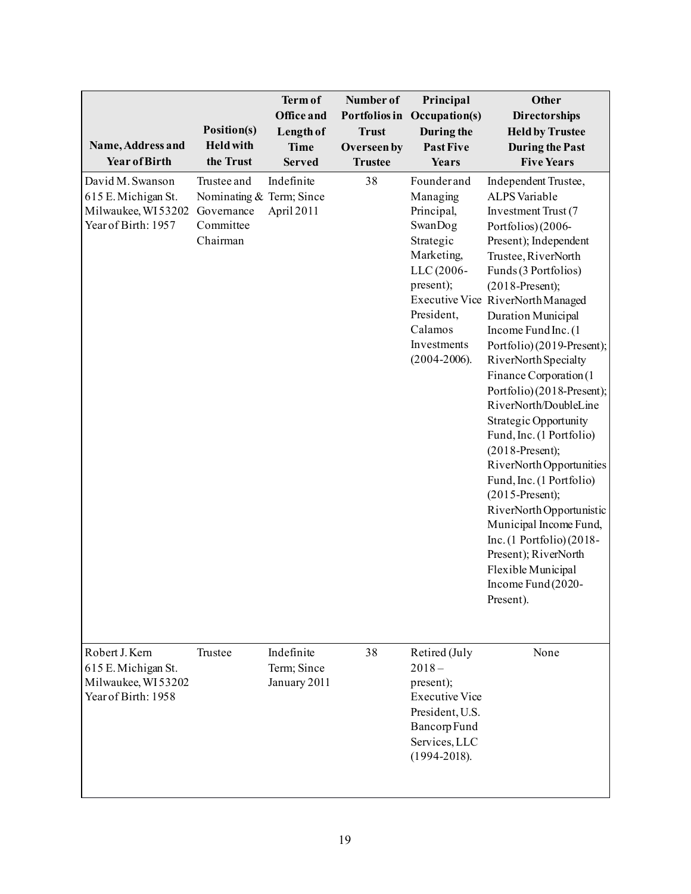| Name, Address and Year of Birth | Position(s) Held with the Trust | Term of Office and Length of Time Served | Number of Portfolios in Trust Overseen by Trustee | Principal Occupation(s) During the Past Five Years | Other Directorships Held by Trustee During the Past Five Years |
|---|---|---|---|---|---|
| David M. Swanson<br>615 E. Michigan St.<br>Milwaukee, WI 53202<br>Year of Birth: 1957 | Trustee and Nominating & Governance Committee Chairman | Indefinite Term; Since April 2011 | 38 | Founder and Managing Principal, SwanDog Strategic Marketing, LLC (2006-present); Executive Vice President, Calamos Investments (2004-2006). | Independent Trustee, ALPS Variable Investment Trust (7 Portfolios) (2006-Present); Independent Trustee, RiverNorth Funds (3 Portfolios) (2018-Present); RiverNorth Managed Duration Municipal Income Fund Inc. (1 Portfolio) (2019-Present); RiverNorth Specialty Finance Corporation (1 Portfolio) (2018-Present); RiverNorth/DoubleLine Strategic Opportunity Fund, Inc. (1 Portfolio) (2018-Present); RiverNorth Opportunities Fund, Inc. (1 Portfolio) (2015-Present); RiverNorth Opportunistic Municipal Income Fund, Inc. (1 Portfolio) (2018-Present); RiverNorth Flexible Municipal Income Fund (2020-Present). |
| Robert J. Kern<br>615 E. Michigan St.<br>Milwaukee, WI 53202<br>Year of Birth: 1958 | Trustee | Indefinite Term; Since January 2011 | 38 | Retired (July 2018 – present); Executive Vice President, U.S. Bancorp Fund Services, LLC (1994-2018). | None |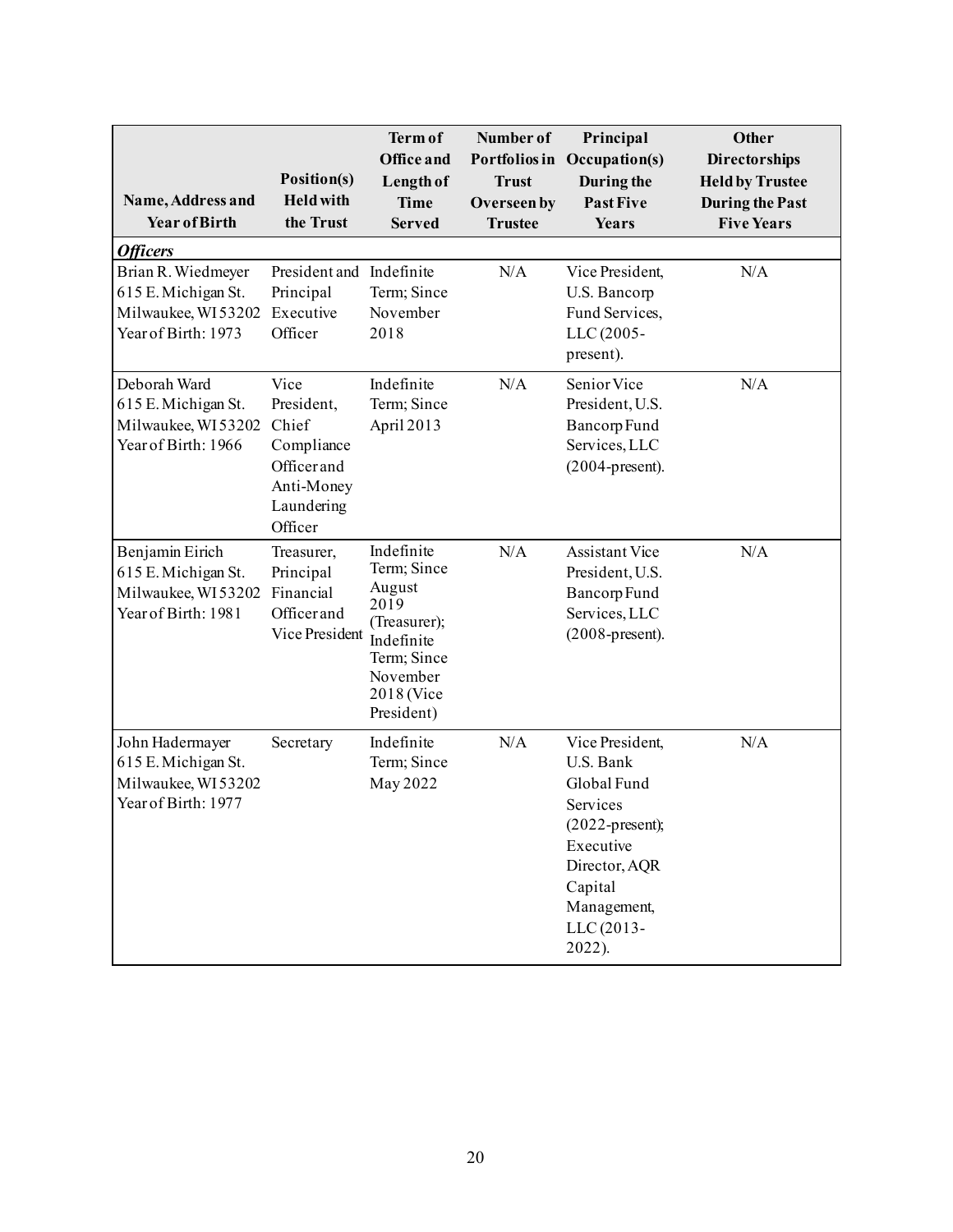| Name, Address and Year of Birth | Position(s) Held with the Trust | Term of Office and Length of Time Served | Number of Portfolios in Trust Overseen by Trustee | Principal Occupation(s) During the Past Five Years | Other Directorships Held by Trustee During the Past Five Years |
|---|---|---|---|---|---|
| ***Officers*** | | | | | |
| Brian R. Wiedmeyer<br>615 E. Michigan St.<br>Milwaukee, WI 53202<br>Year of Birth: 1973 | President and Principal Executive Officer | Indefinite Term; Since November 2018 | N/A | Vice President, U.S. Bancorp Fund Services, LLC (2005-present). | N/A |
| Deborah Ward<br>615 E. Michigan St.<br>Milwaukee, WI 53202<br>Year of Birth: 1966 | Vice President, Chief Compliance Officer and Anti-Money Laundering Officer | Indefinite Term; Since April 2013 | N/A | Senior Vice President, U.S. Bancorp Fund Services, LLC (2004-present). | N/A |
| Benjamin Eirich<br>615 E. Michigan St.<br>Milwaukee, WI 53202<br>Year of Birth: 1981 | Treasurer, Principal Financial Officer and Vice President | Indefinite Term; Since August 2019 (Treasurer); Indefinite Term; Since November 2018 (Vice President) | N/A | Assistant Vice President, U.S. Bancorp Fund Services, LLC (2008-present). | N/A |
| John Hadermayer<br>615 E. Michigan St.<br>Milwaukee, WI 53202<br>Year of Birth: 1977 | Secretary | Indefinite Term; Since May 2022 | N/A | Vice President, U.S. Bank Global Fund Services (2022-present); Executive Director, AQR Capital Management, LLC (2013-2022). | N/A |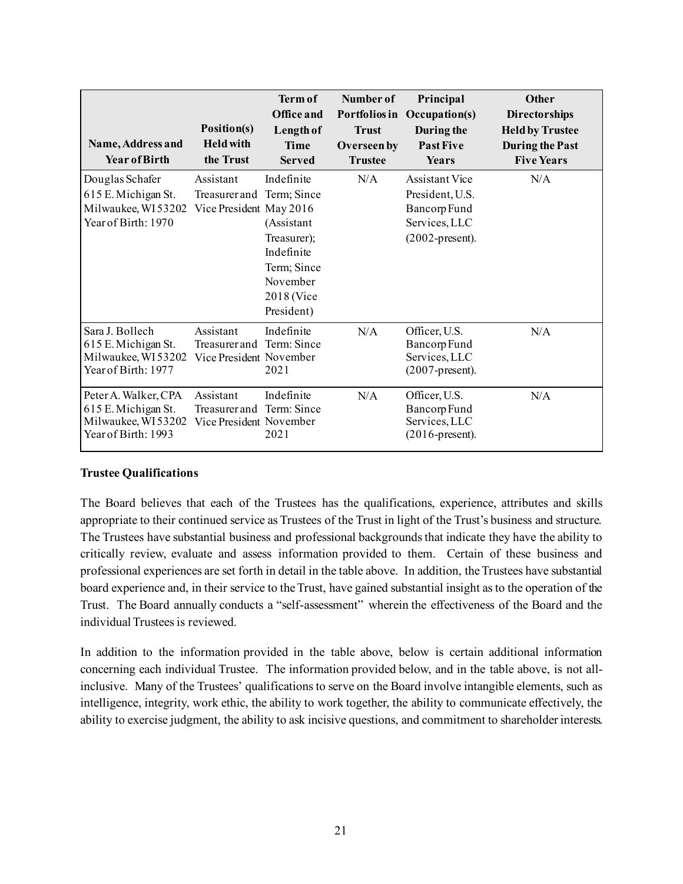| Name, Address and Year of Birth | Position(s) Held with the Trust | Term of Office and Length of Time Served | Number of Portfolios in Trust Overseen by Trustee | Principal Occupation(s) During the Past Five Years | Other Directorships Held by Trustee During the Past Five Years |
|---|---|---|---|---|---|
| Douglas Schafer<br>615 E. Michigan St.<br>Milwaukee, WI 53202<br>Year of Birth: 1970 | Assistant Treasurer and Vice President | Indefinite Term; Since May 2016 (Assistant Treasurer); Indefinite Term; Since November 2018 (Vice President) | N/A | Assistant Vice President, U.S. Bancorp Fund Services, LLC (2002-present). | N/A |
| Sara J. Bollech<br>615 E. Michigan St.<br>Milwaukee, WI 53202<br>Year of Birth: 1977 | Assistant Treasurer and Vice President | Indefinite Term: Since November 2021 | N/A | Officer, U.S. Bancorp Fund Services, LLC (2007-present). | N/A |
| Peter A. Walker, CPA<br>615 E. Michigan St.<br>Milwaukee, WI 53202<br>Year of Birth: 1993 | Assistant Treasurer and Vice President | Indefinite Term: Since November 2021 | N/A | Officer, U.S. Bancorp Fund Services, LLC (2016-present). | N/A |

**Trustee Qualifications**

The Board believes that each of the Trustees has the qualifications, experience, attributes and skills appropriate to their continued service as Trustees of the Trust in light of the Trust's business and structure. The Trustees have substantial business and professional backgrounds that indicate they have the ability to critically review, evaluate and assess information provided to them. Certain of these business and professional experiences are set forth in detail in the table above. In addition, the Trustees have substantial board experience and, in their service to the Trust, have gained substantial insight as to the operation of the Trust. The Board annually conducts a "self-assessment" wherein the effectiveness of the Board and the individual Trustees is reviewed.

In addition to the information provided in the table above, below is certain additional information concerning each individual Trustee. The information provided below, and in the table above, is not all-inclusive. Many of the Trustees' qualifications to serve on the Board involve intangible elements, such as intelligence, integrity, work ethic, the ability to work together, the ability to communicate effectively, the ability to exercise judgment, the ability to ask incisive questions, and commitment to shareholder interests.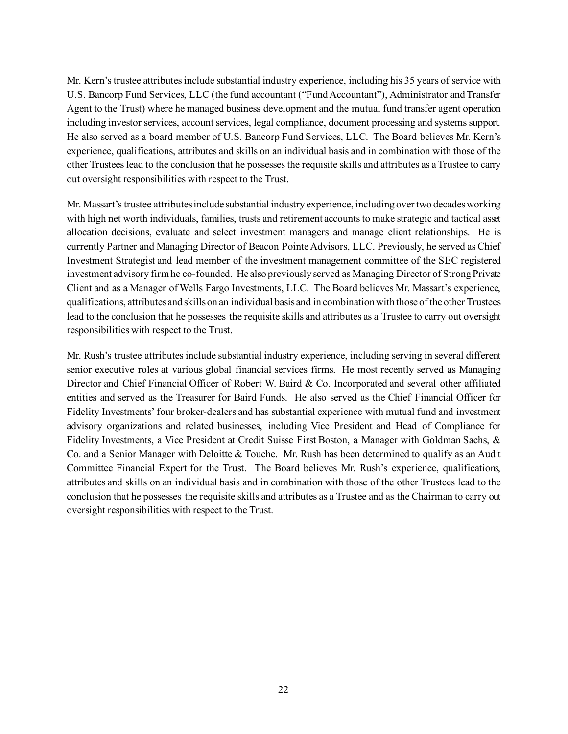Mr. Kern's trustee attributes include substantial industry experience, including his 35 years of service with U.S. Bancorp Fund Services, LLC (the fund accountant ("Fund Accountant"), Administrator and Transfer Agent to the Trust) where he managed business development and the mutual fund transfer agent operation including investor services, account services, legal compliance, document processing and systems support. He also served as a board member of U.S. Bancorp Fund Services, LLC. The Board believes Mr. Kern's experience, qualifications, attributes and skills on an individual basis and in combination with those of the other Trustees lead to the conclusion that he possesses the requisite skills and attributes as a Trustee to carry out oversight responsibilities with respect to the Trust.

Mr. Massart's trustee attributes include substantial industry experience, including over two decades working with high net worth individuals, families, trusts and retirement accounts to make strategic and tactical asset allocation decisions, evaluate and select investment managers and manage client relationships. He is currently Partner and Managing Director of Beacon Pointe Advisors, LLC. Previously, he served as Chief Investment Strategist and lead member of the investment management committee of the SEC registered investment advisory firm he co-founded. He also previously served as Managing Director of Strong Private Client and as a Manager of Wells Fargo Investments, LLC. The Board believes Mr. Massart's experience, qualifications, attributes and skills on an individual basis and in combination with those of the other Trustees lead to the conclusion that he possesses the requisite skills and attributes as a Trustee to carry out oversight responsibilities with respect to the Trust.

Mr. Rush's trustee attributes include substantial industry experience, including serving in several different senior executive roles at various global financial services firms. He most recently served as Managing Director and Chief Financial Officer of Robert W. Baird & Co. Incorporated and several other affiliated entities and served as the Treasurer for Baird Funds. He also served as the Chief Financial Officer for Fidelity Investments' four broker-dealers and has substantial experience with mutual fund and investment advisory organizations and related businesses, including Vice President and Head of Compliance for Fidelity Investments, a Vice President at Credit Suisse First Boston, a Manager with Goldman Sachs, & Co. and a Senior Manager with Deloitte & Touche. Mr. Rush has been determined to qualify as an Audit Committee Financial Expert for the Trust. The Board believes Mr. Rush's experience, qualifications, attributes and skills on an individual basis and in combination with those of the other Trustees lead to the conclusion that he possesses the requisite skills and attributes as a Trustee and as the Chairman to carry out oversight responsibilities with respect to the Trust.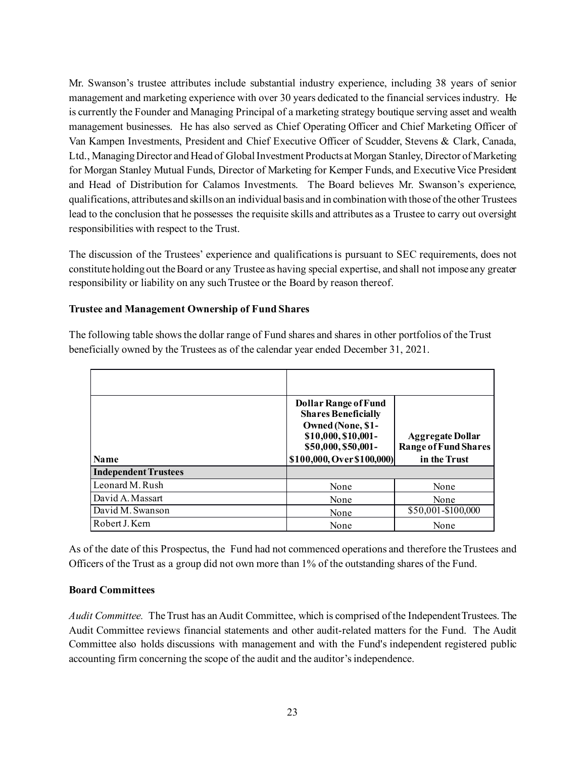Mr. Swanson's trustee attributes include substantial industry experience, including 38 years of senior management and marketing experience with over 30 years dedicated to the financial services industry. He is currently the Founder and Managing Principal of a marketing strategy boutique serving asset and wealth management businesses. He has also served as Chief Operating Officer and Chief Marketing Officer of Van Kampen Investments, President and Chief Executive Officer of Scudder, Stevens & Clark, Canada, Ltd., Managing Director and Head of Global Investment Products at Morgan Stanley, Director of Marketing for Morgan Stanley Mutual Funds, Director of Marketing for Kemper Funds, and Executive Vice President and Head of Distribution for Calamos Investments. The Board believes Mr. Swanson's experience, qualifications, attributes and skills on an individual basis and in combination with those of the other Trustees lead to the conclusion that he possesses the requisite skills and attributes as a Trustee to carry out oversight responsibilities with respect to the Trust.

The discussion of the Trustees' experience and qualifications is pursuant to SEC requirements, does not constitute holding out the Board or any Trustee as having special expertise, and shall not impose any greater responsibility or liability on any such Trustee or the Board by reason thereof.

**Trustee and Management Ownership of Fund Shares**

The following table shows the dollar range of Fund shares and shares in other portfolios of the Trust beneficially owned by the Trustees as of the calendar year ended December 31, 2021.

| Name | Dollar Range of Fund Shares Beneficially Owned (None, $1-$10,000, $10,001-$50,000, $50,001-$100,000, Over $100,000) | Aggregate Dollar Range of Fund Shares in the Trust |
|---|---|---|
| **Independent Trustees** | | |
| Leonard M. Rush | None | None |
| David A. Massart | None | None |
| David M. Swanson | None | $50,001-$100,000 |
| Robert J. Kern | None | None |

As of the date of this Prospectus, the Fund had not commenced operations and therefore the Trustees and Officers of the Trust as a group did not own more than 1% of the outstanding shares of the Fund.

**Board Committees**

*Audit Committee.* The Trust has an Audit Committee, which is comprised of the Independent Trustees. The Audit Committee reviews financial statements and other audit-related matters for the Fund. The Audit Committee also holds discussions with management and with the Fund's independent registered public accounting firm concerning the scope of the audit and the auditor's independence.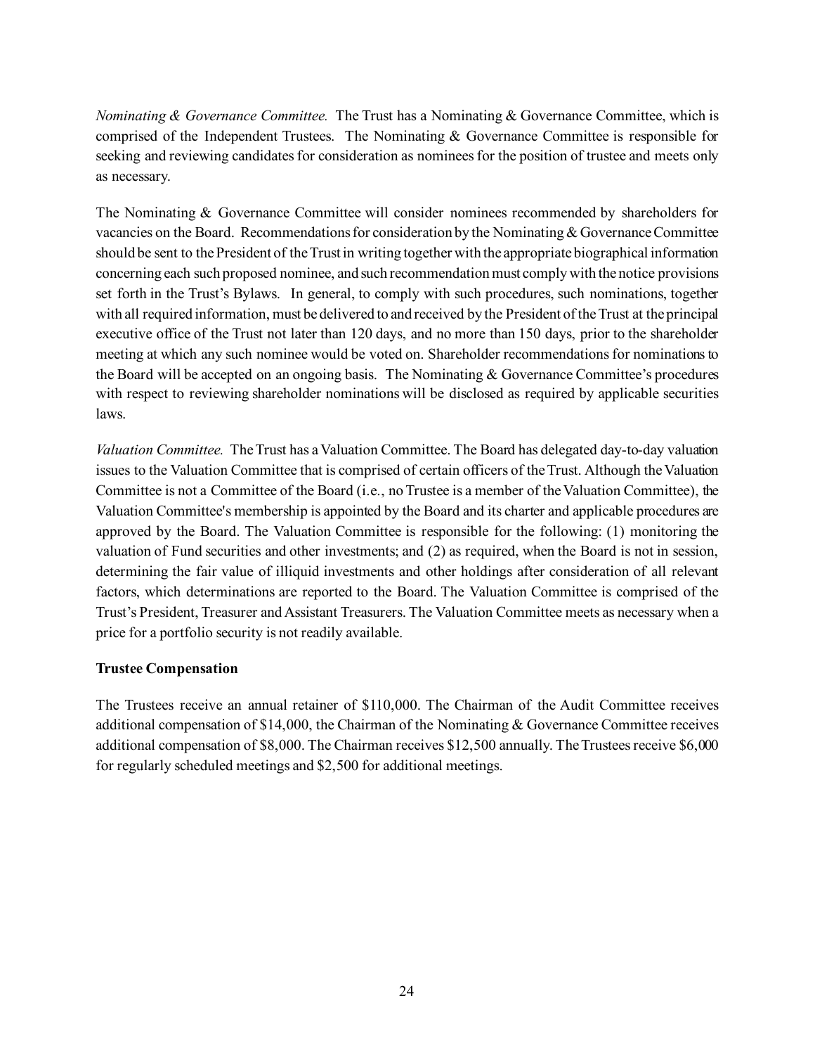*Nominating & Governance Committee.* The Trust has a Nominating & Governance Committee, which is comprised of the Independent Trustees. The Nominating & Governance Committee is responsible for seeking and reviewing candidates for consideration as nominees for the position of trustee and meets only as necessary.

The Nominating & Governance Committee will consider nominees recommended by shareholders for vacancies on the Board. Recommendations for consideration by the Nominating & Governance Committee should be sent to the President of the Trust in writing together with the appropriate biographical information concerning each such proposed nominee, and such recommendation must comply with the notice provisions set forth in the Trust's Bylaws. In general, to comply with such procedures, such nominations, together with all required information, must be delivered to and received by the President of the Trust at the principal executive office of the Trust not later than 120 days, and no more than 150 days, prior to the shareholder meeting at which any such nominee would be voted on. Shareholder recommendations for nominations to the Board will be accepted on an ongoing basis. The Nominating & Governance Committee's procedures with respect to reviewing shareholder nominations will be disclosed as required by applicable securities laws.

*Valuation Committee.* The Trust has a Valuation Committee. The Board has delegated day-to-day valuation issues to the Valuation Committee that is comprised of certain officers of the Trust. Although the Valuation Committee is not a Committee of the Board (i.e., no Trustee is a member of the Valuation Committee), the Valuation Committee's membership is appointed by the Board and its charter and applicable procedures are approved by the Board. The Valuation Committee is responsible for the following: (1) monitoring the valuation of Fund securities and other investments; and (2) as required, when the Board is not in session, determining the fair value of illiquid investments and other holdings after consideration of all relevant factors, which determinations are reported to the Board. The Valuation Committee is comprised of the Trust's President, Treasurer and Assistant Treasurers. The Valuation Committee meets as necessary when a price for a portfolio security is not readily available.

**Trustee Compensation**

The Trustees receive an annual retainer of $110,000. The Chairman of the Audit Committee receives additional compensation of $14,000, the Chairman of the Nominating & Governance Committee receives additional compensation of $8,000. The Chairman receives $12,500 annually. The Trustees receive $6,000 for regularly scheduled meetings and $2,500 for additional meetings.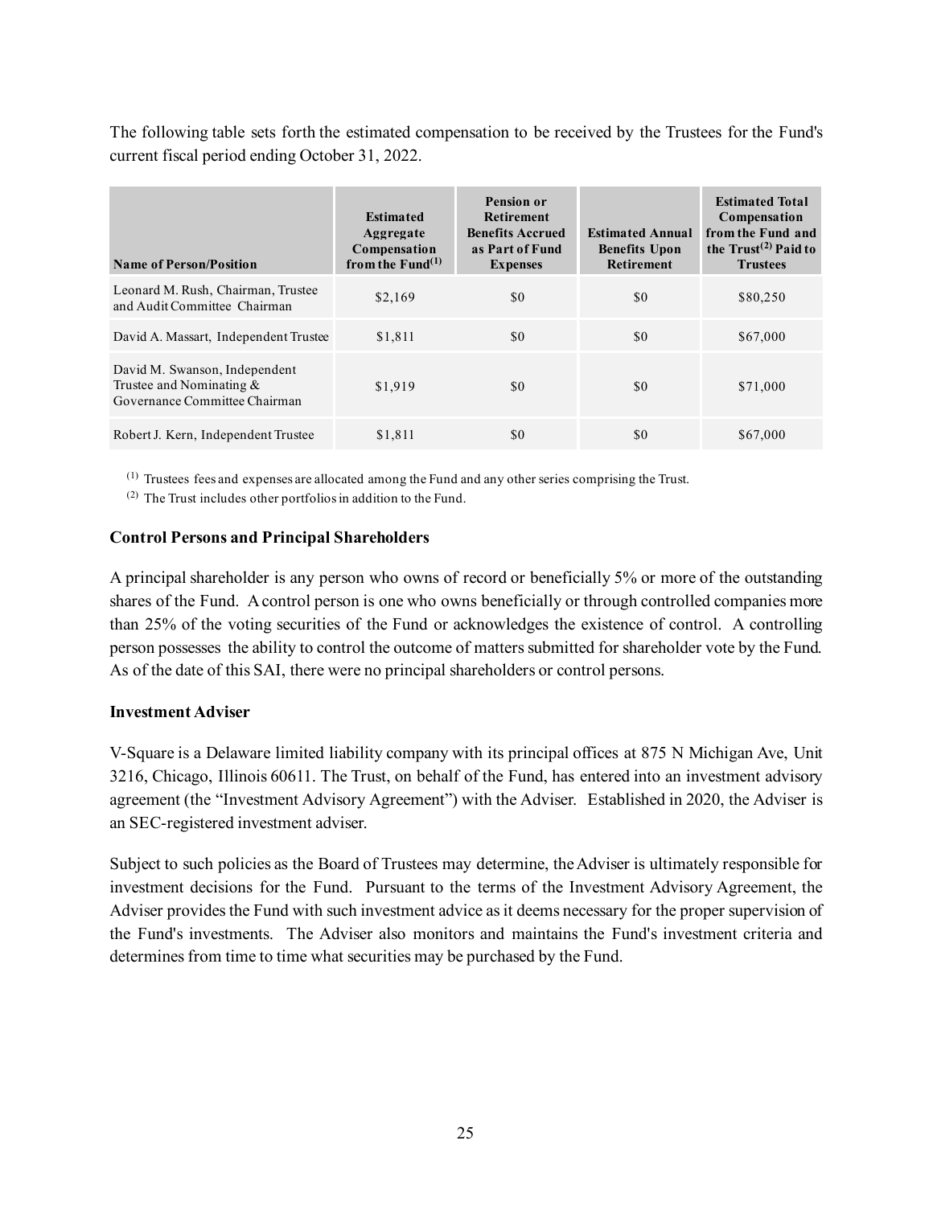The following table sets forth the estimated compensation to be received by the Trustees for the Fund's current fiscal period ending October 31, 2022.

| Name of Person/Position | Estimated Aggregate Compensation from the Fund[1] | Pension or Retirement Benefits Accrued as Part of Fund Expenses | Estimated Annual Benefits Upon Retirement | Estimated Total Compensation from the Fund and the Trust[2] Paid to Trustees |
|---|---|---|---|---|
| Leonard M. Rush, Chairman, Trustee and Audit Committee Chairman | $2,169 | $0 | $0 | $80,250 |
| David A. Massart, Independent Trustee | $1,811 | $0 | $0 | $67,000 |
| David M. Swanson, Independent Trustee and Nominating & Governance Committee Chairman | $1,919 | $0 | $0 | $71,000 |
| Robert J. Kern, Independent Trustee | $1,811 | $0 | $0 | $67,000 |

(1) Trustees fees and expenses are allocated among the Fund and any other series comprising the Trust.

(2) The Trust includes other portfolios in addition to the Fund.

**Control Persons and Principal Shareholders**

A principal shareholder is any person who owns of record or beneficially 5% or more of the outstanding shares of the Fund. A control person is one who owns beneficially or through controlled companies more than 25% of the voting securities of the Fund or acknowledges the existence of control. A controlling person possesses the ability to control the outcome of matters submitted for shareholder vote by the Fund. As of the date of this SAI, there were no principal shareholders or control persons.

**Investment Adviser**

V-Square is a Delaware limited liability company with its principal offices at 875 N Michigan Ave, Unit 3216, Chicago, Illinois 60611. The Trust, on behalf of the Fund, has entered into an investment advisory agreement (the "Investment Advisory Agreement") with the Adviser. Established in 2020, the Adviser is an SEC-registered investment adviser.

Subject to such policies as the Board of Trustees may determine, the Adviser is ultimately responsible for investment decisions for the Fund. Pursuant to the terms of the Investment Advisory Agreement, the Adviser provides the Fund with such investment advice as it deems necessary for the proper supervision of the Fund's investments. The Adviser also monitors and maintains the Fund's investment criteria and determines from time to time what securities may be purchased by the Fund.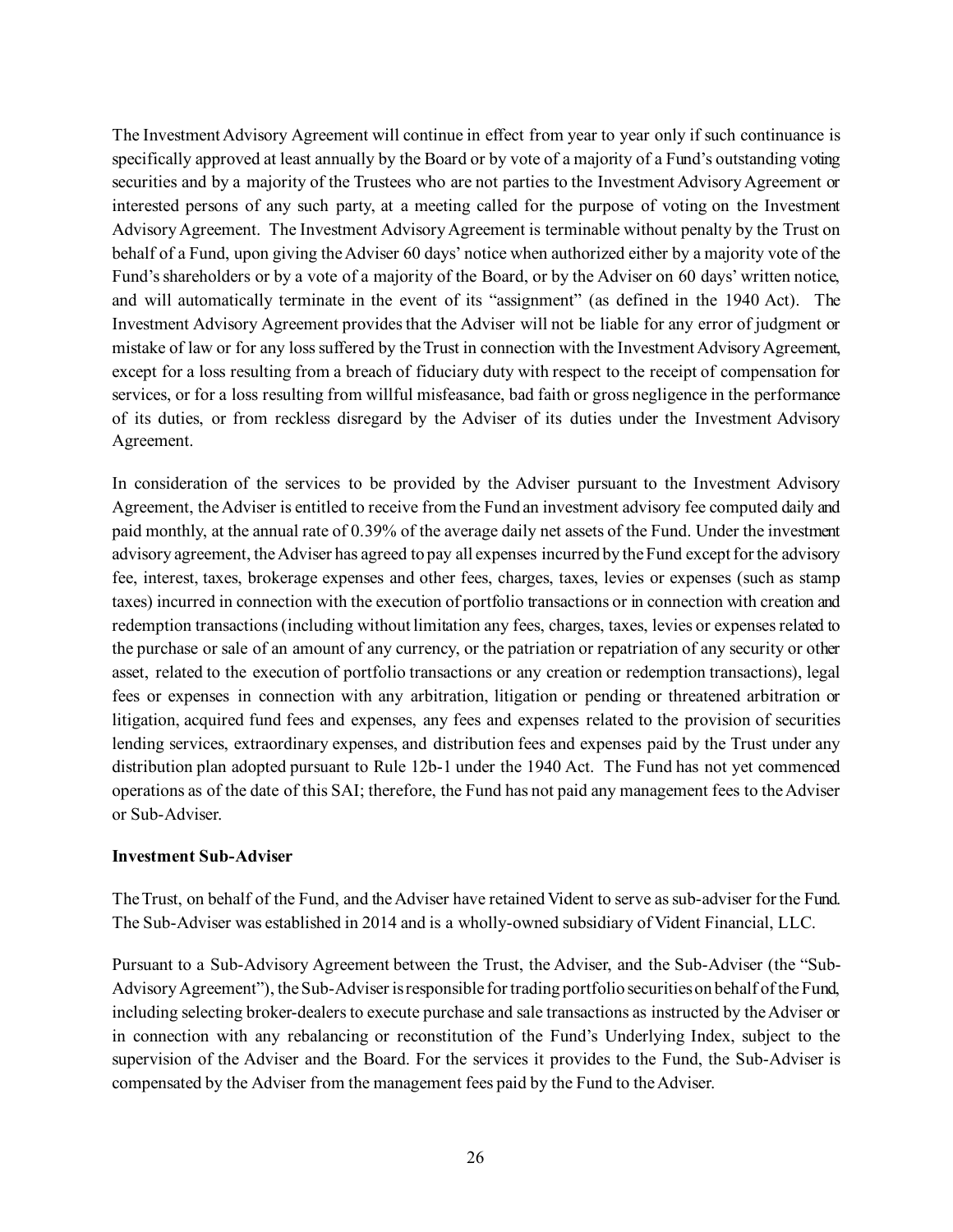The Investment Advisory Agreement will continue in effect from year to year only if such continuance is specifically approved at least annually by the Board or by vote of a majority of a Fund's outstanding voting securities and by a majority of the Trustees who are not parties to the Investment Advisory Agreement or interested persons of any such party, at a meeting called for the purpose of voting on the Investment Advisory Agreement. The Investment Advisory Agreement is terminable without penalty by the Trust on behalf of a Fund, upon giving the Adviser 60 days' notice when authorized either by a majority vote of the Fund's shareholders or by a vote of a majority of the Board, or by the Adviser on 60 days' written notice, and will automatically terminate in the event of its "assignment" (as defined in the 1940 Act). The Investment Advisory Agreement provides that the Adviser will not be liable for any error of judgment or mistake of law or for any loss suffered by the Trust in connection with the Investment Advisory Agreement, except for a loss resulting from a breach of fiduciary duty with respect to the receipt of compensation for services, or for a loss resulting from willful misfeasance, bad faith or gross negligence in the performance of its duties, or from reckless disregard by the Adviser of its duties under the Investment Advisory Agreement.

In consideration of the services to be provided by the Adviser pursuant to the Investment Advisory Agreement, the Adviser is entitled to receive from the Fund an investment advisory fee computed daily and paid monthly, at the annual rate of 0.39% of the average daily net assets of the Fund. Under the investment advisory agreement, the Adviser has agreed to pay all expenses incurred by the Fund except for the advisory fee, interest, taxes, brokerage expenses and other fees, charges, taxes, levies or expenses (such as stamp taxes) incurred in connection with the execution of portfolio transactions or in connection with creation and redemption transactions (including without limitation any fees, charges, taxes, levies or expenses related to the purchase or sale of an amount of any currency, or the patriation or repatriation of any security or other asset, related to the execution of portfolio transactions or any creation or redemption transactions), legal fees or expenses in connection with any arbitration, litigation or pending or threatened arbitration or litigation, acquired fund fees and expenses, any fees and expenses related to the provision of securities lending services, extraordinary expenses, and distribution fees and expenses paid by the Trust under any distribution plan adopted pursuant to Rule 12b-1 under the 1940 Act. The Fund has not yet commenced operations as of the date of this SAI; therefore, the Fund has not paid any management fees to the Adviser or Sub-Adviser.

**Investment Sub-Adviser**

The Trust, on behalf of the Fund, and the Adviser have retained Vident to serve as sub-adviser for the Fund. The Sub-Adviser was established in 2014 and is a wholly-owned subsidiary of Vident Financial, LLC.

Pursuant to a Sub-Advisory Agreement between the Trust, the Adviser, and the Sub-Adviser (the "Sub-Advisory Agreement"), the Sub-Adviser is responsible for trading portfolio securities on behalf of the Fund, including selecting broker-dealers to execute purchase and sale transactions as instructed by the Adviser or in connection with any rebalancing or reconstitution of the Fund's Underlying Index, subject to the supervision of the Adviser and the Board. For the services it provides to the Fund, the Sub-Adviser is compensated by the Adviser from the management fees paid by the Fund to the Adviser.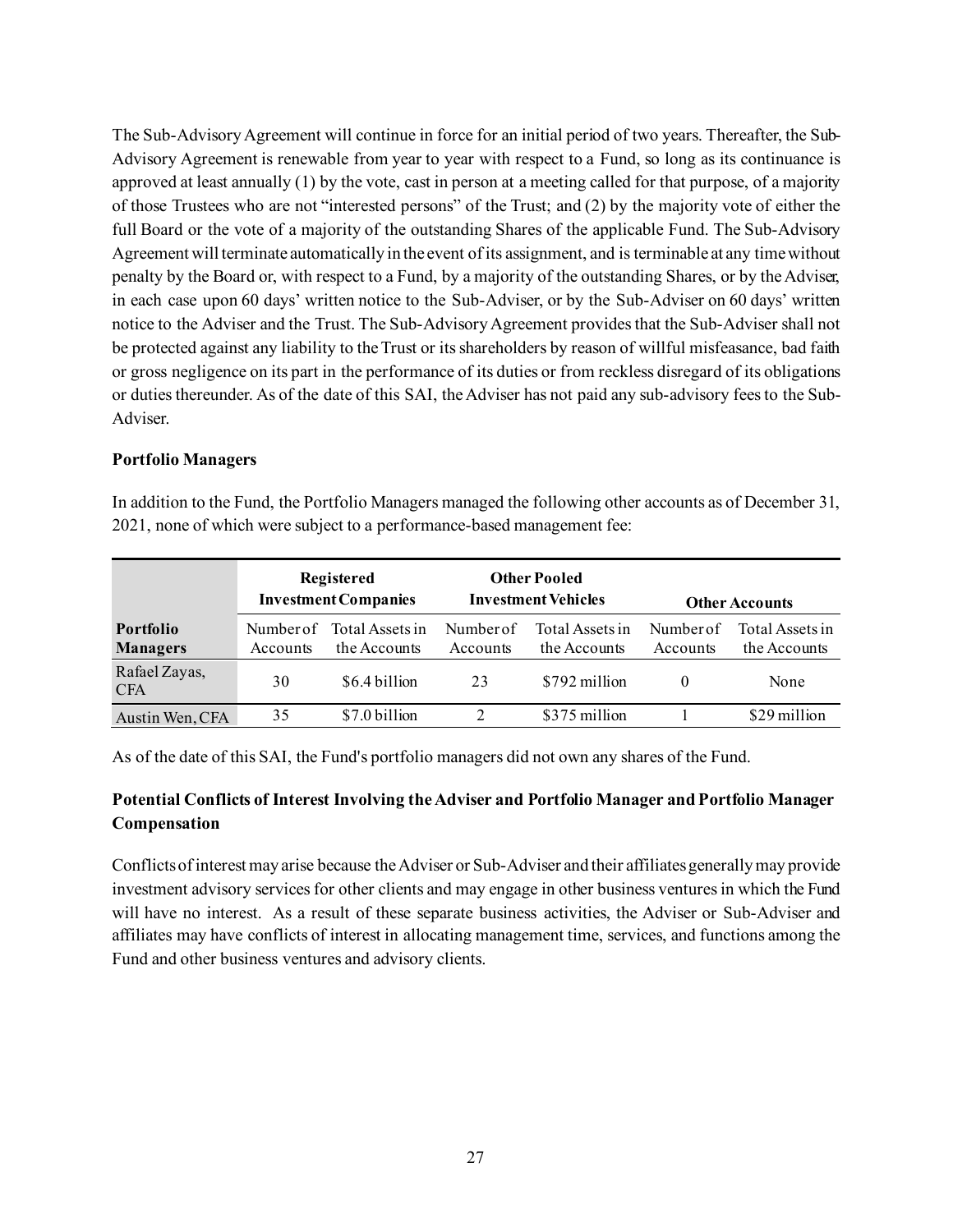The Sub-Advisory Agreement will continue in force for an initial period of two years. Thereafter, the Sub-Advisory Agreement is renewable from year to year with respect to a Fund, so long as its continuance is approved at least annually (1) by the vote, cast in person at a meeting called for that purpose, of a majority of those Trustees who are not "interested persons" of the Trust; and (2) by the majority vote of either the full Board or the vote of a majority of the outstanding Shares of the applicable Fund. The Sub-Advisory Agreement will terminate automatically in the event of its assignment, and is terminable at any time without penalty by the Board or, with respect to a Fund, by a majority of the outstanding Shares, or by the Adviser, in each case upon 60 days' written notice to the Sub-Adviser, or by the Sub-Adviser on 60 days' written notice to the Adviser and the Trust. The Sub-Advisory Agreement provides that the Sub-Adviser shall not be protected against any liability to the Trust or its shareholders by reason of willful misfeasance, bad faith or gross negligence on its part in the performance of its duties or from reckless disregard of its obligations or duties thereunder. As of the date of this SAI, the Adviser has not paid any sub-advisory fees to the Sub-Adviser.

**Portfolio Managers**

In addition to the Fund, the Portfolio Managers managed the following other accounts as of December 31, 2021, none of which were subject to a performance-based management fee:

| | Registered Investment Companies | | Other Pooled Investment Vehicles | | Other Accounts | |
|---|---|---|---|---|---|---|
| **Portfolio Managers** | Number of Accounts | Total Assets in the Accounts | Number of Accounts | Total Assets in the Accounts | Number of Accounts | Total Assets in the Accounts |
| Rafael Zayas, CFA | 30 | $6.4 billion | 23 | $792 million | 0 | None |
| Austin Wen, CFA | 35 | $7.0 billion | 2 | $375 million | 1 | $29 million |

As of the date of this SAI, the Fund's portfolio managers did not own any shares of the Fund.

**Potential Conflicts of Interest Involving the Adviser and Portfolio Manager and Portfolio Manager Compensation**

Conflicts of interest may arise because the Adviser or Sub-Adviser and their affiliates generally may provide investment advisory services for other clients and may engage in other business ventures in which the Fund will have no interest. As a result of these separate business activities, the Adviser or Sub-Adviser and affiliates may have conflicts of interest in allocating management time, services, and functions among the Fund and other business ventures and advisory clients.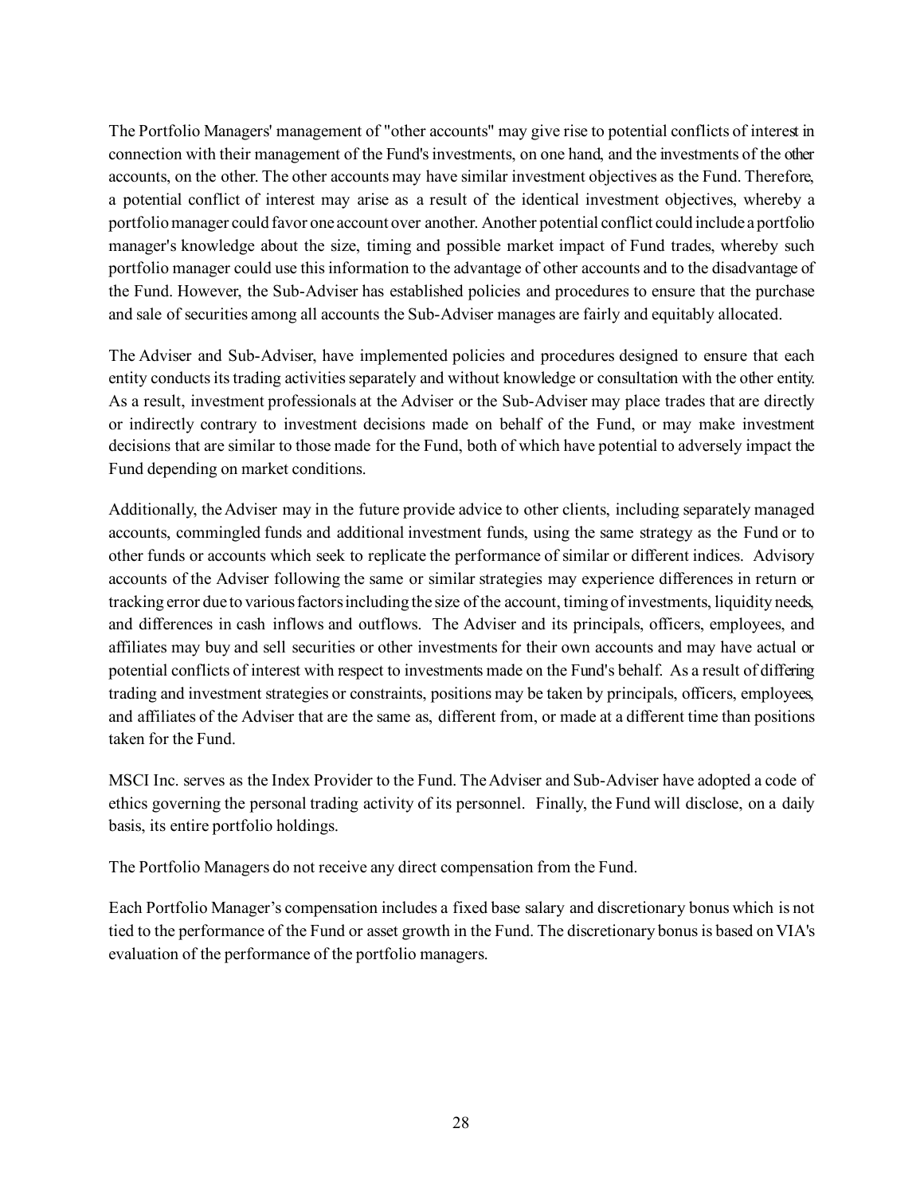The Portfolio Managers' management of "other accounts" may give rise to potential conflicts of interest in connection with their management of the Fund's investments, on one hand, and the investments of the other accounts, on the other. The other accounts may have similar investment objectives as the Fund. Therefore, a potential conflict of interest may arise as a result of the identical investment objectives, whereby a portfolio manager could favor one account over another. Another potential conflict could include a portfolio manager's knowledge about the size, timing and possible market impact of Fund trades, whereby such portfolio manager could use this information to the advantage of other accounts and to the disadvantage of the Fund. However, the Sub-Adviser has established policies and procedures to ensure that the purchase and sale of securities among all accounts the Sub-Adviser manages are fairly and equitably allocated.

The Adviser and Sub-Adviser, have implemented policies and procedures designed to ensure that each entity conducts its trading activities separately and without knowledge or consultation with the other entity. As a result, investment professionals at the Adviser or the Sub-Adviser may place trades that are directly or indirectly contrary to investment decisions made on behalf of the Fund, or may make investment decisions that are similar to those made for the Fund, both of which have potential to adversely impact the Fund depending on market conditions.

Additionally, the Adviser may in the future provide advice to other clients, including separately managed accounts, commingled funds and additional investment funds, using the same strategy as the Fund or to other funds or accounts which seek to replicate the performance of similar or different indices. Advisory accounts of the Adviser following the same or similar strategies may experience differences in return or tracking error due to various factors including the size of the account, timing of investments, liquidity needs, and differences in cash inflows and outflows. The Adviser and its principals, officers, employees, and affiliates may buy and sell securities or other investments for their own accounts and may have actual or potential conflicts of interest with respect to investments made on the Fund's behalf. As a result of differing trading and investment strategies or constraints, positions may be taken by principals, officers, employees, and affiliates of the Adviser that are the same as, different from, or made at a different time than positions taken for the Fund.

MSCI Inc. serves as the Index Provider to the Fund. The Adviser and Sub-Adviser have adopted a code of ethics governing the personal trading activity of its personnel. Finally, the Fund will disclose, on a daily basis, its entire portfolio holdings.

The Portfolio Managers do not receive any direct compensation from the Fund.

Each Portfolio Manager's compensation includes a fixed base salary and discretionary bonus which is not tied to the performance of the Fund or asset growth in the Fund. The discretionary bonus is based on VIA's evaluation of the performance of the portfolio managers.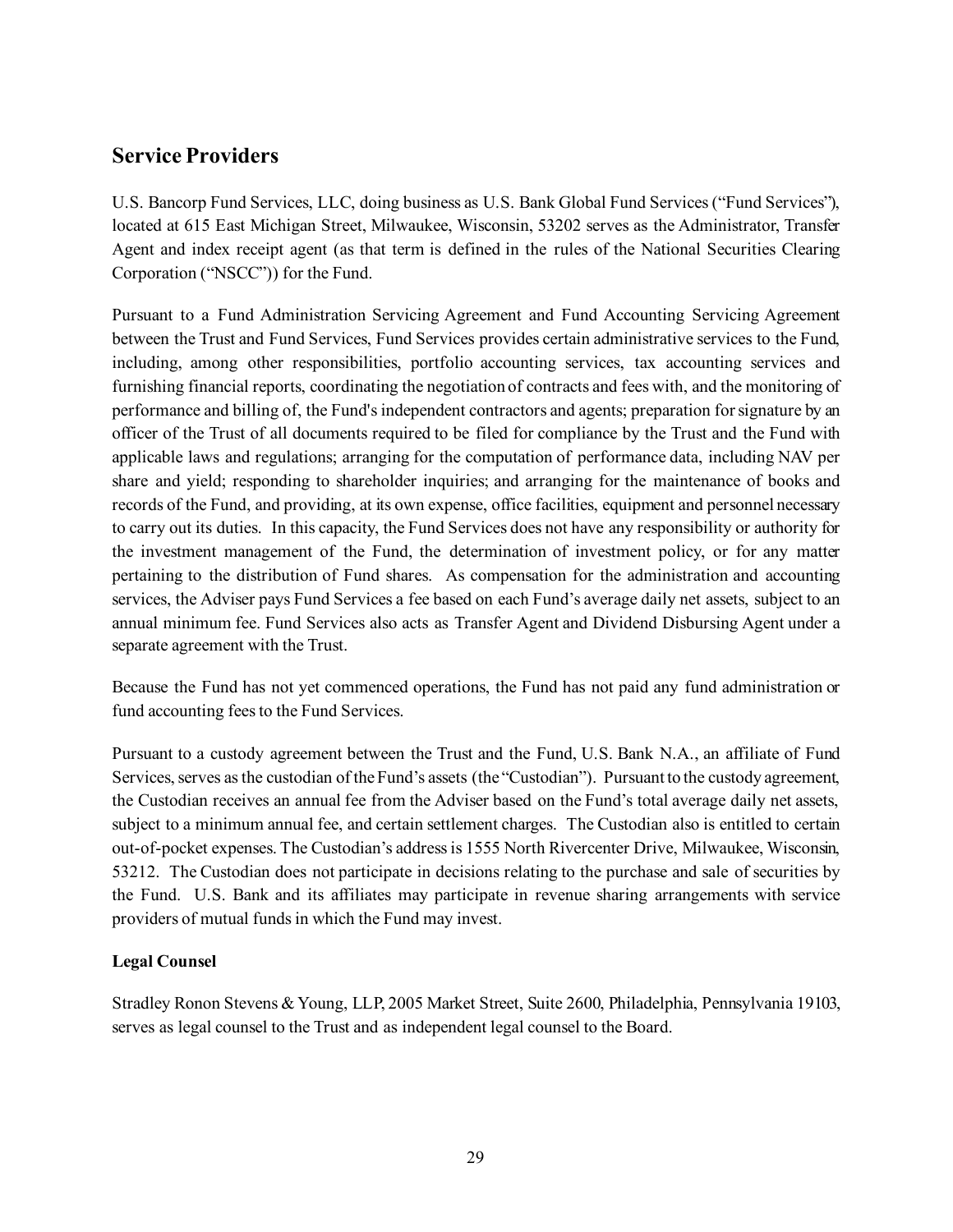## Service Providers

U.S. Bancorp Fund Services, LLC, doing business as U.S. Bank Global Fund Services ("Fund Services"), located at 615 East Michigan Street, Milwaukee, Wisconsin, 53202 serves as the Administrator, Transfer Agent and index receipt agent (as that term is defined in the rules of the National Securities Clearing Corporation ("NSCC")) for the Fund.

Pursuant to a Fund Administration Servicing Agreement and Fund Accounting Servicing Agreement between the Trust and Fund Services, Fund Services provides certain administrative services to the Fund, including, among other responsibilities, portfolio accounting services, tax accounting services and furnishing financial reports, coordinating the negotiation of contracts and fees with, and the monitoring of performance and billing of, the Fund's independent contractors and agents; preparation for signature by an officer of the Trust of all documents required to be filed for compliance by the Trust and the Fund with applicable laws and regulations; arranging for the computation of performance data, including NAV per share and yield; responding to shareholder inquiries; and arranging for the maintenance of books and records of the Fund, and providing, at its own expense, office facilities, equipment and personnel necessary to carry out its duties. In this capacity, the Fund Services does not have any responsibility or authority for the investment management of the Fund, the determination of investment policy, or for any matter pertaining to the distribution of Fund shares. As compensation for the administration and accounting services, the Adviser pays Fund Services a fee based on each Fund's average daily net assets, subject to an annual minimum fee. Fund Services also acts as Transfer Agent and Dividend Disbursing Agent under a separate agreement with the Trust.

Because the Fund has not yet commenced operations, the Fund has not paid any fund administration or fund accounting fees to the Fund Services.

Pursuant to a custody agreement between the Trust and the Fund, U.S. Bank N.A., an affiliate of Fund Services, serves as the custodian of the Fund's assets (the "Custodian"). Pursuant to the custody agreement, the Custodian receives an annual fee from the Adviser based on the Fund's total average daily net assets, subject to a minimum annual fee, and certain settlement charges. The Custodian also is entitled to certain out-of-pocket expenses. The Custodian's address is 1555 North Rivercenter Drive, Milwaukee, Wisconsin, 53212. The Custodian does not participate in decisions relating to the purchase and sale of securities by the Fund. U.S. Bank and its affiliates may participate in revenue sharing arrangements with service providers of mutual funds in which the Fund may invest.

**Legal Counsel**

Stradley Ronon Stevens & Young, LLP, 2005 Market Street, Suite 2600, Philadelphia, Pennsylvania 19103, serves as legal counsel to the Trust and as independent legal counsel to the Board.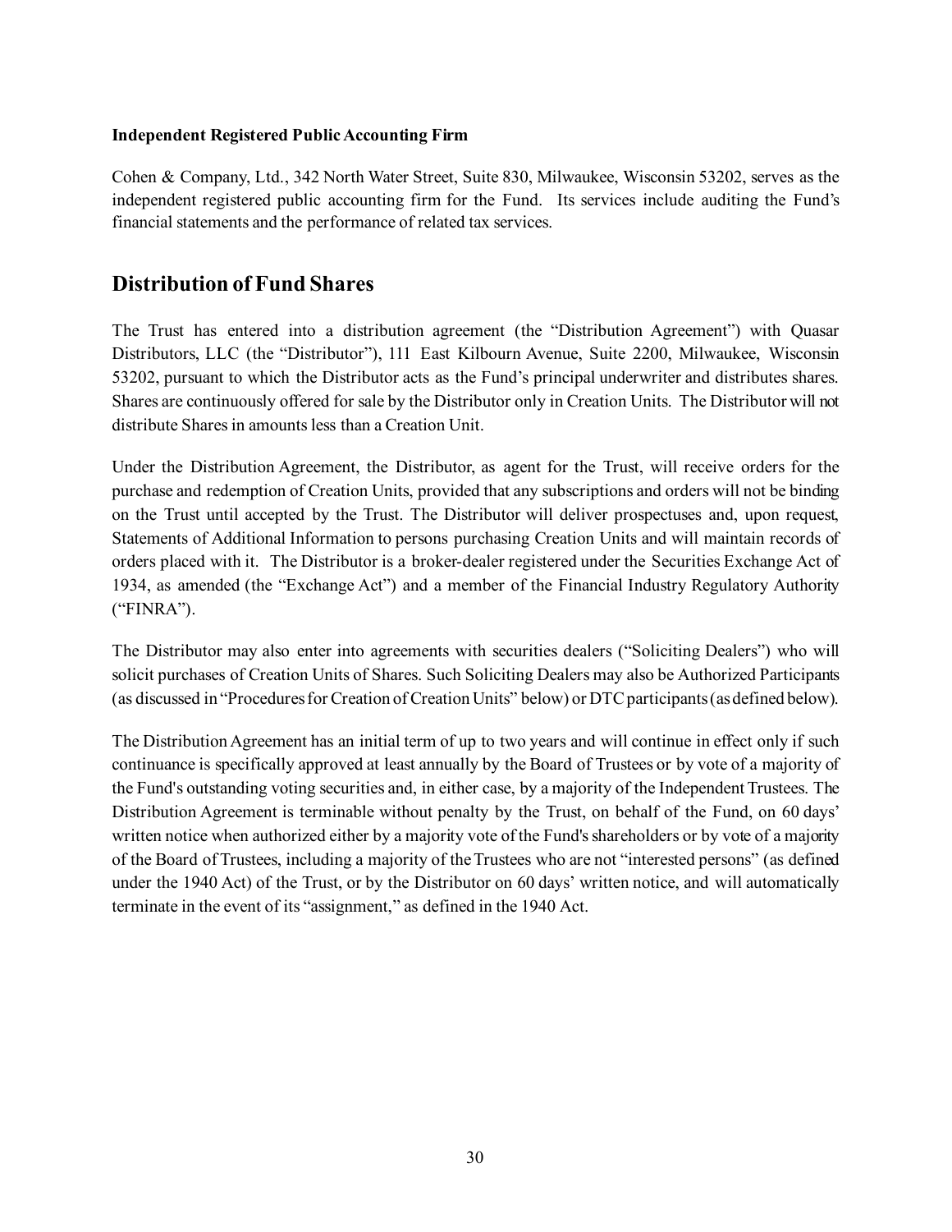**Independent Registered Public Accounting Firm**

Cohen & Company, Ltd., 342 North Water Street, Suite 830, Milwaukee, Wisconsin 53202, serves as the independent registered public accounting firm for the Fund. Its services include auditing the Fund's financial statements and the performance of related tax services.

## Distribution of Fund Shares

The Trust has entered into a distribution agreement (the "Distribution Agreement") with Quasar Distributors, LLC (the "Distributor"), 111 East Kilbourn Avenue, Suite 2200, Milwaukee, Wisconsin 53202, pursuant to which the Distributor acts as the Fund's principal underwriter and distributes shares. Shares are continuously offered for sale by the Distributor only in Creation Units. The Distributor will not distribute Shares in amounts less than a Creation Unit.

Under the Distribution Agreement, the Distributor, as agent for the Trust, will receive orders for the purchase and redemption of Creation Units, provided that any subscriptions and orders will not be binding on the Trust until accepted by the Trust. The Distributor will deliver prospectuses and, upon request, Statements of Additional Information to persons purchasing Creation Units and will maintain records of orders placed with it. The Distributor is a broker-dealer registered under the Securities Exchange Act of 1934, as amended (the "Exchange Act") and a member of the Financial Industry Regulatory Authority ("FINRA").

The Distributor may also enter into agreements with securities dealers ("Soliciting Dealers") who will solicit purchases of Creation Units of Shares. Such Soliciting Dealers may also be Authorized Participants (as discussed in "Procedures for Creation of Creation Units" below) or DTC participants (as defined below).

The Distribution Agreement has an initial term of up to two years and will continue in effect only if such continuance is specifically approved at least annually by the Board of Trustees or by vote of a majority of the Fund's outstanding voting securities and, in either case, by a majority of the Independent Trustees. The Distribution Agreement is terminable without penalty by the Trust, on behalf of the Fund, on 60 days' written notice when authorized either by a majority vote of the Fund's shareholders or by vote of a majority of the Board of Trustees, including a majority of the Trustees who are not "interested persons" (as defined under the 1940 Act) of the Trust, or by the Distributor on 60 days' written notice, and will automatically terminate in the event of its "assignment," as defined in the 1940 Act.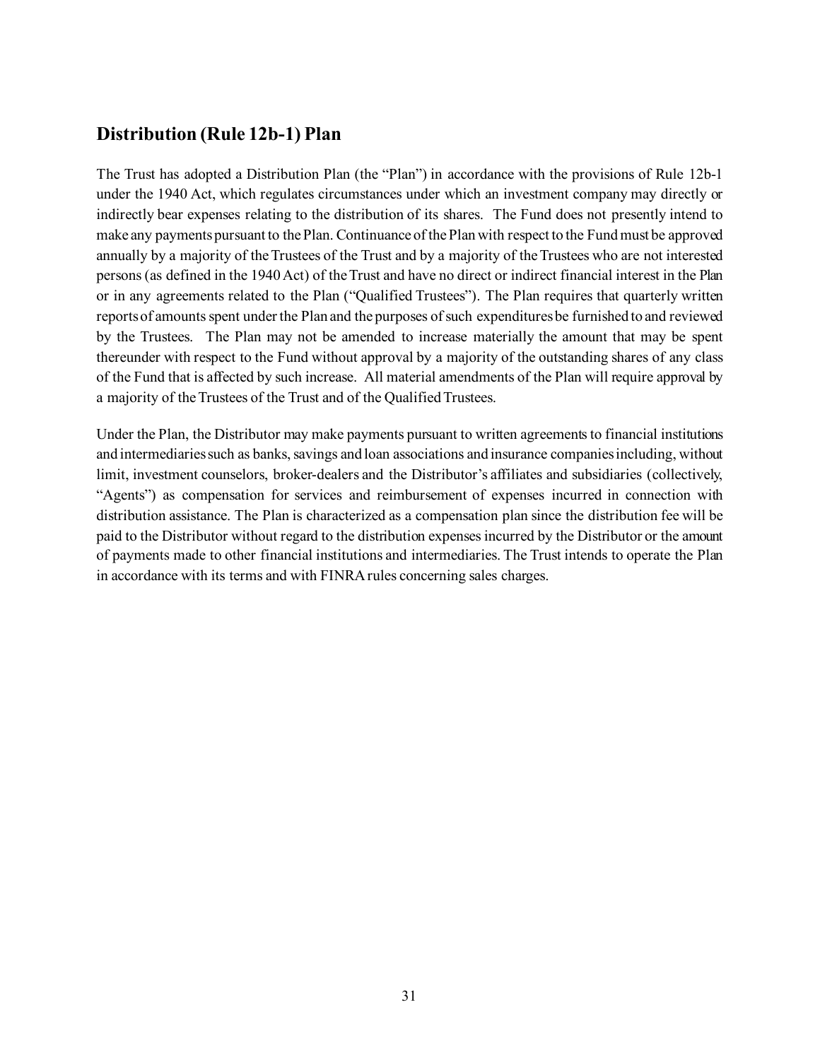## Distribution (Rule 12b-1) Plan

The Trust has adopted a Distribution Plan (the "Plan") in accordance with the provisions of Rule 12b-1 under the 1940 Act, which regulates circumstances under which an investment company may directly or indirectly bear expenses relating to the distribution of its shares. The Fund does not presently intend to make any payments pursuant to the Plan. Continuance of the Plan with respect to the Fund must be approved annually by a majority of the Trustees of the Trust and by a majority of the Trustees who are not interested persons (as defined in the 1940 Act) of the Trust and have no direct or indirect financial interest in the Plan or in any agreements related to the Plan ("Qualified Trustees"). The Plan requires that quarterly written reports of amounts spent under the Plan and the purposes of such expenditures be furnished to and reviewed by the Trustees. The Plan may not be amended to increase materially the amount that may be spent thereunder with respect to the Fund without approval by a majority of the outstanding shares of any class of the Fund that is affected by such increase. All material amendments of the Plan will require approval by a majority of the Trustees of the Trust and of the Qualified Trustees.

Under the Plan, the Distributor may make payments pursuant to written agreements to financial institutions and intermediaries such as banks, savings and loan associations and insurance companies including, without limit, investment counselors, broker-dealers and the Distributor's affiliates and subsidiaries (collectively, "Agents") as compensation for services and reimbursement of expenses incurred in connection with distribution assistance. The Plan is characterized as a compensation plan since the distribution fee will be paid to the Distributor without regard to the distribution expenses incurred by the Distributor or the amount of payments made to other financial institutions and intermediaries. The Trust intends to operate the Plan in accordance with its terms and with FINRA rules concerning sales charges.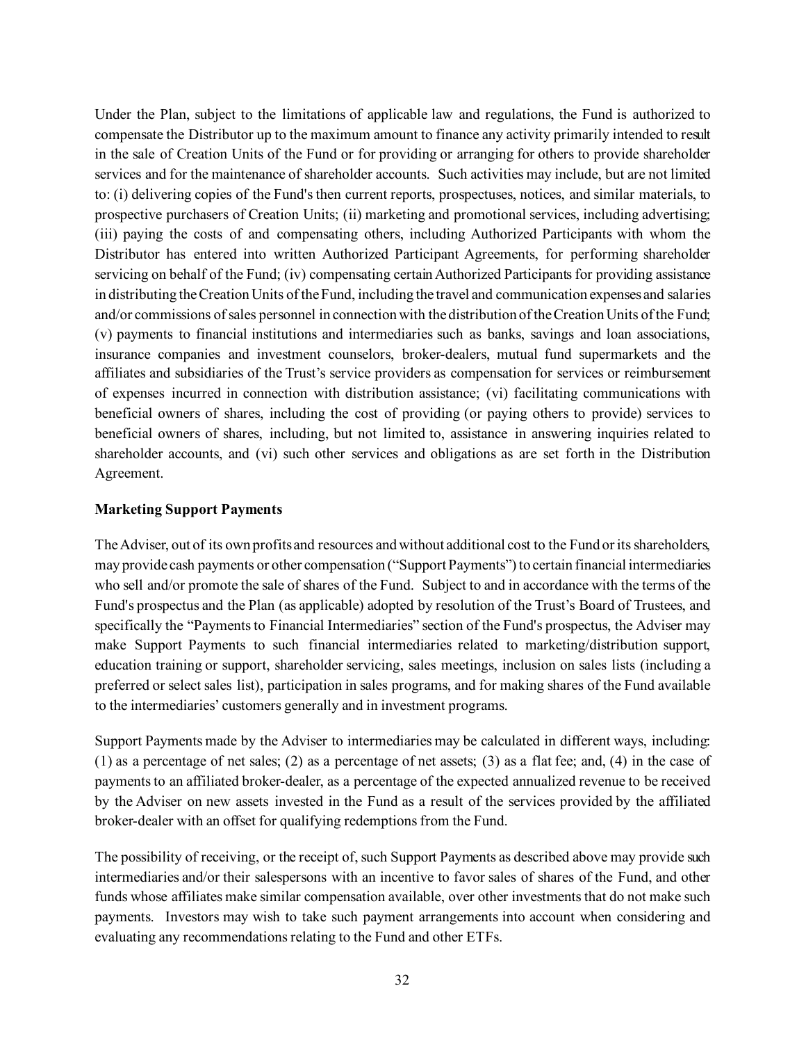Under the Plan, subject to the limitations of applicable law and regulations, the Fund is authorized to compensate the Distributor up to the maximum amount to finance any activity primarily intended to result in the sale of Creation Units of the Fund or for providing or arranging for others to provide shareholder services and for the maintenance of shareholder accounts. Such activities may include, but are not limited to: (i) delivering copies of the Fund's then current reports, prospectuses, notices, and similar materials, to prospective purchasers of Creation Units; (ii) marketing and promotional services, including advertising; (iii) paying the costs of and compensating others, including Authorized Participants with whom the Distributor has entered into written Authorized Participant Agreements, for performing shareholder servicing on behalf of the Fund; (iv) compensating certain Authorized Participants for providing assistance in distributing the Creation Units of the Fund, including the travel and communication expenses and salaries and/or commissions of sales personnel in connection with the distribution of the Creation Units of the Fund; (v) payments to financial institutions and intermediaries such as banks, savings and loan associations, insurance companies and investment counselors, broker-dealers, mutual fund supermarkets and the affiliates and subsidiaries of the Trust's service providers as compensation for services or reimbursement of expenses incurred in connection with distribution assistance; (vi) facilitating communications with beneficial owners of shares, including the cost of providing (or paying others to provide) services to beneficial owners of shares, including, but not limited to, assistance in answering inquiries related to shareholder accounts, and (vi) such other services and obligations as are set forth in the Distribution Agreement.

**Marketing Support Payments**

The Adviser, out of its own profits and resources and without additional cost to the Fund or its shareholders, may provide cash payments or other compensation ("Support Payments") to certain financial intermediaries who sell and/or promote the sale of shares of the Fund. Subject to and in accordance with the terms of the Fund's prospectus and the Plan (as applicable) adopted by resolution of the Trust's Board of Trustees, and specifically the "Payments to Financial Intermediaries" section of the Fund's prospectus, the Adviser may make Support Payments to such financial intermediaries related to marketing/distribution support, education training or support, shareholder servicing, sales meetings, inclusion on sales lists (including a preferred or select sales list), participation in sales programs, and for making shares of the Fund available to the intermediaries' customers generally and in investment programs.

Support Payments made by the Adviser to intermediaries may be calculated in different ways, including: (1) as a percentage of net sales; (2) as a percentage of net assets; (3) as a flat fee; and, (4) in the case of payments to an affiliated broker-dealer, as a percentage of the expected annualized revenue to be received by the Adviser on new assets invested in the Fund as a result of the services provided by the affiliated broker-dealer with an offset for qualifying redemptions from the Fund.

The possibility of receiving, or the receipt of, such Support Payments as described above may provide such intermediaries and/or their salespersons with an incentive to favor sales of shares of the Fund, and other funds whose affiliates make similar compensation available, over other investments that do not make such payments. Investors may wish to take such payment arrangements into account when considering and evaluating any recommendations relating to the Fund and other ETFs.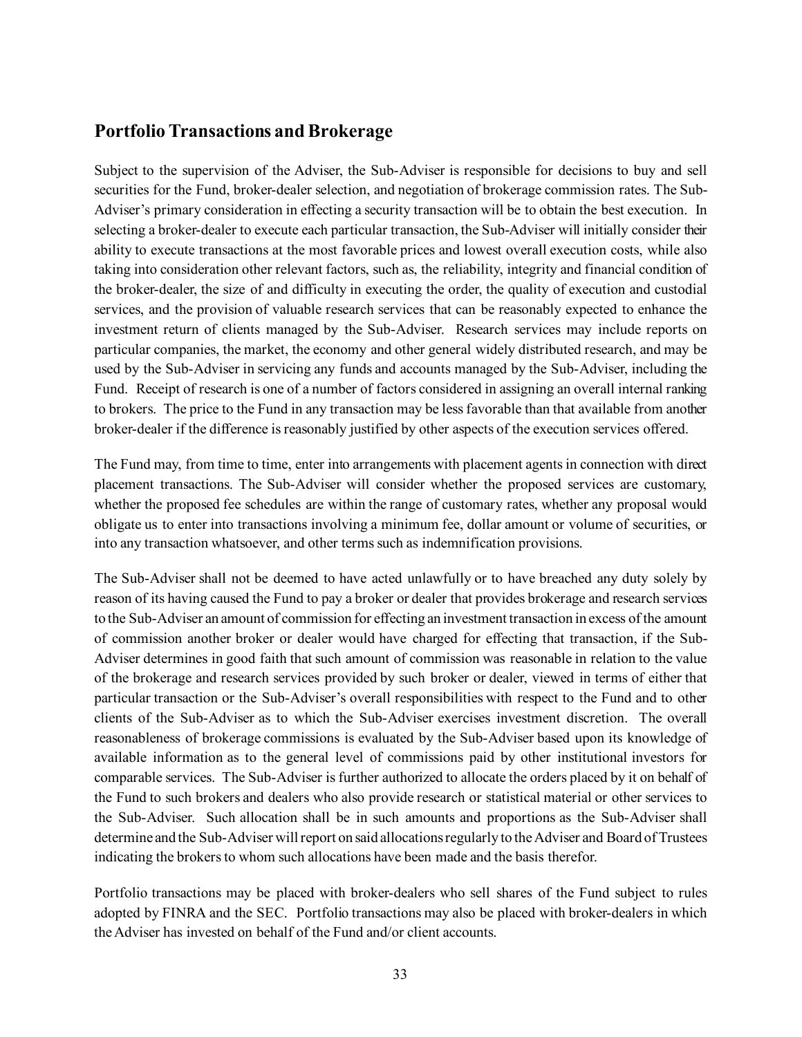## Portfolio Transactions and Brokerage

Subject to the supervision of the Adviser, the Sub-Adviser is responsible for decisions to buy and sell securities for the Fund, broker-dealer selection, and negotiation of brokerage commission rates. The Sub-Adviser's primary consideration in effecting a security transaction will be to obtain the best execution. In selecting a broker-dealer to execute each particular transaction, the Sub-Adviser will initially consider their ability to execute transactions at the most favorable prices and lowest overall execution costs, while also taking into consideration other relevant factors, such as, the reliability, integrity and financial condition of the broker-dealer, the size of and difficulty in executing the order, the quality of execution and custodial services, and the provision of valuable research services that can be reasonably expected to enhance the investment return of clients managed by the Sub-Adviser. Research services may include reports on particular companies, the market, the economy and other general widely distributed research, and may be used by the Sub-Adviser in servicing any funds and accounts managed by the Sub-Adviser, including the Fund. Receipt of research is one of a number of factors considered in assigning an overall internal ranking to brokers. The price to the Fund in any transaction may be less favorable than that available from another broker-dealer if the difference is reasonably justified by other aspects of the execution services offered.

The Fund may, from time to time, enter into arrangements with placement agents in connection with direct placement transactions. The Sub-Adviser will consider whether the proposed services are customary, whether the proposed fee schedules are within the range of customary rates, whether any proposal would obligate us to enter into transactions involving a minimum fee, dollar amount or volume of securities, or into any transaction whatsoever, and other terms such as indemnification provisions.

The Sub-Adviser shall not be deemed to have acted unlawfully or to have breached any duty solely by reason of its having caused the Fund to pay a broker or dealer that provides brokerage and research services to the Sub-Adviser an amount of commission for effecting an investment transaction in excess of the amount of commission another broker or dealer would have charged for effecting that transaction, if the Sub-Adviser determines in good faith that such amount of commission was reasonable in relation to the value of the brokerage and research services provided by such broker or dealer, viewed in terms of either that particular transaction or the Sub-Adviser's overall responsibilities with respect to the Fund and to other clients of the Sub-Adviser as to which the Sub-Adviser exercises investment discretion. The overall reasonableness of brokerage commissions is evaluated by the Sub-Adviser based upon its knowledge of available information as to the general level of commissions paid by other institutional investors for comparable services. The Sub-Adviser is further authorized to allocate the orders placed by it on behalf of the Fund to such brokers and dealers who also provide research or statistical material or other services to the Sub-Adviser. Such allocation shall be in such amounts and proportions as the Sub-Adviser shall determine and the Sub-Adviser will report on said allocations regularly to the Adviser and Board of Trustees indicating the brokers to whom such allocations have been made and the basis therefor.

Portfolio transactions may be placed with broker-dealers who sell shares of the Fund subject to rules adopted by FINRA and the SEC. Portfolio transactions may also be placed with broker-dealers in which the Adviser has invested on behalf of the Fund and/or client accounts.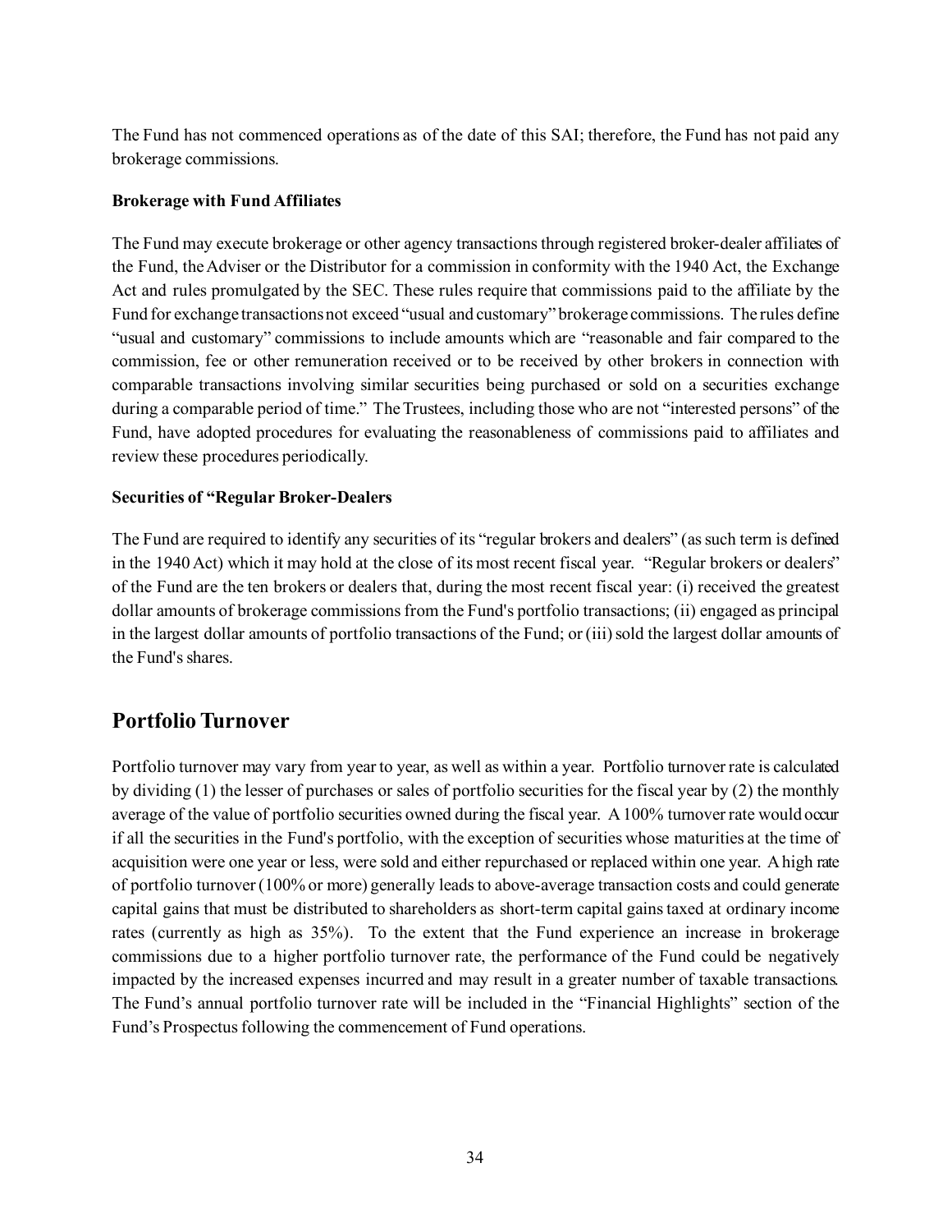The Fund has not commenced operations as of the date of this SAI; therefore, the Fund has not paid any brokerage commissions.

**Brokerage with Fund Affiliates**

The Fund may execute brokerage or other agency transactions through registered broker-dealer affiliates of the Fund, the Adviser or the Distributor for a commission in conformity with the 1940 Act, the Exchange Act and rules promulgated by the SEC. These rules require that commissions paid to the affiliate by the Fund for exchange transactions not exceed "usual and customary" brokerage commissions. The rules define "usual and customary" commissions to include amounts which are "reasonable and fair compared to the commission, fee or other remuneration received or to be received by other brokers in connection with comparable transactions involving similar securities being purchased or sold on a securities exchange during a comparable period of time." The Trustees, including those who are not "interested persons" of the Fund, have adopted procedures for evaluating the reasonableness of commissions paid to affiliates and review these procedures periodically.

**Securities of "Regular Broker-Dealers**

The Fund are required to identify any securities of its "regular brokers and dealers" (as such term is defined in the 1940 Act) which it may hold at the close of its most recent fiscal year. "Regular brokers or dealers" of the Fund are the ten brokers or dealers that, during the most recent fiscal year: (i) received the greatest dollar amounts of brokerage commissions from the Fund's portfolio transactions; (ii) engaged as principal in the largest dollar amounts of portfolio transactions of the Fund; or (iii) sold the largest dollar amounts of the Fund's shares.

## Portfolio Turnover

Portfolio turnover may vary from year to year, as well as within a year. Portfolio turnover rate is calculated by dividing (1) the lesser of purchases or sales of portfolio securities for the fiscal year by (2) the monthly average of the value of portfolio securities owned during the fiscal year. A 100% turnover rate would occur if all the securities in the Fund's portfolio, with the exception of securities whose maturities at the time of acquisition were one year or less, were sold and either repurchased or replaced within one year. A high rate of portfolio turnover (100% or more) generally leads to above-average transaction costs and could generate capital gains that must be distributed to shareholders as short-term capital gains taxed at ordinary income rates (currently as high as 35%). To the extent that the Fund experience an increase in brokerage commissions due to a higher portfolio turnover rate, the performance of the Fund could be negatively impacted by the increased expenses incurred and may result in a greater number of taxable transactions. The Fund's annual portfolio turnover rate will be included in the "Financial Highlights" section of the Fund's Prospectus following the commencement of Fund operations.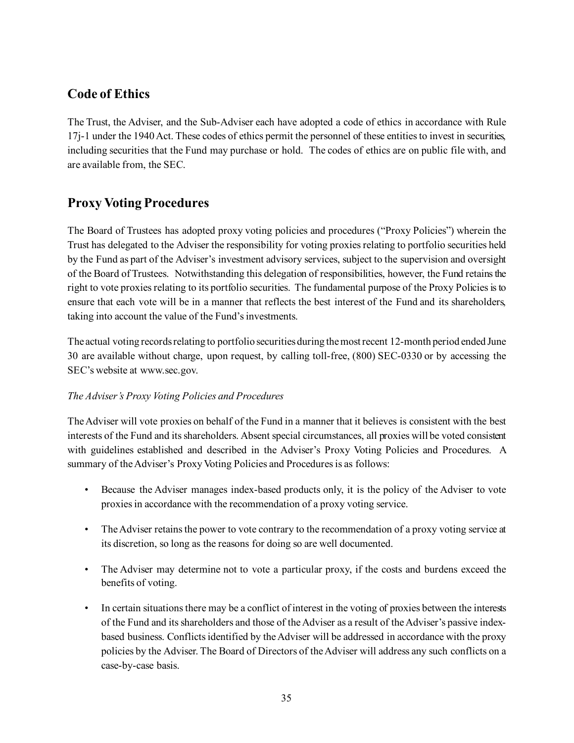## Code of Ethics

The Trust, the Adviser, and the Sub-Adviser each have adopted a code of ethics in accordance with Rule 17j-1 under the 1940 Act. These codes of ethics permit the personnel of these entities to invest in securities, including securities that the Fund may purchase or hold. The codes of ethics are on public file with, and are available from, the SEC.

## Proxy Voting Procedures

The Board of Trustees has adopted proxy voting policies and procedures ("Proxy Policies") wherein the Trust has delegated to the Adviser the responsibility for voting proxies relating to portfolio securities held by the Fund as part of the Adviser's investment advisory services, subject to the supervision and oversight of the Board of Trustees. Notwithstanding this delegation of responsibilities, however, the Fund retains the right to vote proxies relating to its portfolio securities. The fundamental purpose of the Proxy Policies is to ensure that each vote will be in a manner that reflects the best interest of the Fund and its shareholders, taking into account the value of the Fund's investments.

The actual voting records relating to portfolio securities during the most recent 12-month period ended June 30 are available without charge, upon request, by calling toll-free, (800) SEC-0330 or by accessing the SEC's website at www.sec.gov.

*The Adviser's Proxy Voting Policies and Procedures*

The Adviser will vote proxies on behalf of the Fund in a manner that it believes is consistent with the best interests of the Fund and its shareholders. Absent special circumstances, all proxies will be voted consistent with guidelines established and described in the Adviser's Proxy Voting Policies and Procedures. A summary of the Adviser's Proxy Voting Policies and Procedures is as follows:

- Because the Adviser manages index-based products only, it is the policy of the Adviser to vote proxies in accordance with the recommendation of a proxy voting service.
- The Adviser retains the power to vote contrary to the recommendation of a proxy voting service at its discretion, so long as the reasons for doing so are well documented.
- The Adviser may determine not to vote a particular proxy, if the costs and burdens exceed the benefits of voting.
- In certain situations there may be a conflict of interest in the voting of proxies between the interests of the Fund and its shareholders and those of the Adviser as a result of the Adviser's passive index-based business. Conflicts identified by the Adviser will be addressed in accordance with the proxy policies by the Adviser. The Board of Directors of the Adviser will address any such conflicts on a case-by-case basis.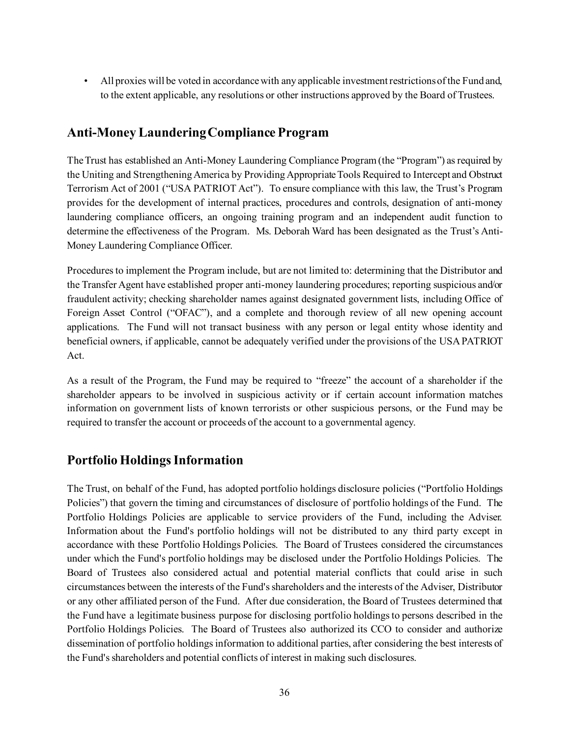- All proxies will be voted in accordance with any applicable investment restrictions of the Fund and, to the extent applicable, any resolutions or other instructions approved by the Board of Trustees.

## Anti-Money Laundering Compliance Program

The Trust has established an Anti-Money Laundering Compliance Program (the "Program") as required by the Uniting and Strengthening America by Providing Appropriate Tools Required to Intercept and Obstruct Terrorism Act of 2001 ("USA PATRIOT Act"). To ensure compliance with this law, the Trust's Program provides for the development of internal practices, procedures and controls, designation of anti-money laundering compliance officers, an ongoing training program and an independent audit function to determine the effectiveness of the Program. Ms. Deborah Ward has been designated as the Trust's Anti-Money Laundering Compliance Officer.

Procedures to implement the Program include, but are not limited to: determining that the Distributor and the Transfer Agent have established proper anti-money laundering procedures; reporting suspicious and/or fraudulent activity; checking shareholder names against designated government lists, including Office of Foreign Asset Control ("OFAC"), and a complete and thorough review of all new opening account applications. The Fund will not transact business with any person or legal entity whose identity and beneficial owners, if applicable, cannot be adequately verified under the provisions of the USA PATRIOT Act.

As a result of the Program, the Fund may be required to "freeze" the account of a shareholder if the shareholder appears to be involved in suspicious activity or if certain account information matches information on government lists of known terrorists or other suspicious persons, or the Fund may be required to transfer the account or proceeds of the account to a governmental agency.

## Portfolio Holdings Information

The Trust, on behalf of the Fund, has adopted portfolio holdings disclosure policies ("Portfolio Holdings Policies") that govern the timing and circumstances of disclosure of portfolio holdings of the Fund. The Portfolio Holdings Policies are applicable to service providers of the Fund, including the Adviser. Information about the Fund's portfolio holdings will not be distributed to any third party except in accordance with these Portfolio Holdings Policies. The Board of Trustees considered the circumstances under which the Fund's portfolio holdings may be disclosed under the Portfolio Holdings Policies. The Board of Trustees also considered actual and potential material conflicts that could arise in such circumstances between the interests of the Fund's shareholders and the interests of the Adviser, Distributor or any other affiliated person of the Fund. After due consideration, the Board of Trustees determined that the Fund have a legitimate business purpose for disclosing portfolio holdings to persons described in the Portfolio Holdings Policies. The Board of Trustees also authorized its CCO to consider and authorize dissemination of portfolio holdings information to additional parties, after considering the best interests of the Fund's shareholders and potential conflicts of interest in making such disclosures.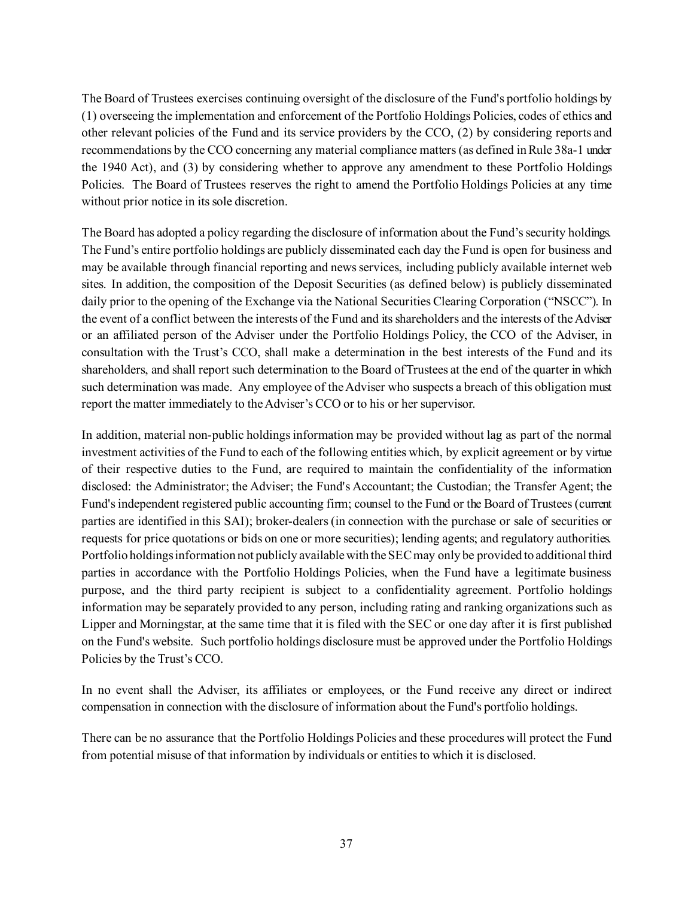The Board of Trustees exercises continuing oversight of the disclosure of the Fund's portfolio holdings by (1) overseeing the implementation and enforcement of the Portfolio Holdings Policies, codes of ethics and other relevant policies of the Fund and its service providers by the CCO, (2) by considering reports and recommendations by the CCO concerning any material compliance matters (as defined in Rule 38a-1 under the 1940 Act), and (3) by considering whether to approve any amendment to these Portfolio Holdings Policies. The Board of Trustees reserves the right to amend the Portfolio Holdings Policies at any time without prior notice in its sole discretion.

The Board has adopted a policy regarding the disclosure of information about the Fund's security holdings. The Fund's entire portfolio holdings are publicly disseminated each day the Fund is open for business and may be available through financial reporting and news services, including publicly available internet web sites. In addition, the composition of the Deposit Securities (as defined below) is publicly disseminated daily prior to the opening of the Exchange via the National Securities Clearing Corporation ("NSCC"). In the event of a conflict between the interests of the Fund and its shareholders and the interests of the Adviser or an affiliated person of the Adviser under the Portfolio Holdings Policy, the CCO of the Adviser, in consultation with the Trust's CCO, shall make a determination in the best interests of the Fund and its shareholders, and shall report such determination to the Board of Trustees at the end of the quarter in which such determination was made. Any employee of the Adviser who suspects a breach of this obligation must report the matter immediately to the Adviser's CCO or to his or her supervisor.

In addition, material non-public holdings information may be provided without lag as part of the normal investment activities of the Fund to each of the following entities which, by explicit agreement or by virtue of their respective duties to the Fund, are required to maintain the confidentiality of the information disclosed: the Administrator; the Adviser; the Fund's Accountant; the Custodian; the Transfer Agent; the Fund's independent registered public accounting firm; counsel to the Fund or the Board of Trustees (current parties are identified in this SAI); broker-dealers (in connection with the purchase or sale of securities or requests for price quotations or bids on one or more securities); lending agents; and regulatory authorities. Portfolio holdings information not publicly available with the SEC may only be provided to additional third parties in accordance with the Portfolio Holdings Policies, when the Fund have a legitimate business purpose, and the third party recipient is subject to a confidentiality agreement. Portfolio holdings information may be separately provided to any person, including rating and ranking organizations such as Lipper and Morningstar, at the same time that it is filed with the SEC or one day after it is first published on the Fund's website. Such portfolio holdings disclosure must be approved under the Portfolio Holdings Policies by the Trust's CCO.

In no event shall the Adviser, its affiliates or employees, or the Fund receive any direct or indirect compensation in connection with the disclosure of information about the Fund's portfolio holdings.

There can be no assurance that the Portfolio Holdings Policies and these procedures will protect the Fund from potential misuse of that information by individuals or entities to which it is disclosed.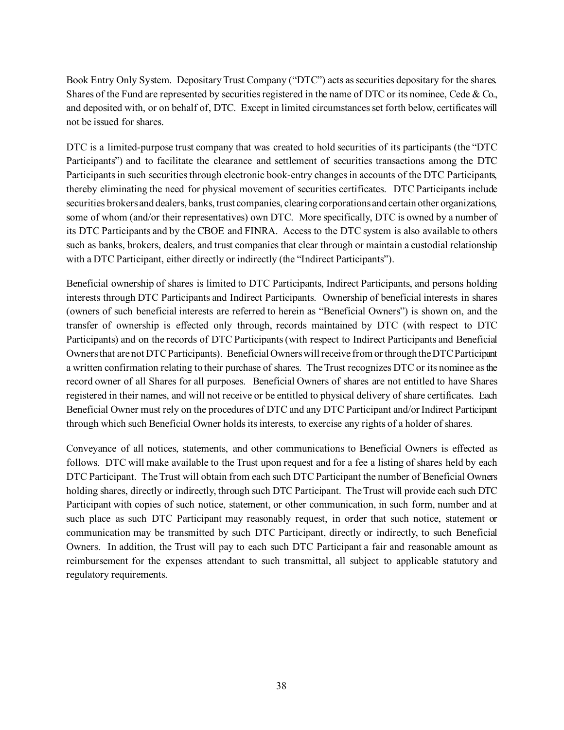Book Entry Only System. Depositary Trust Company ("DTC") acts as securities depositary for the shares. Shares of the Fund are represented by securities registered in the name of DTC or its nominee, Cede & Co., and deposited with, or on behalf of, DTC. Except in limited circumstances set forth below, certificates will not be issued for shares.

DTC is a limited-purpose trust company that was created to hold securities of its participants (the "DTC Participants") and to facilitate the clearance and settlement of securities transactions among the DTC Participants in such securities through electronic book-entry changes in accounts of the DTC Participants, thereby eliminating the need for physical movement of securities certificates. DTC Participants include securities brokers and dealers, banks, trust companies, clearing corporations and certain other organizations, some of whom (and/or their representatives) own DTC. More specifically, DTC is owned by a number of its DTC Participants and by the CBOE and FINRA. Access to the DTC system is also available to others such as banks, brokers, dealers, and trust companies that clear through or maintain a custodial relationship with a DTC Participant, either directly or indirectly (the "Indirect Participants").

Beneficial ownership of shares is limited to DTC Participants, Indirect Participants, and persons holding interests through DTC Participants and Indirect Participants. Ownership of beneficial interests in shares (owners of such beneficial interests are referred to herein as "Beneficial Owners") is shown on, and the transfer of ownership is effected only through, records maintained by DTC (with respect to DTC Participants) and on the records of DTC Participants (with respect to Indirect Participants and Beneficial Owners that are not DTC Participants). Beneficial Owners will receive from or through the DTC Participant a written confirmation relating to their purchase of shares. The Trust recognizes DTC or its nominee as the record owner of all Shares for all purposes. Beneficial Owners of shares are not entitled to have Shares registered in their names, and will not receive or be entitled to physical delivery of share certificates. Each Beneficial Owner must rely on the procedures of DTC and any DTC Participant and/or Indirect Participant through which such Beneficial Owner holds its interests, to exercise any rights of a holder of shares.

Conveyance of all notices, statements, and other communications to Beneficial Owners is effected as follows. DTC will make available to the Trust upon request and for a fee a listing of shares held by each DTC Participant. The Trust will obtain from each such DTC Participant the number of Beneficial Owners holding shares, directly or indirectly, through such DTC Participant. The Trust will provide each such DTC Participant with copies of such notice, statement, or other communication, in such form, number and at such place as such DTC Participant may reasonably request, in order that such notice, statement or communication may be transmitted by such DTC Participant, directly or indirectly, to such Beneficial Owners. In addition, the Trust will pay to each such DTC Participant a fair and reasonable amount as reimbursement for the expenses attendant to such transmittal, all subject to applicable statutory and regulatory requirements.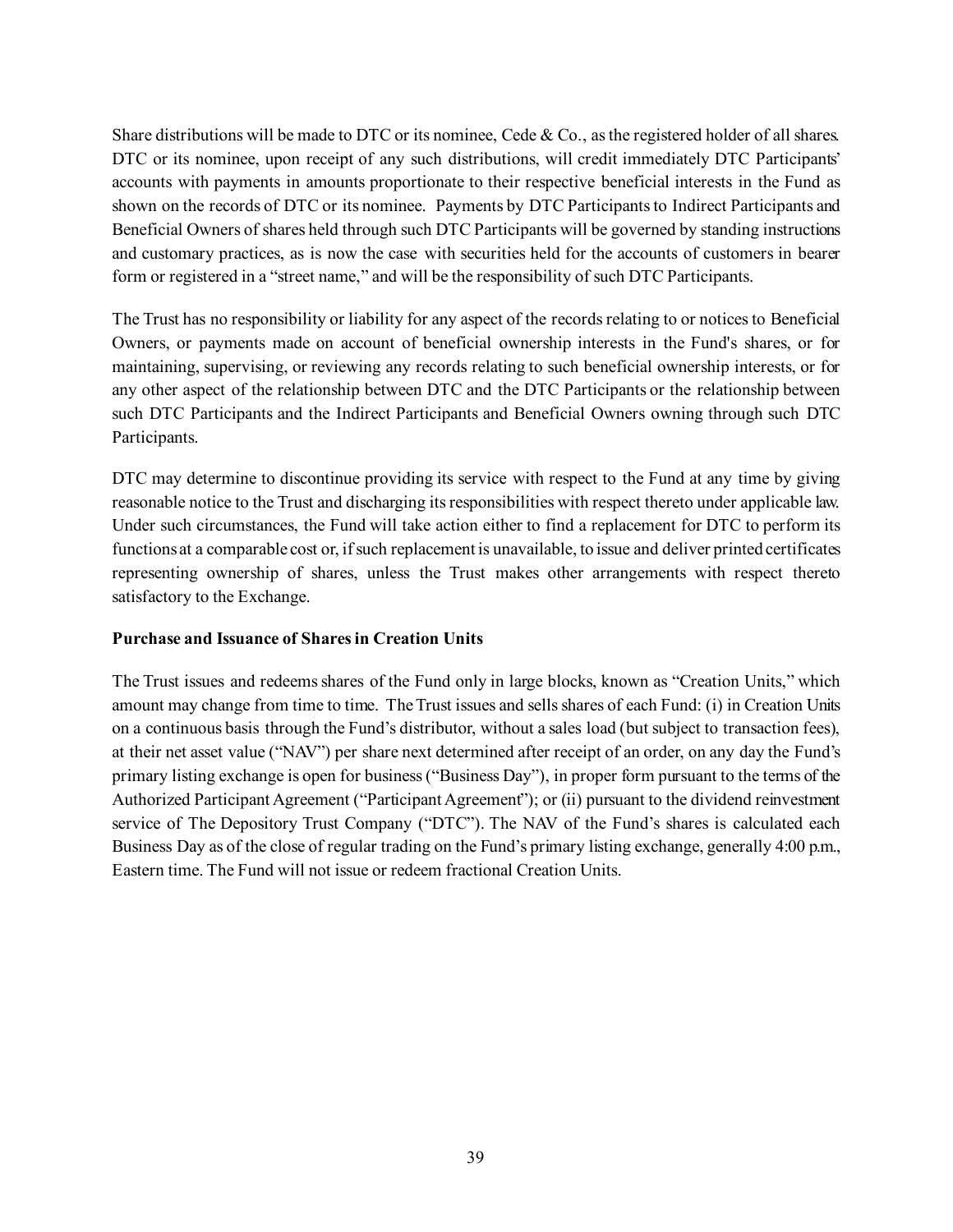Share distributions will be made to DTC or its nominee, Cede & Co., as the registered holder of all shares. DTC or its nominee, upon receipt of any such distributions, will credit immediately DTC Participants' accounts with payments in amounts proportionate to their respective beneficial interests in the Fund as shown on the records of DTC or its nominee. Payments by DTC Participants to Indirect Participants and Beneficial Owners of shares held through such DTC Participants will be governed by standing instructions and customary practices, as is now the case with securities held for the accounts of customers in bearer form or registered in a "street name," and will be the responsibility of such DTC Participants.

The Trust has no responsibility or liability for any aspect of the records relating to or notices to Beneficial Owners, or payments made on account of beneficial ownership interests in the Fund's shares, or for maintaining, supervising, or reviewing any records relating to such beneficial ownership interests, or for any other aspect of the relationship between DTC and the DTC Participants or the relationship between such DTC Participants and the Indirect Participants and Beneficial Owners owning through such DTC Participants.

DTC may determine to discontinue providing its service with respect to the Fund at any time by giving reasonable notice to the Trust and discharging its responsibilities with respect thereto under applicable law. Under such circumstances, the Fund will take action either to find a replacement for DTC to perform its functions at a comparable cost or, if such replacement is unavailable, to issue and deliver printed certificates representing ownership of shares, unless the Trust makes other arrangements with respect thereto satisfactory to the Exchange.

**Purchase and Issuance of Shares in Creation Units**

The Trust issues and redeems shares of the Fund only in large blocks, known as "Creation Units," which amount may change from time to time. The Trust issues and sells shares of each Fund: (i) in Creation Units on a continuous basis through the Fund's distributor, without a sales load (but subject to transaction fees), at their net asset value ("NAV") per share next determined after receipt of an order, on any day the Fund's primary listing exchange is open for business ("Business Day"), in proper form pursuant to the terms of the Authorized Participant Agreement ("Participant Agreement"); or (ii) pursuant to the dividend reinvestment service of The Depository Trust Company ("DTC"). The NAV of the Fund's shares is calculated each Business Day as of the close of regular trading on the Fund's primary listing exchange, generally 4:00 p.m., Eastern time. The Fund will not issue or redeem fractional Creation Units.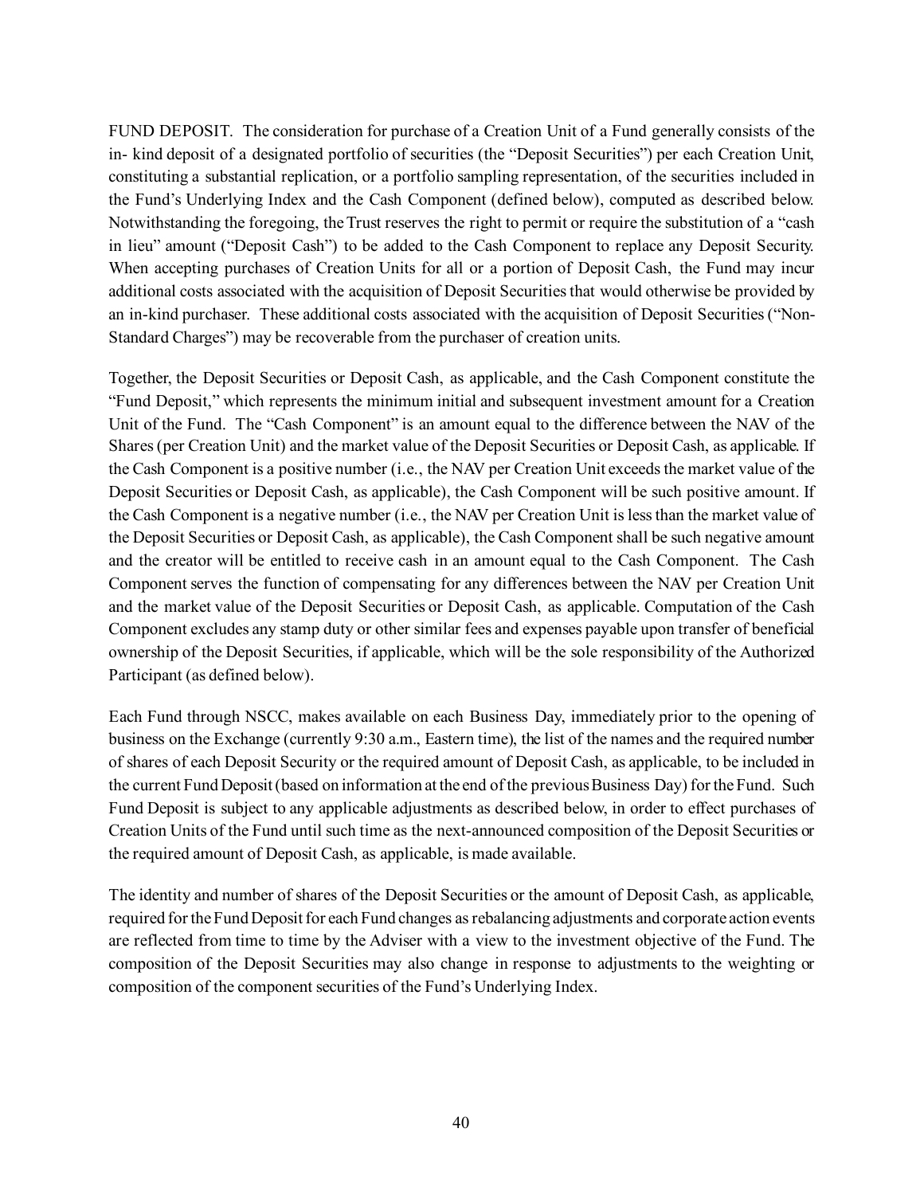FUND DEPOSIT. The consideration for purchase of a Creation Unit of a Fund generally consists of the in- kind deposit of a designated portfolio of securities (the "Deposit Securities") per each Creation Unit, constituting a substantial replication, or a portfolio sampling representation, of the securities included in the Fund's Underlying Index and the Cash Component (defined below), computed as described below. Notwithstanding the foregoing, the Trust reserves the right to permit or require the substitution of a "cash in lieu" amount ("Deposit Cash") to be added to the Cash Component to replace any Deposit Security. When accepting purchases of Creation Units for all or a portion of Deposit Cash, the Fund may incur additional costs associated with the acquisition of Deposit Securities that would otherwise be provided by an in-kind purchaser. These additional costs associated with the acquisition of Deposit Securities ("Non-Standard Charges") may be recoverable from the purchaser of creation units.

Together, the Deposit Securities or Deposit Cash, as applicable, and the Cash Component constitute the "Fund Deposit," which represents the minimum initial and subsequent investment amount for a Creation Unit of the Fund. The "Cash Component" is an amount equal to the difference between the NAV of the Shares (per Creation Unit) and the market value of the Deposit Securities or Deposit Cash, as applicable. If the Cash Component is a positive number (i.e., the NAV per Creation Unit exceeds the market value of the Deposit Securities or Deposit Cash, as applicable), the Cash Component will be such positive amount. If the Cash Component is a negative number (i.e., the NAV per Creation Unit is less than the market value of the Deposit Securities or Deposit Cash, as applicable), the Cash Component shall be such negative amount and the creator will be entitled to receive cash in an amount equal to the Cash Component. The Cash Component serves the function of compensating for any differences between the NAV per Creation Unit and the market value of the Deposit Securities or Deposit Cash, as applicable. Computation of the Cash Component excludes any stamp duty or other similar fees and expenses payable upon transfer of beneficial ownership of the Deposit Securities, if applicable, which will be the sole responsibility of the Authorized Participant (as defined below).

Each Fund through NSCC, makes available on each Business Day, immediately prior to the opening of business on the Exchange (currently 9:30 a.m., Eastern time), the list of the names and the required number of shares of each Deposit Security or the required amount of Deposit Cash, as applicable, to be included in the current Fund Deposit (based on information at the end of the previous Business Day) for the Fund. Such Fund Deposit is subject to any applicable adjustments as described below, in order to effect purchases of Creation Units of the Fund until such time as the next-announced composition of the Deposit Securities or the required amount of Deposit Cash, as applicable, is made available.

The identity and number of shares of the Deposit Securities or the amount of Deposit Cash, as applicable, required for the Fund Deposit for each Fund changes as rebalancing adjustments and corporate action events are reflected from time to time by the Adviser with a view to the investment objective of the Fund. The composition of the Deposit Securities may also change in response to adjustments to the weighting or composition of the component securities of the Fund's Underlying Index.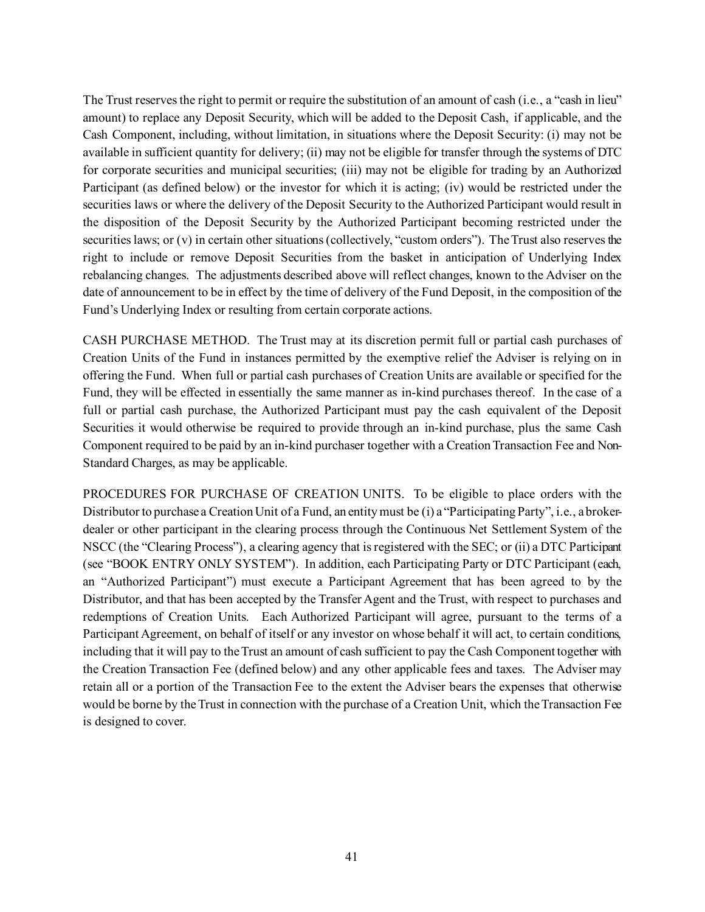The Trust reserves the right to permit or require the substitution of an amount of cash (i.e., a "cash in lieu" amount) to replace any Deposit Security, which will be added to the Deposit Cash, if applicable, and the Cash Component, including, without limitation, in situations where the Deposit Security: (i) may not be available in sufficient quantity for delivery; (ii) may not be eligible for transfer through the systems of DTC for corporate securities and municipal securities; (iii) may not be eligible for trading by an Authorized Participant (as defined below) or the investor for which it is acting; (iv) would be restricted under the securities laws or where the delivery of the Deposit Security to the Authorized Participant would result in the disposition of the Deposit Security by the Authorized Participant becoming restricted under the securities laws; or (v) in certain other situations (collectively, "custom orders"). The Trust also reserves the right to include or remove Deposit Securities from the basket in anticipation of Underlying Index rebalancing changes. The adjustments described above will reflect changes, known to the Adviser on the date of announcement to be in effect by the time of delivery of the Fund Deposit, in the composition of the Fund's Underlying Index or resulting from certain corporate actions.

CASH PURCHASE METHOD. The Trust may at its discretion permit full or partial cash purchases of Creation Units of the Fund in instances permitted by the exemptive relief the Adviser is relying on in offering the Fund. When full or partial cash purchases of Creation Units are available or specified for the Fund, they will be effected in essentially the same manner as in-kind purchases thereof. In the case of a full or partial cash purchase, the Authorized Participant must pay the cash equivalent of the Deposit Securities it would otherwise be required to provide through an in-kind purchase, plus the same Cash Component required to be paid by an in-kind purchaser together with a Creation Transaction Fee and Non-Standard Charges, as may be applicable.

PROCEDURES FOR PURCHASE OF CREATION UNITS. To be eligible to place orders with the Distributor to purchase a Creation Unit of a Fund, an entity must be (i) a "Participating Party", i.e., a broker-dealer or other participant in the clearing process through the Continuous Net Settlement System of the NSCC (the "Clearing Process"), a clearing agency that is registered with the SEC; or (ii) a DTC Participant (see "BOOK ENTRY ONLY SYSTEM"). In addition, each Participating Party or DTC Participant (each, an "Authorized Participant") must execute a Participant Agreement that has been agreed to by the Distributor, and that has been accepted by the Transfer Agent and the Trust, with respect to purchases and redemptions of Creation Units. Each Authorized Participant will agree, pursuant to the terms of a Participant Agreement, on behalf of itself or any investor on whose behalf it will act, to certain conditions, including that it will pay to the Trust an amount of cash sufficient to pay the Cash Component together with the Creation Transaction Fee (defined below) and any other applicable fees and taxes. The Adviser may retain all or a portion of the Transaction Fee to the extent the Adviser bears the expenses that otherwise would be borne by the Trust in connection with the purchase of a Creation Unit, which the Transaction Fee is designed to cover.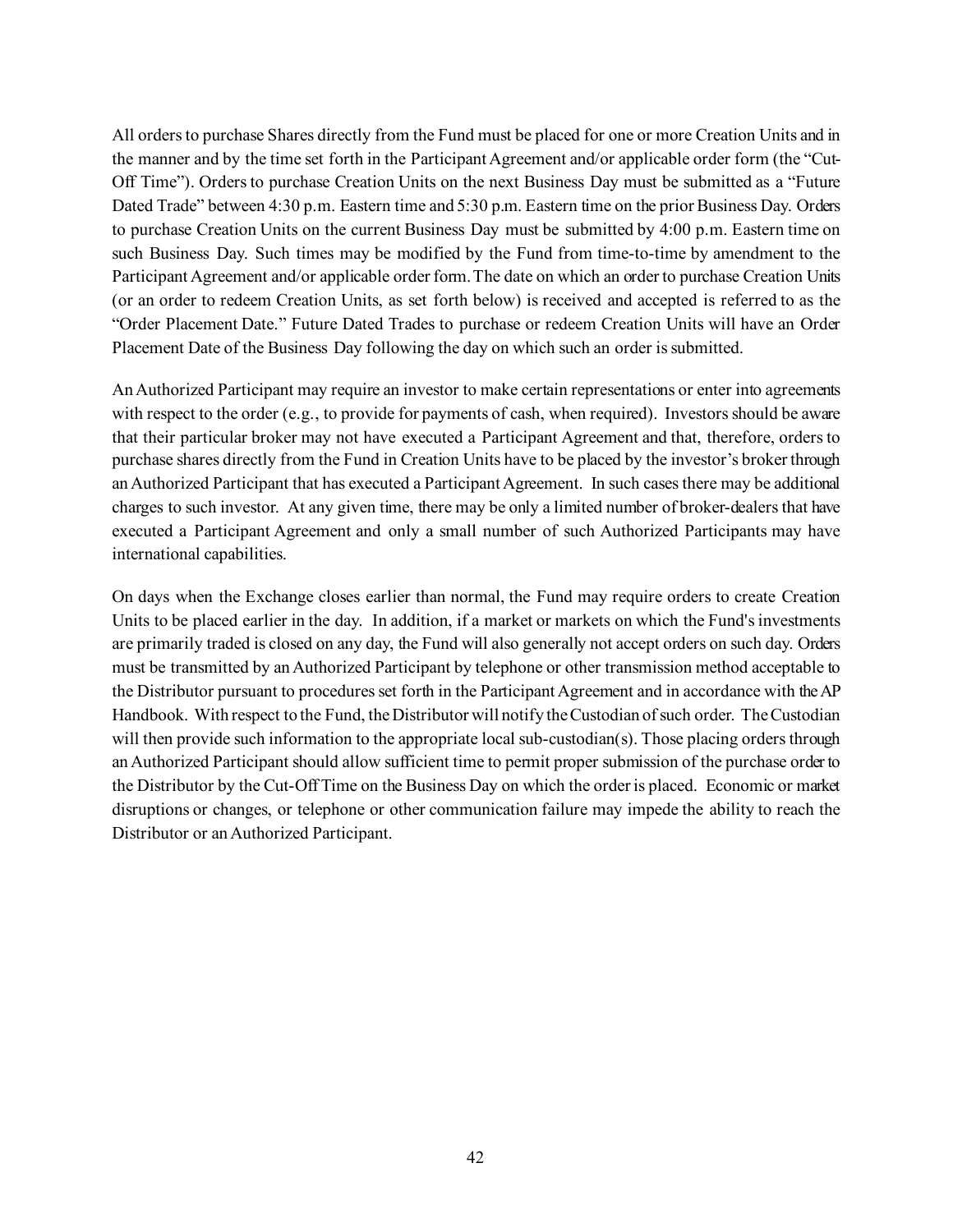All orders to purchase Shares directly from the Fund must be placed for one or more Creation Units and in the manner and by the time set forth in the Participant Agreement and/or applicable order form (the "Cut-Off Time"). Orders to purchase Creation Units on the next Business Day must be submitted as a "Future Dated Trade" between 4:30 p.m. Eastern time and 5:30 p.m. Eastern time on the prior Business Day. Orders to purchase Creation Units on the current Business Day must be submitted by 4:00 p.m. Eastern time on such Business Day. Such times may be modified by the Fund from time-to-time by amendment to the Participant Agreement and/or applicable order form. The date on which an order to purchase Creation Units (or an order to redeem Creation Units, as set forth below) is received and accepted is referred to as the "Order Placement Date." Future Dated Trades to purchase or redeem Creation Units will have an Order Placement Date of the Business Day following the day on which such an order is submitted.

An Authorized Participant may require an investor to make certain representations or enter into agreements with respect to the order (e.g., to provide for payments of cash, when required). Investors should be aware that their particular broker may not have executed a Participant Agreement and that, therefore, orders to purchase shares directly from the Fund in Creation Units have to be placed by the investor's broker through an Authorized Participant that has executed a Participant Agreement. In such cases there may be additional charges to such investor. At any given time, there may be only a limited number of broker-dealers that have executed a Participant Agreement and only a small number of such Authorized Participants may have international capabilities.

On days when the Exchange closes earlier than normal, the Fund may require orders to create Creation Units to be placed earlier in the day. In addition, if a market or markets on which the Fund's investments are primarily traded is closed on any day, the Fund will also generally not accept orders on such day. Orders must be transmitted by an Authorized Participant by telephone or other transmission method acceptable to the Distributor pursuant to procedures set forth in the Participant Agreement and in accordance with the AP Handbook. With respect to the Fund, the Distributor will notify the Custodian of such order. The Custodian will then provide such information to the appropriate local sub-custodian(s). Those placing orders through an Authorized Participant should allow sufficient time to permit proper submission of the purchase order to the Distributor by the Cut-Off Time on the Business Day on which the order is placed. Economic or market disruptions or changes, or telephone or other communication failure may impede the ability to reach the Distributor or an Authorized Participant.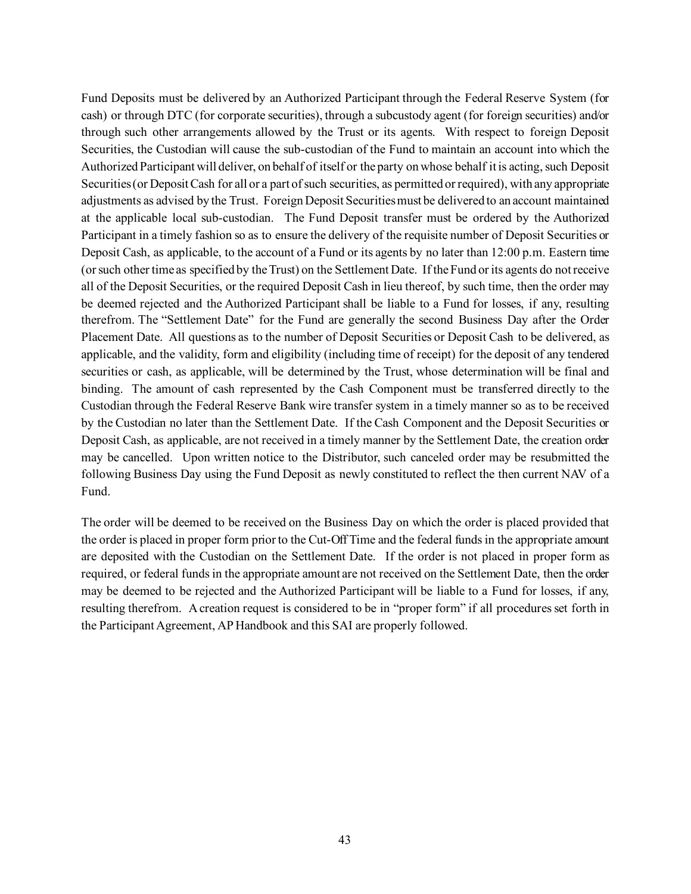Fund Deposits must be delivered by an Authorized Participant through the Federal Reserve System (for cash) or through DTC (for corporate securities), through a subcustody agent (for foreign securities) and/or through such other arrangements allowed by the Trust or its agents. With respect to foreign Deposit Securities, the Custodian will cause the sub-custodian of the Fund to maintain an account into which the Authorized Participant will deliver, on behalf of itself or the party on whose behalf it is acting, such Deposit Securities (or Deposit Cash for all or a part of such securities, as permitted or required), with any appropriate adjustments as advised by the Trust. Foreign Deposit Securities must be delivered to an account maintained at the applicable local sub-custodian. The Fund Deposit transfer must be ordered by the Authorized Participant in a timely fashion so as to ensure the delivery of the requisite number of Deposit Securities or Deposit Cash, as applicable, to the account of a Fund or its agents by no later than 12:00 p.m. Eastern time (or such other time as specified by the Trust) on the Settlement Date. If the Fund or its agents do not receive all of the Deposit Securities, or the required Deposit Cash in lieu thereof, by such time, then the order may be deemed rejected and the Authorized Participant shall be liable to a Fund for losses, if any, resulting therefrom. The "Settlement Date" for the Fund are generally the second Business Day after the Order Placement Date. All questions as to the number of Deposit Securities or Deposit Cash to be delivered, as applicable, and the validity, form and eligibility (including time of receipt) for the deposit of any tendered securities or cash, as applicable, will be determined by the Trust, whose determination will be final and binding. The amount of cash represented by the Cash Component must be transferred directly to the Custodian through the Federal Reserve Bank wire transfer system in a timely manner so as to be received by the Custodian no later than the Settlement Date. If the Cash Component and the Deposit Securities or Deposit Cash, as applicable, are not received in a timely manner by the Settlement Date, the creation order may be cancelled. Upon written notice to the Distributor, such canceled order may be resubmitted the following Business Day using the Fund Deposit as newly constituted to reflect the then current NAV of a Fund.

The order will be deemed to be received on the Business Day on which the order is placed provided that the order is placed in proper form prior to the Cut-Off Time and the federal funds in the appropriate amount are deposited with the Custodian on the Settlement Date. If the order is not placed in proper form as required, or federal funds in the appropriate amount are not received on the Settlement Date, then the order may be deemed to be rejected and the Authorized Participant will be liable to a Fund for losses, if any, resulting therefrom. A creation request is considered to be in "proper form" if all procedures set forth in the Participant Agreement, AP Handbook and this SAI are properly followed.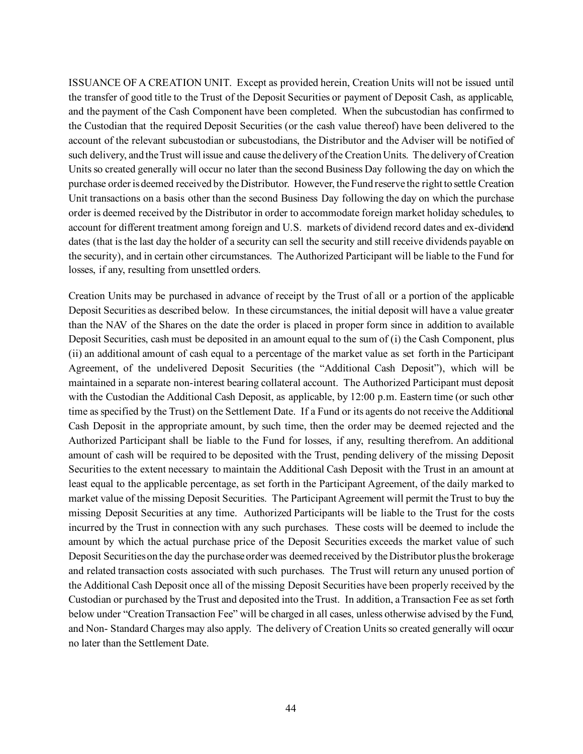ISSUANCE OF A CREATION UNIT. Except as provided herein, Creation Units will not be issued until the transfer of good title to the Trust of the Deposit Securities or payment of Deposit Cash, as applicable, and the payment of the Cash Component have been completed. When the subcustodian has confirmed to the Custodian that the required Deposit Securities (or the cash value thereof) have been delivered to the account of the relevant subcustodian or subcustodians, the Distributor and the Adviser will be notified of such delivery, and the Trust will issue and cause the delivery of the Creation Units. The delivery of Creation Units so created generally will occur no later than the second Business Day following the day on which the purchase order is deemed received by the Distributor. However, the Fund reserve the right to settle Creation Unit transactions on a basis other than the second Business Day following the day on which the purchase order is deemed received by the Distributor in order to accommodate foreign market holiday schedules, to account for different treatment among foreign and U.S. markets of dividend record dates and ex-dividend dates (that is the last day the holder of a security can sell the security and still receive dividends payable on the security), and in certain other circumstances. The Authorized Participant will be liable to the Fund for losses, if any, resulting from unsettled orders.

Creation Units may be purchased in advance of receipt by the Trust of all or a portion of the applicable Deposit Securities as described below. In these circumstances, the initial deposit will have a value greater than the NAV of the Shares on the date the order is placed in proper form since in addition to available Deposit Securities, cash must be deposited in an amount equal to the sum of (i) the Cash Component, plus (ii) an additional amount of cash equal to a percentage of the market value as set forth in the Participant Agreement, of the undelivered Deposit Securities (the "Additional Cash Deposit"), which will be maintained in a separate non-interest bearing collateral account. The Authorized Participant must deposit with the Custodian the Additional Cash Deposit, as applicable, by 12:00 p.m. Eastern time (or such other time as specified by the Trust) on the Settlement Date. If a Fund or its agents do not receive the Additional Cash Deposit in the appropriate amount, by such time, then the order may be deemed rejected and the Authorized Participant shall be liable to the Fund for losses, if any, resulting therefrom. An additional amount of cash will be required to be deposited with the Trust, pending delivery of the missing Deposit Securities to the extent necessary to maintain the Additional Cash Deposit with the Trust in an amount at least equal to the applicable percentage, as set forth in the Participant Agreement, of the daily marked to market value of the missing Deposit Securities. The Participant Agreement will permit the Trust to buy the missing Deposit Securities at any time. Authorized Participants will be liable to the Trust for the costs incurred by the Trust in connection with any such purchases. These costs will be deemed to include the amount by which the actual purchase price of the Deposit Securities exceeds the market value of such Deposit Securities on the day the purchase order was deemed received by the Distributor plus the brokerage and related transaction costs associated with such purchases. The Trust will return any unused portion of the Additional Cash Deposit once all of the missing Deposit Securities have been properly received by the Custodian or purchased by the Trust and deposited into the Trust. In addition, a Transaction Fee as set forth below under "Creation Transaction Fee" will be charged in all cases, unless otherwise advised by the Fund, and Non- Standard Charges may also apply. The delivery of Creation Units so created generally will occur no later than the Settlement Date.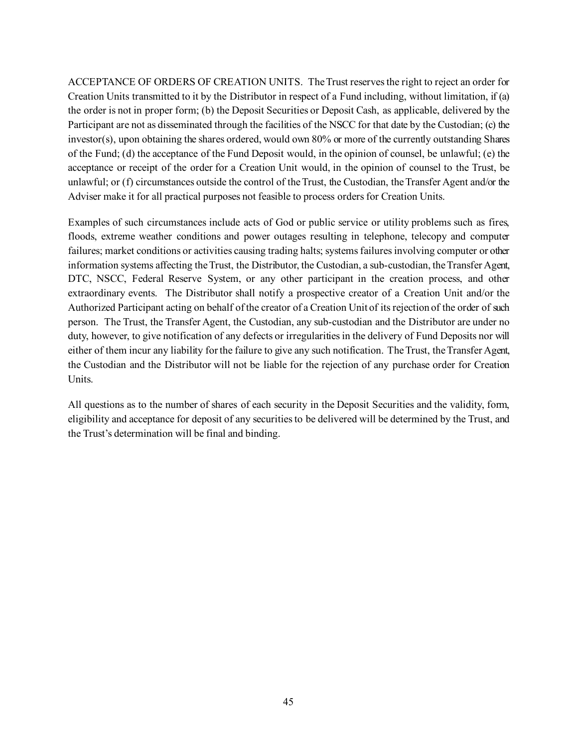ACCEPTANCE OF ORDERS OF CREATION UNITS. The Trust reserves the right to reject an order for Creation Units transmitted to it by the Distributor in respect of a Fund including, without limitation, if (a) the order is not in proper form; (b) the Deposit Securities or Deposit Cash, as applicable, delivered by the Participant are not as disseminated through the facilities of the NSCC for that date by the Custodian; (c) the investor(s), upon obtaining the shares ordered, would own 80% or more of the currently outstanding Shares of the Fund; (d) the acceptance of the Fund Deposit would, in the opinion of counsel, be unlawful; (e) the acceptance or receipt of the order for a Creation Unit would, in the opinion of counsel to the Trust, be unlawful; or (f) circumstances outside the control of the Trust, the Custodian, the Transfer Agent and/or the Adviser make it for all practical purposes not feasible to process orders for Creation Units.

Examples of such circumstances include acts of God or public service or utility problems such as fires, floods, extreme weather conditions and power outages resulting in telephone, telecopy and computer failures; market conditions or activities causing trading halts; systems failures involving computer or other information systems affecting the Trust, the Distributor, the Custodian, a sub-custodian, the Transfer Agent, DTC, NSCC, Federal Reserve System, or any other participant in the creation process, and other extraordinary events. The Distributor shall notify a prospective creator of a Creation Unit and/or the Authorized Participant acting on behalf of the creator of a Creation Unit of its rejection of the order of such person. The Trust, the Transfer Agent, the Custodian, any sub-custodian and the Distributor are under no duty, however, to give notification of any defects or irregularities in the delivery of Fund Deposits nor will either of them incur any liability for the failure to give any such notification. The Trust, the Transfer Agent, the Custodian and the Distributor will not be liable for the rejection of any purchase order for Creation Units.

All questions as to the number of shares of each security in the Deposit Securities and the validity, form, eligibility and acceptance for deposit of any securities to be delivered will be determined by the Trust, and the Trust's determination will be final and binding.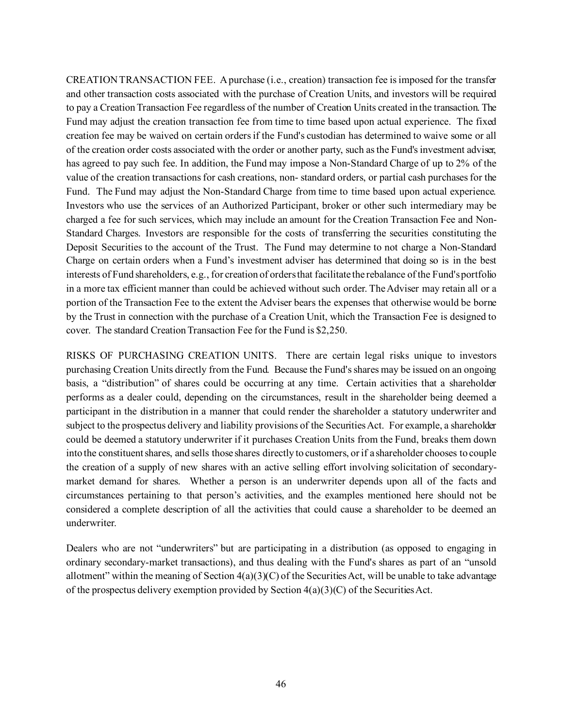CREATION TRANSACTION FEE. A purchase (i.e., creation) transaction fee is imposed for the transfer and other transaction costs associated with the purchase of Creation Units, and investors will be required to pay a Creation Transaction Fee regardless of the number of Creation Units created in the transaction. The Fund may adjust the creation transaction fee from time to time based upon actual experience. The fixed creation fee may be waived on certain orders if the Fund's custodian has determined to waive some or all of the creation order costs associated with the order or another party, such as the Fund's investment adviser, has agreed to pay such fee. In addition, the Fund may impose a Non-Standard Charge of up to 2% of the value of the creation transactions for cash creations, non- standard orders, or partial cash purchases for the Fund. The Fund may adjust the Non-Standard Charge from time to time based upon actual experience. Investors who use the services of an Authorized Participant, broker or other such intermediary may be charged a fee for such services, which may include an amount for the Creation Transaction Fee and Non-Standard Charges. Investors are responsible for the costs of transferring the securities constituting the Deposit Securities to the account of the Trust. The Fund may determine to not charge a Non-Standard Charge on certain orders when a Fund's investment adviser has determined that doing so is in the best interests of Fund shareholders, e.g., for creation of orders that facilitate the rebalance of the Fund's portfolio in a more tax efficient manner than could be achieved without such order. The Adviser may retain all or a portion of the Transaction Fee to the extent the Adviser bears the expenses that otherwise would be borne by the Trust in connection with the purchase of a Creation Unit, which the Transaction Fee is designed to cover. The standard Creation Transaction Fee for the Fund is $2,250.

RISKS OF PURCHASING CREATION UNITS. There are certain legal risks unique to investors purchasing Creation Units directly from the Fund. Because the Fund's shares may be issued on an ongoing basis, a "distribution" of shares could be occurring at any time. Certain activities that a shareholder performs as a dealer could, depending on the circumstances, result in the shareholder being deemed a participant in the distribution in a manner that could render the shareholder a statutory underwriter and subject to the prospectus delivery and liability provisions of the Securities Act. For example, a shareholder could be deemed a statutory underwriter if it purchases Creation Units from the Fund, breaks them down into the constituent shares, and sells those shares directly to customers, or if a shareholder chooses to couple the creation of a supply of new shares with an active selling effort involving solicitation of secondary-market demand for shares. Whether a person is an underwriter depends upon all of the facts and circumstances pertaining to that person's activities, and the examples mentioned here should not be considered a complete description of all the activities that could cause a shareholder to be deemed an underwriter.

Dealers who are not "underwriters" but are participating in a distribution (as opposed to engaging in ordinary secondary-market transactions), and thus dealing with the Fund's shares as part of an "unsold allotment" within the meaning of Section 4(a)(3)(C) of the Securities Act, will be unable to take advantage of the prospectus delivery exemption provided by Section 4(a)(3)(C) of the Securities Act.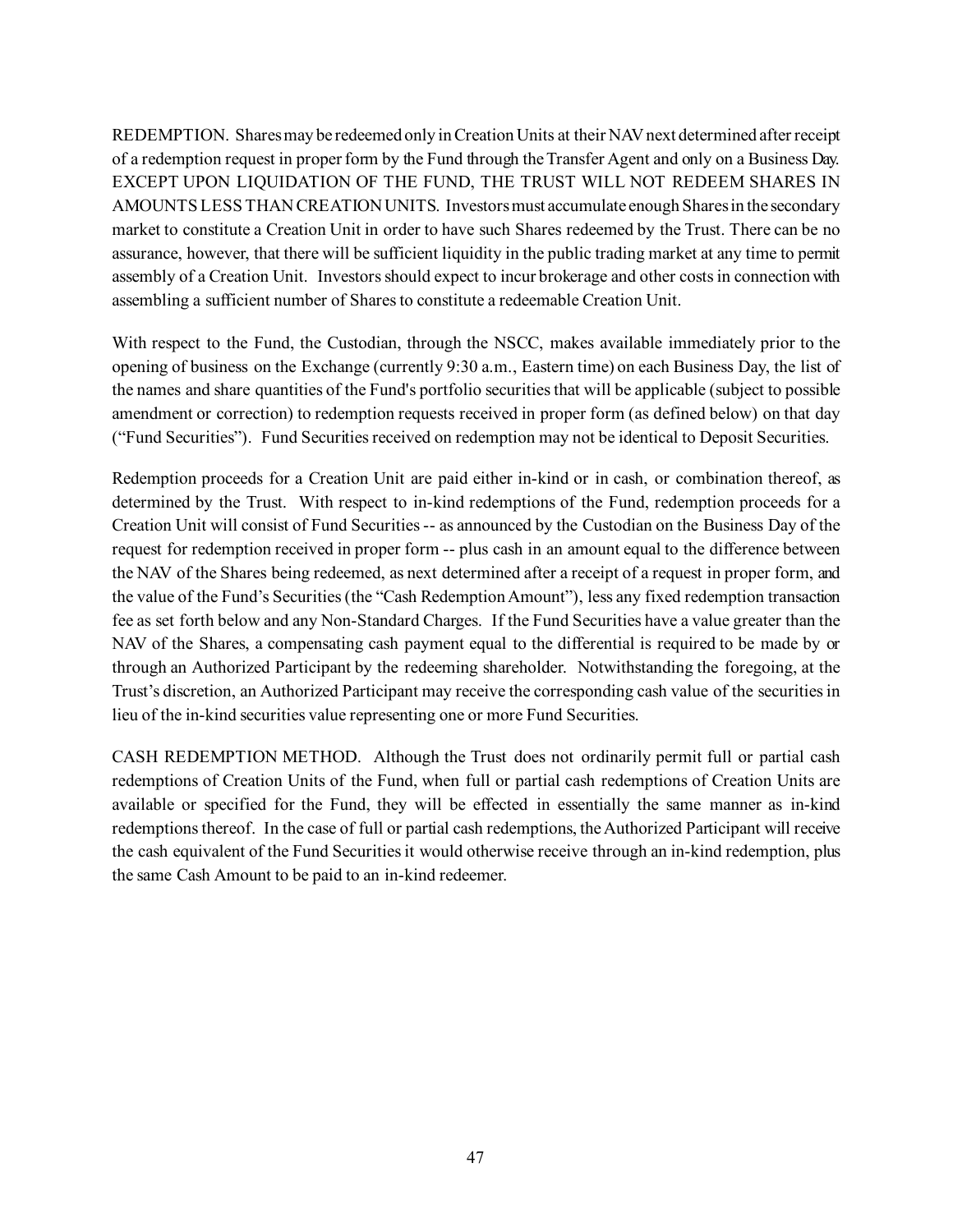REDEMPTION. Shares may be redeemed only in Creation Units at their NAV next determined after receipt of a redemption request in proper form by the Fund through the Transfer Agent and only on a Business Day. EXCEPT UPON LIQUIDATION OF THE FUND, THE TRUST WILL NOT REDEEM SHARES IN AMOUNTS LESS THAN CREATION UNITS. Investors must accumulate enough Shares in the secondary market to constitute a Creation Unit in order to have such Shares redeemed by the Trust. There can be no assurance, however, that there will be sufficient liquidity in the public trading market at any time to permit assembly of a Creation Unit. Investors should expect to incur brokerage and other costs in connection with assembling a sufficient number of Shares to constitute a redeemable Creation Unit.

With respect to the Fund, the Custodian, through the NSCC, makes available immediately prior to the opening of business on the Exchange (currently 9:30 a.m., Eastern time) on each Business Day, the list of the names and share quantities of the Fund's portfolio securities that will be applicable (subject to possible amendment or correction) to redemption requests received in proper form (as defined below) on that day ("Fund Securities"). Fund Securities received on redemption may not be identical to Deposit Securities.

Redemption proceeds for a Creation Unit are paid either in-kind or in cash, or combination thereof, as determined by the Trust. With respect to in-kind redemptions of the Fund, redemption proceeds for a Creation Unit will consist of Fund Securities -- as announced by the Custodian on the Business Day of the request for redemption received in proper form -- plus cash in an amount equal to the difference between the NAV of the Shares being redeemed, as next determined after a receipt of a request in proper form, and the value of the Fund's Securities (the "Cash Redemption Amount"), less any fixed redemption transaction fee as set forth below and any Non-Standard Charges. If the Fund Securities have a value greater than the NAV of the Shares, a compensating cash payment equal to the differential is required to be made by or through an Authorized Participant by the redeeming shareholder. Notwithstanding the foregoing, at the Trust's discretion, an Authorized Participant may receive the corresponding cash value of the securities in lieu of the in-kind securities value representing one or more Fund Securities.

CASH REDEMPTION METHOD. Although the Trust does not ordinarily permit full or partial cash redemptions of Creation Units of the Fund, when full or partial cash redemptions of Creation Units are available or specified for the Fund, they will be effected in essentially the same manner as in-kind redemptions thereof. In the case of full or partial cash redemptions, the Authorized Participant will receive the cash equivalent of the Fund Securities it would otherwise receive through an in-kind redemption, plus the same Cash Amount to be paid to an in-kind redeemer.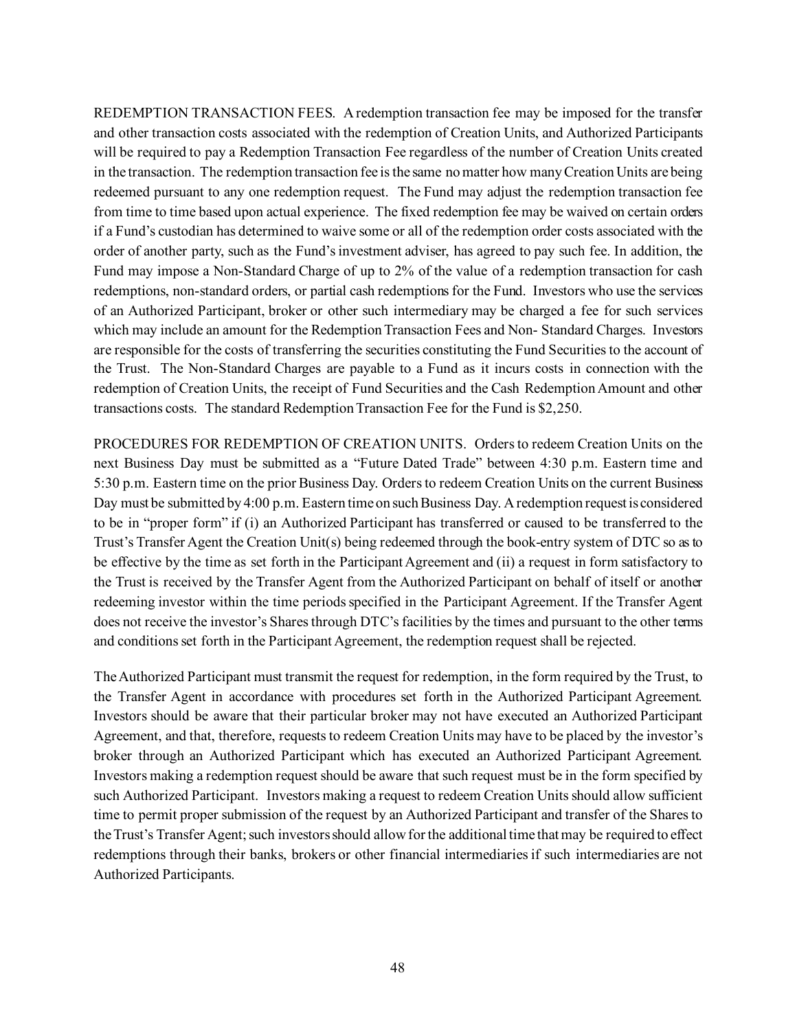REDEMPTION TRANSACTION FEES. A redemption transaction fee may be imposed for the transfer and other transaction costs associated with the redemption of Creation Units, and Authorized Participants will be required to pay a Redemption Transaction Fee regardless of the number of Creation Units created in the transaction. The redemption transaction fee is the same no matter how many Creation Units are being redeemed pursuant to any one redemption request. The Fund may adjust the redemption transaction fee from time to time based upon actual experience. The fixed redemption fee may be waived on certain orders if a Fund's custodian has determined to waive some or all of the redemption order costs associated with the order of another party, such as the Fund's investment adviser, has agreed to pay such fee. In addition, the Fund may impose a Non-Standard Charge of up to 2% of the value of a redemption transaction for cash redemptions, non-standard orders, or partial cash redemptions for the Fund. Investors who use the services of an Authorized Participant, broker or other such intermediary may be charged a fee for such services which may include an amount for the Redemption Transaction Fees and Non- Standard Charges. Investors are responsible for the costs of transferring the securities constituting the Fund Securities to the account of the Trust. The Non-Standard Charges are payable to a Fund as it incurs costs in connection with the redemption of Creation Units, the receipt of Fund Securities and the Cash Redemption Amount and other transactions costs. The standard Redemption Transaction Fee for the Fund is $2,250.

PROCEDURES FOR REDEMPTION OF CREATION UNITS. Orders to redeem Creation Units on the next Business Day must be submitted as a "Future Dated Trade" between 4:30 p.m. Eastern time and 5:30 p.m. Eastern time on the prior Business Day. Orders to redeem Creation Units on the current Business Day must be submitted by 4:00 p.m. Eastern time on such Business Day. A redemption request is considered to be in "proper form" if (i) an Authorized Participant has transferred or caused to be transferred to the Trust's Transfer Agent the Creation Unit(s) being redeemed through the book-entry system of DTC so as to be effective by the time as set forth in the Participant Agreement and (ii) a request in form satisfactory to the Trust is received by the Transfer Agent from the Authorized Participant on behalf of itself or another redeeming investor within the time periods specified in the Participant Agreement. If the Transfer Agent does not receive the investor's Shares through DTC's facilities by the times and pursuant to the other terms and conditions set forth in the Participant Agreement, the redemption request shall be rejected.

The Authorized Participant must transmit the request for redemption, in the form required by the Trust, to the Transfer Agent in accordance with procedures set forth in the Authorized Participant Agreement. Investors should be aware that their particular broker may not have executed an Authorized Participant Agreement, and that, therefore, requests to redeem Creation Units may have to be placed by the investor's broker through an Authorized Participant which has executed an Authorized Participant Agreement. Investors making a redemption request should be aware that such request must be in the form specified by such Authorized Participant. Investors making a request to redeem Creation Units should allow sufficient time to permit proper submission of the request by an Authorized Participant and transfer of the Shares to the Trust's Transfer Agent; such investors should allow for the additional time that may be required to effect redemptions through their banks, brokers or other financial intermediaries if such intermediaries are not Authorized Participants.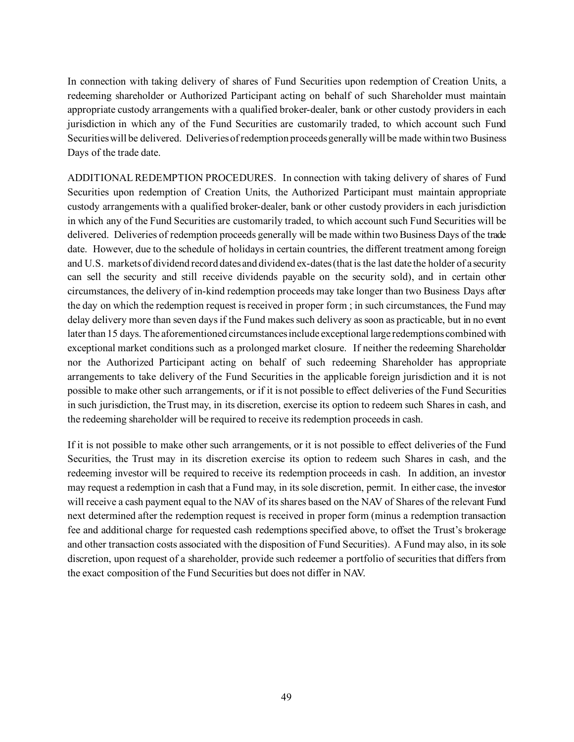In connection with taking delivery of shares of Fund Securities upon redemption of Creation Units, a redeeming shareholder or Authorized Participant acting on behalf of such Shareholder must maintain appropriate custody arrangements with a qualified broker-dealer, bank or other custody providers in each jurisdiction in which any of the Fund Securities are customarily traded, to which account such Fund Securities will be delivered. Deliveries of redemption proceeds generally will be made within two Business Days of the trade date.

ADDITIONAL REDEMPTION PROCEDURES. In connection with taking delivery of shares of Fund Securities upon redemption of Creation Units, the Authorized Participant must maintain appropriate custody arrangements with a qualified broker-dealer, bank or other custody providers in each jurisdiction in which any of the Fund Securities are customarily traded, to which account such Fund Securities will be delivered. Deliveries of redemption proceeds generally will be made within two Business Days of the trade date. However, due to the schedule of holidays in certain countries, the different treatment among foreign and U.S. markets of dividend record dates and dividend ex-dates (that is the last date the holder of a security can sell the security and still receive dividends payable on the security sold), and in certain other circumstances, the delivery of in-kind redemption proceeds may take longer than two Business Days after the day on which the redemption request is received in proper form ; in such circumstances, the Fund may delay delivery more than seven days if the Fund makes such delivery as soon as practicable, but in no event later than 15 days. The aforementioned circumstances include exceptional large redemptions combined with exceptional market conditions such as a prolonged market closure. If neither the redeeming Shareholder nor the Authorized Participant acting on behalf of such redeeming Shareholder has appropriate arrangements to take delivery of the Fund Securities in the applicable foreign jurisdiction and it is not possible to make other such arrangements, or if it is not possible to effect deliveries of the Fund Securities in such jurisdiction, the Trust may, in its discretion, exercise its option to redeem such Shares in cash, and the redeeming shareholder will be required to receive its redemption proceeds in cash.

If it is not possible to make other such arrangements, or it is not possible to effect deliveries of the Fund Securities, the Trust may in its discretion exercise its option to redeem such Shares in cash, and the redeeming investor will be required to receive its redemption proceeds in cash. In addition, an investor may request a redemption in cash that a Fund may, in its sole discretion, permit. In either case, the investor will receive a cash payment equal to the NAV of its shares based on the NAV of Shares of the relevant Fund next determined after the redemption request is received in proper form (minus a redemption transaction fee and additional charge for requested cash redemptions specified above, to offset the Trust's brokerage and other transaction costs associated with the disposition of Fund Securities). A Fund may also, in its sole discretion, upon request of a shareholder, provide such redeemer a portfolio of securities that differs from the exact composition of the Fund Securities but does not differ in NAV.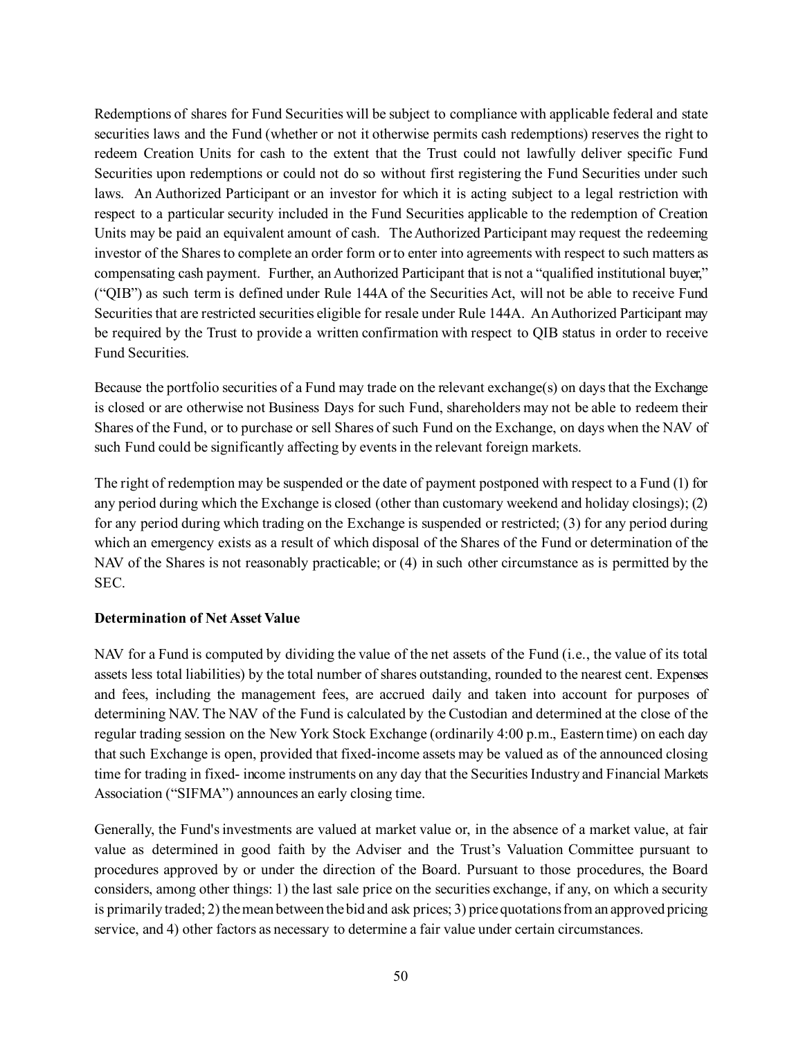Redemptions of shares for Fund Securities will be subject to compliance with applicable federal and state securities laws and the Fund (whether or not it otherwise permits cash redemptions) reserves the right to redeem Creation Units for cash to the extent that the Trust could not lawfully deliver specific Fund Securities upon redemptions or could not do so without first registering the Fund Securities under such laws. An Authorized Participant or an investor for which it is acting subject to a legal restriction with respect to a particular security included in the Fund Securities applicable to the redemption of Creation Units may be paid an equivalent amount of cash. The Authorized Participant may request the redeeming investor of the Shares to complete an order form or to enter into agreements with respect to such matters as compensating cash payment. Further, an Authorized Participant that is not a "qualified institutional buyer," ("QIB") as such term is defined under Rule 144A of the Securities Act, will not be able to receive Fund Securities that are restricted securities eligible for resale under Rule 144A. An Authorized Participant may be required by the Trust to provide a written confirmation with respect to QIB status in order to receive Fund Securities.

Because the portfolio securities of a Fund may trade on the relevant exchange(s) on days that the Exchange is closed or are otherwise not Business Days for such Fund, shareholders may not be able to redeem their Shares of the Fund, or to purchase or sell Shares of such Fund on the Exchange, on days when the NAV of such Fund could be significantly affecting by events in the relevant foreign markets.

The right of redemption may be suspended or the date of payment postponed with respect to a Fund (1) for any period during which the Exchange is closed (other than customary weekend and holiday closings); (2) for any period during which trading on the Exchange is suspended or restricted; (3) for any period during which an emergency exists as a result of which disposal of the Shares of the Fund or determination of the NAV of the Shares is not reasonably practicable; or (4) in such other circumstance as is permitted by the SEC.

**Determination of Net Asset Value**

NAV for a Fund is computed by dividing the value of the net assets of the Fund (i.e., the value of its total assets less total liabilities) by the total number of shares outstanding, rounded to the nearest cent. Expenses and fees, including the management fees, are accrued daily and taken into account for purposes of determining NAV. The NAV of the Fund is calculated by the Custodian and determined at the close of the regular trading session on the New York Stock Exchange (ordinarily 4:00 p.m., Eastern time) on each day that such Exchange is open, provided that fixed-income assets may be valued as of the announced closing time for trading in fixed- income instruments on any day that the Securities Industry and Financial Markets Association ("SIFMA") announces an early closing time.

Generally, the Fund's investments are valued at market value or, in the absence of a market value, at fair value as determined in good faith by the Adviser and the Trust's Valuation Committee pursuant to procedures approved by or under the direction of the Board. Pursuant to those procedures, the Board considers, among other things: 1) the last sale price on the securities exchange, if any, on which a security is primarily traded; 2) the mean between the bid and ask prices; 3) price quotations from an approved pricing service, and 4) other factors as necessary to determine a fair value under certain circumstances.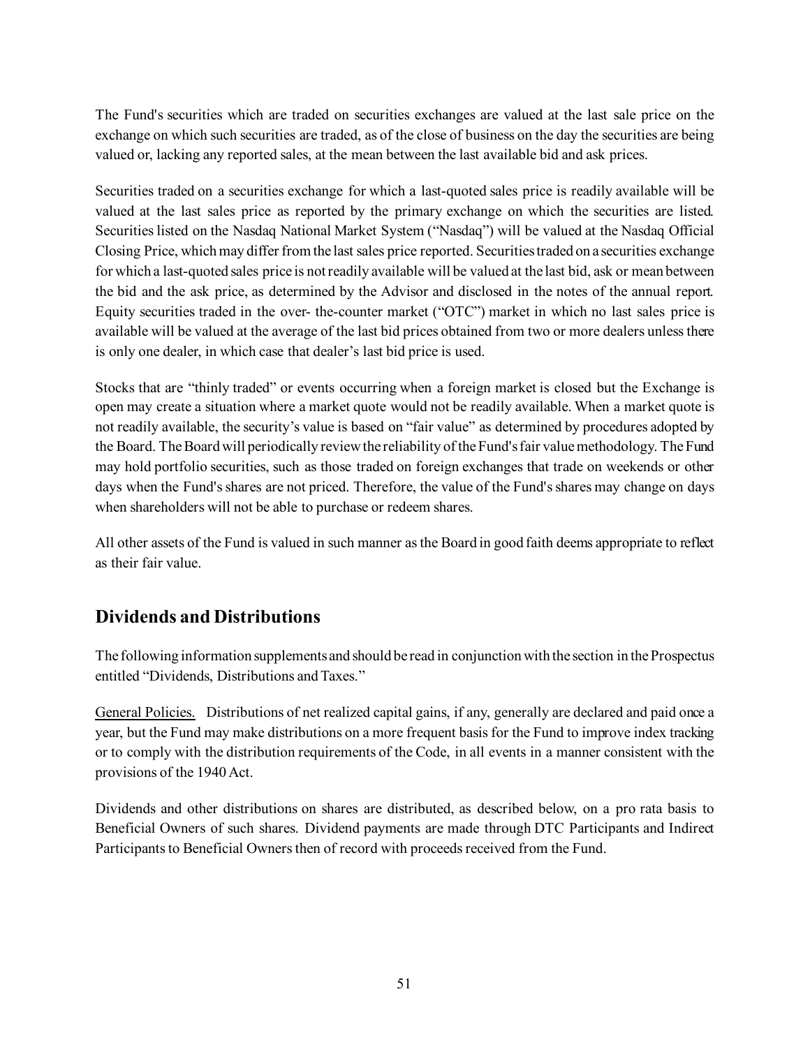The Fund's securities which are traded on securities exchanges are valued at the last sale price on the exchange on which such securities are traded, as of the close of business on the day the securities are being valued or, lacking any reported sales, at the mean between the last available bid and ask prices.

Securities traded on a securities exchange for which a last-quoted sales price is readily available will be valued at the last sales price as reported by the primary exchange on which the securities are listed. Securities listed on the Nasdaq National Market System ("Nasdaq") will be valued at the Nasdaq Official Closing Price, which may differ from the last sales price reported. Securities traded on a securities exchange for which a last-quoted sales price is not readily available will be valued at the last bid, ask or mean between the bid and the ask price, as determined by the Advisor and disclosed in the notes of the annual report. Equity securities traded in the over- the-counter market ("OTC") market in which no last sales price is available will be valued at the average of the last bid prices obtained from two or more dealers unless there is only one dealer, in which case that dealer's last bid price is used.

Stocks that are "thinly traded" or events occurring when a foreign market is closed but the Exchange is open may create a situation where a market quote would not be readily available. When a market quote is not readily available, the security's value is based on "fair value" as determined by procedures adopted by the Board. The Board will periodically review the reliability of the Fund's fair value methodology. The Fund may hold portfolio securities, such as those traded on foreign exchanges that trade on weekends or other days when the Fund's shares are not priced. Therefore, the value of the Fund's shares may change on days when shareholders will not be able to purchase or redeem shares.

All other assets of the Fund is valued in such manner as the Board in good faith deems appropriate to reflect as their fair value.

## Dividends and Distributions

The following information supplements and should be read in conjunction with the section in the Prospectus entitled "Dividends, Distributions and Taxes."

General Policies. Distributions of net realized capital gains, if any, generally are declared and paid once a year, but the Fund may make distributions on a more frequent basis for the Fund to improve index tracking or to comply with the distribution requirements of the Code, in all events in a manner consistent with the provisions of the 1940 Act.

Dividends and other distributions on shares are distributed, as described below, on a pro rata basis to Beneficial Owners of such shares. Dividend payments are made through DTC Participants and Indirect Participants to Beneficial Owners then of record with proceeds received from the Fund.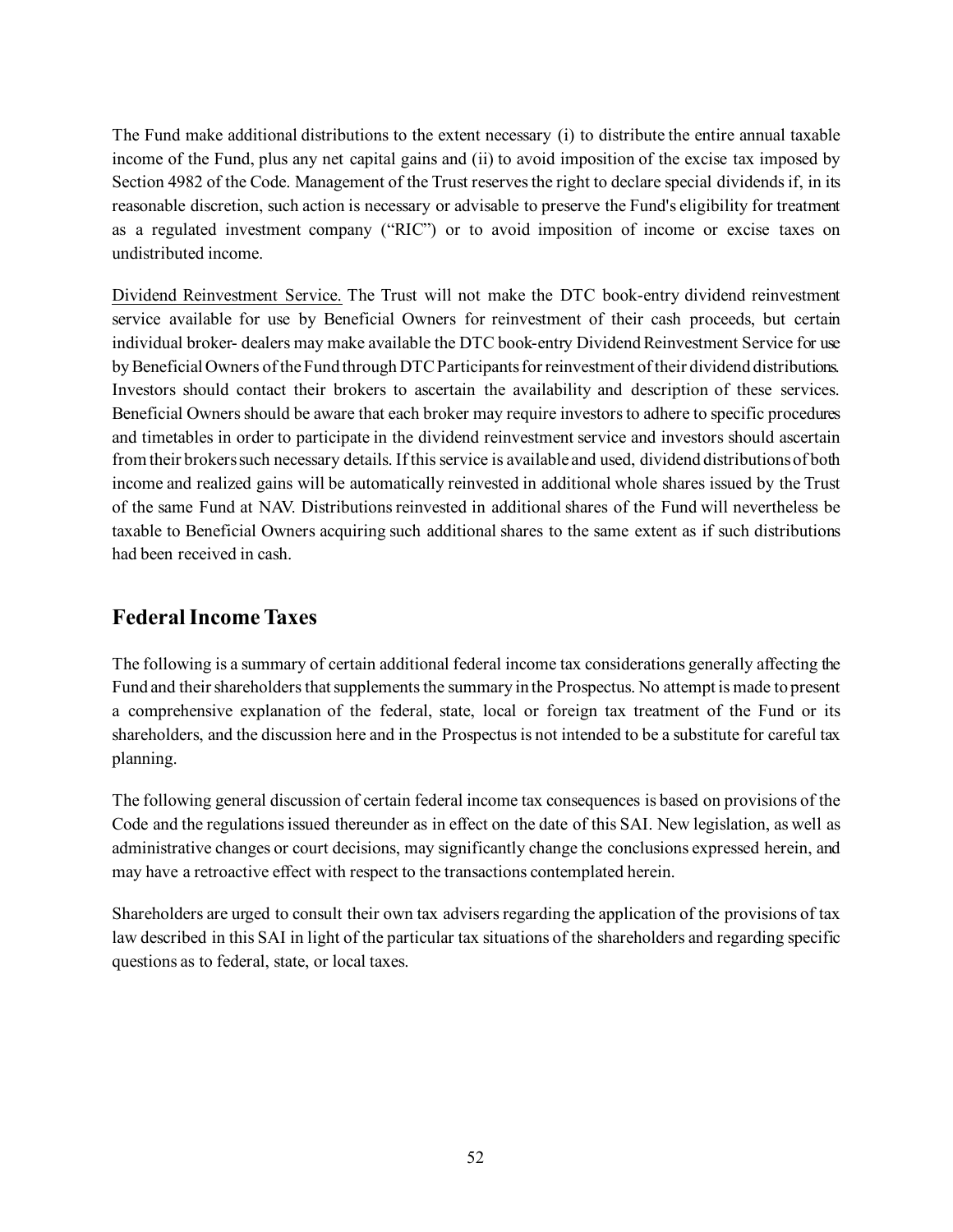The Fund make additional distributions to the extent necessary (i) to distribute the entire annual taxable income of the Fund, plus any net capital gains and (ii) to avoid imposition of the excise tax imposed by Section 4982 of the Code. Management of the Trust reserves the right to declare special dividends if, in its reasonable discretion, such action is necessary or advisable to preserve the Fund's eligibility for treatment as a regulated investment company ("RIC") or to avoid imposition of income or excise taxes on undistributed income.

Dividend Reinvestment Service. The Trust will not make the DTC book-entry dividend reinvestment service available for use by Beneficial Owners for reinvestment of their cash proceeds, but certain individual broker- dealers may make available the DTC book-entry Dividend Reinvestment Service for use by Beneficial Owners of the Fund through DTC Participants for reinvestment of their dividend distributions. Investors should contact their brokers to ascertain the availability and description of these services. Beneficial Owners should be aware that each broker may require investors to adhere to specific procedures and timetables in order to participate in the dividend reinvestment service and investors should ascertain from their brokers such necessary details. If this service is available and used, dividend distributions of both income and realized gains will be automatically reinvested in additional whole shares issued by the Trust of the same Fund at NAV. Distributions reinvested in additional shares of the Fund will nevertheless be taxable to Beneficial Owners acquiring such additional shares to the same extent as if such distributions had been received in cash.

## Federal Income Taxes

The following is a summary of certain additional federal income tax considerations generally affecting the Fund and their shareholders that supplements the summary in the Prospectus. No attempt is made to present a comprehensive explanation of the federal, state, local or foreign tax treatment of the Fund or its shareholders, and the discussion here and in the Prospectus is not intended to be a substitute for careful tax planning.

The following general discussion of certain federal income tax consequences is based on provisions of the Code and the regulations issued thereunder as in effect on the date of this SAI. New legislation, as well as administrative changes or court decisions, may significantly change the conclusions expressed herein, and may have a retroactive effect with respect to the transactions contemplated herein.

Shareholders are urged to consult their own tax advisers regarding the application of the provisions of tax law described in this SAI in light of the particular tax situations of the shareholders and regarding specific questions as to federal, state, or local taxes.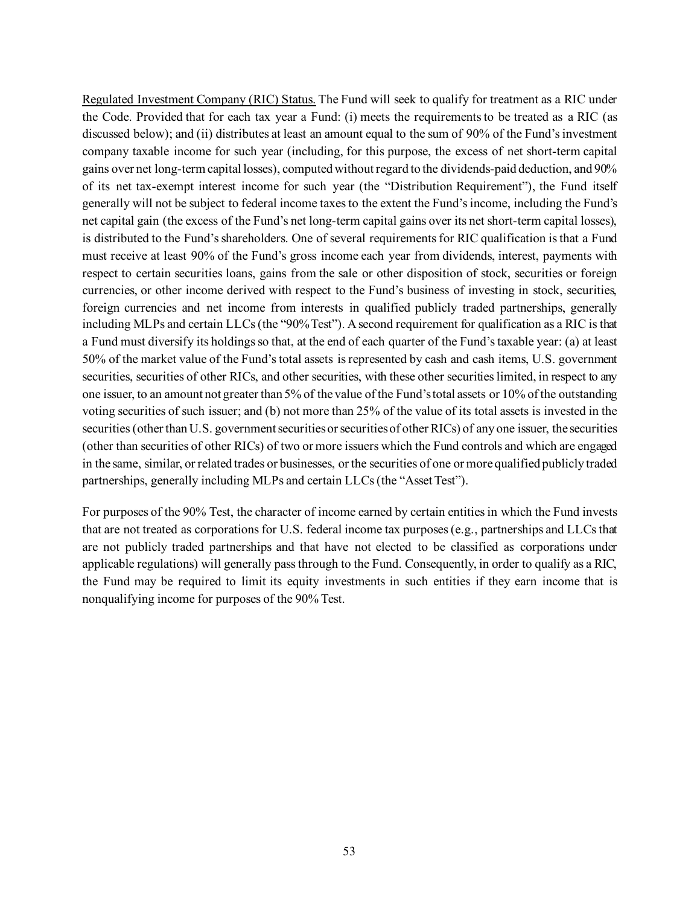<u>Regulated Investment Company (RIC) Status.</u> The Fund will seek to qualify for treatment as a RIC under the Code. Provided that for each tax year a Fund: (i) meets the requirements to be treated as a RIC (as discussed below); and (ii) distributes at least an amount equal to the sum of 90% of the Fund's investment company taxable income for such year (including, for this purpose, the excess of net short-term capital gains over net long-term capital losses), computed without regard to the dividends-paid deduction, and 90% of its net tax-exempt interest income for such year (the "Distribution Requirement"), the Fund itself generally will not be subject to federal income taxes to the extent the Fund's income, including the Fund's net capital gain (the excess of the Fund's net long-term capital gains over its net short-term capital losses), is distributed to the Fund's shareholders. One of several requirements for RIC qualification is that a Fund must receive at least 90% of the Fund's gross income each year from dividends, interest, payments with respect to certain securities loans, gains from the sale or other disposition of stock, securities or foreign currencies, or other income derived with respect to the Fund's business of investing in stock, securities, foreign currencies and net income from interests in qualified publicly traded partnerships, generally including MLPs and certain LLCs (the "90% Test"). A second requirement for qualification as a RIC is that a Fund must diversify its holdings so that, at the end of each quarter of the Fund's taxable year: (a) at least 50% of the market value of the Fund's total assets is represented by cash and cash items, U.S. government securities, securities of other RICs, and other securities, with these other securities limited, in respect to any one issuer, to an amount not greater than 5% of the value of the Fund's total assets or 10% of the outstanding voting securities of such issuer; and (b) not more than 25% of the value of its total assets is invested in the securities (other than U.S. government securities or securities of other RICs) of any one issuer, the securities (other than securities of other RICs) of two or more issuers which the Fund controls and which are engaged in the same, similar, or related trades or businesses, or the securities of one or more qualified publicly traded partnerships, generally including MLPs and certain LLCs (the "Asset Test").

For purposes of the 90% Test, the character of income earned by certain entities in which the Fund invests that are not treated as corporations for U.S. federal income tax purposes (e.g., partnerships and LLCs that are not publicly traded partnerships and that have not elected to be classified as corporations under applicable regulations) will generally pass through to the Fund. Consequently, in order to qualify as a RIC, the Fund may be required to limit its equity investments in such entities if they earn income that is nonqualifying income for purposes of the 90% Test.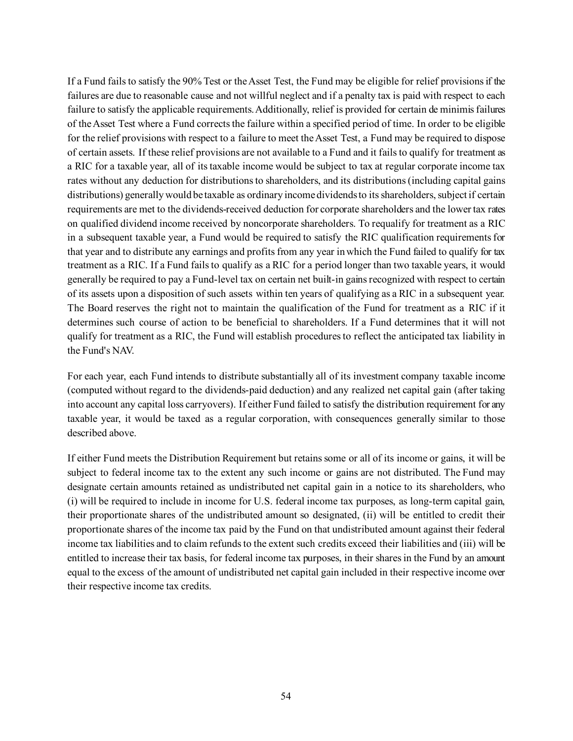If a Fund fails to satisfy the 90% Test or the Asset Test, the Fund may be eligible for relief provisions if the failures are due to reasonable cause and not willful neglect and if a penalty tax is paid with respect to each failure to satisfy the applicable requirements. Additionally, relief is provided for certain de minimis failures of the Asset Test where a Fund corrects the failure within a specified period of time. In order to be eligible for the relief provisions with respect to a failure to meet the Asset Test, a Fund may be required to dispose of certain assets. If these relief provisions are not available to a Fund and it fails to qualify for treatment as a RIC for a taxable year, all of its taxable income would be subject to tax at regular corporate income tax rates without any deduction for distributions to shareholders, and its distributions (including capital gains distributions) generally would be taxable as ordinary income dividends to its shareholders, subject if certain requirements are met to the dividends-received deduction for corporate shareholders and the lower tax rates on qualified dividend income received by noncorporate shareholders. To requalify for treatment as a RIC in a subsequent taxable year, a Fund would be required to satisfy the RIC qualification requirements for that year and to distribute any earnings and profits from any year in which the Fund failed to qualify for tax treatment as a RIC. If a Fund fails to qualify as a RIC for a period longer than two taxable years, it would generally be required to pay a Fund-level tax on certain net built-in gains recognized with respect to certain of its assets upon a disposition of such assets within ten years of qualifying as a RIC in a subsequent year. The Board reserves the right not to maintain the qualification of the Fund for treatment as a RIC if it determines such course of action to be beneficial to shareholders. If a Fund determines that it will not qualify for treatment as a RIC, the Fund will establish procedures to reflect the anticipated tax liability in the Fund's NAV.

For each year, each Fund intends to distribute substantially all of its investment company taxable income (computed without regard to the dividends-paid deduction) and any realized net capital gain (after taking into account any capital loss carryovers). If either Fund failed to satisfy the distribution requirement for any taxable year, it would be taxed as a regular corporation, with consequences generally similar to those described above.

If either Fund meets the Distribution Requirement but retains some or all of its income or gains, it will be subject to federal income tax to the extent any such income or gains are not distributed. The Fund may designate certain amounts retained as undistributed net capital gain in a notice to its shareholders, who (i) will be required to include in income for U.S. federal income tax purposes, as long-term capital gain, their proportionate shares of the undistributed amount so designated, (ii) will be entitled to credit their proportionate shares of the income tax paid by the Fund on that undistributed amount against their federal income tax liabilities and to claim refunds to the extent such credits exceed their liabilities and (iii) will be entitled to increase their tax basis, for federal income tax purposes, in their shares in the Fund by an amount equal to the excess of the amount of undistributed net capital gain included in their respective income over their respective income tax credits.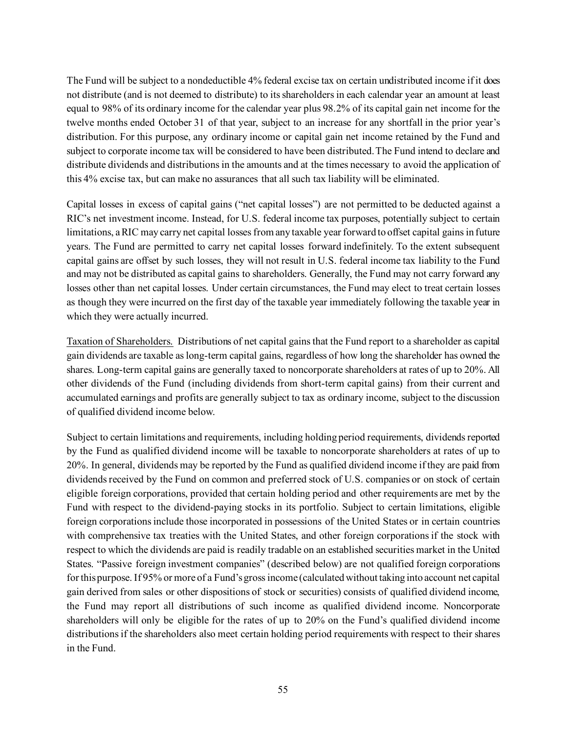The Fund will be subject to a nondeductible 4% federal excise tax on certain undistributed income if it does not distribute (and is not deemed to distribute) to its shareholders in each calendar year an amount at least equal to 98% of its ordinary income for the calendar year plus 98.2% of its capital gain net income for the twelve months ended October 31 of that year, subject to an increase for any shortfall in the prior year's distribution. For this purpose, any ordinary income or capital gain net income retained by the Fund and subject to corporate income tax will be considered to have been distributed. The Fund intend to declare and distribute dividends and distributions in the amounts and at the times necessary to avoid the application of this 4% excise tax, but can make no assurances that all such tax liability will be eliminated.

Capital losses in excess of capital gains ("net capital losses") are not permitted to be deducted against a RIC's net investment income. Instead, for U.S. federal income tax purposes, potentially subject to certain limitations, a RIC may carry net capital losses from any taxable year forward to offset capital gains in future years. The Fund are permitted to carry net capital losses forward indefinitely. To the extent subsequent capital gains are offset by such losses, they will not result in U.S. federal income tax liability to the Fund and may not be distributed as capital gains to shareholders. Generally, the Fund may not carry forward any losses other than net capital losses. Under certain circumstances, the Fund may elect to treat certain losses as though they were incurred on the first day of the taxable year immediately following the taxable year in which they were actually incurred.

Taxation of Shareholders. Distributions of net capital gains that the Fund report to a shareholder as capital gain dividends are taxable as long-term capital gains, regardless of how long the shareholder has owned the shares. Long-term capital gains are generally taxed to noncorporate shareholders at rates of up to 20%. All other dividends of the Fund (including dividends from short-term capital gains) from their current and accumulated earnings and profits are generally subject to tax as ordinary income, subject to the discussion of qualified dividend income below.

Subject to certain limitations and requirements, including holding period requirements, dividends reported by the Fund as qualified dividend income will be taxable to noncorporate shareholders at rates of up to 20%. In general, dividends may be reported by the Fund as qualified dividend income if they are paid from dividends received by the Fund on common and preferred stock of U.S. companies or on stock of certain eligible foreign corporations, provided that certain holding period and other requirements are met by the Fund with respect to the dividend-paying stocks in its portfolio. Subject to certain limitations, eligible foreign corporations include those incorporated in possessions of the United States or in certain countries with comprehensive tax treaties with the United States, and other foreign corporations if the stock with respect to which the dividends are paid is readily tradable on an established securities market in the United States. "Passive foreign investment companies" (described below) are not qualified foreign corporations for this purpose. If 95% or more of a Fund's gross income (calculated without taking into account net capital gain derived from sales or other dispositions of stock or securities) consists of qualified dividend income, the Fund may report all distributions of such income as qualified dividend income. Noncorporate shareholders will only be eligible for the rates of up to 20% on the Fund's qualified dividend income distributions if the shareholders also meet certain holding period requirements with respect to their shares in the Fund.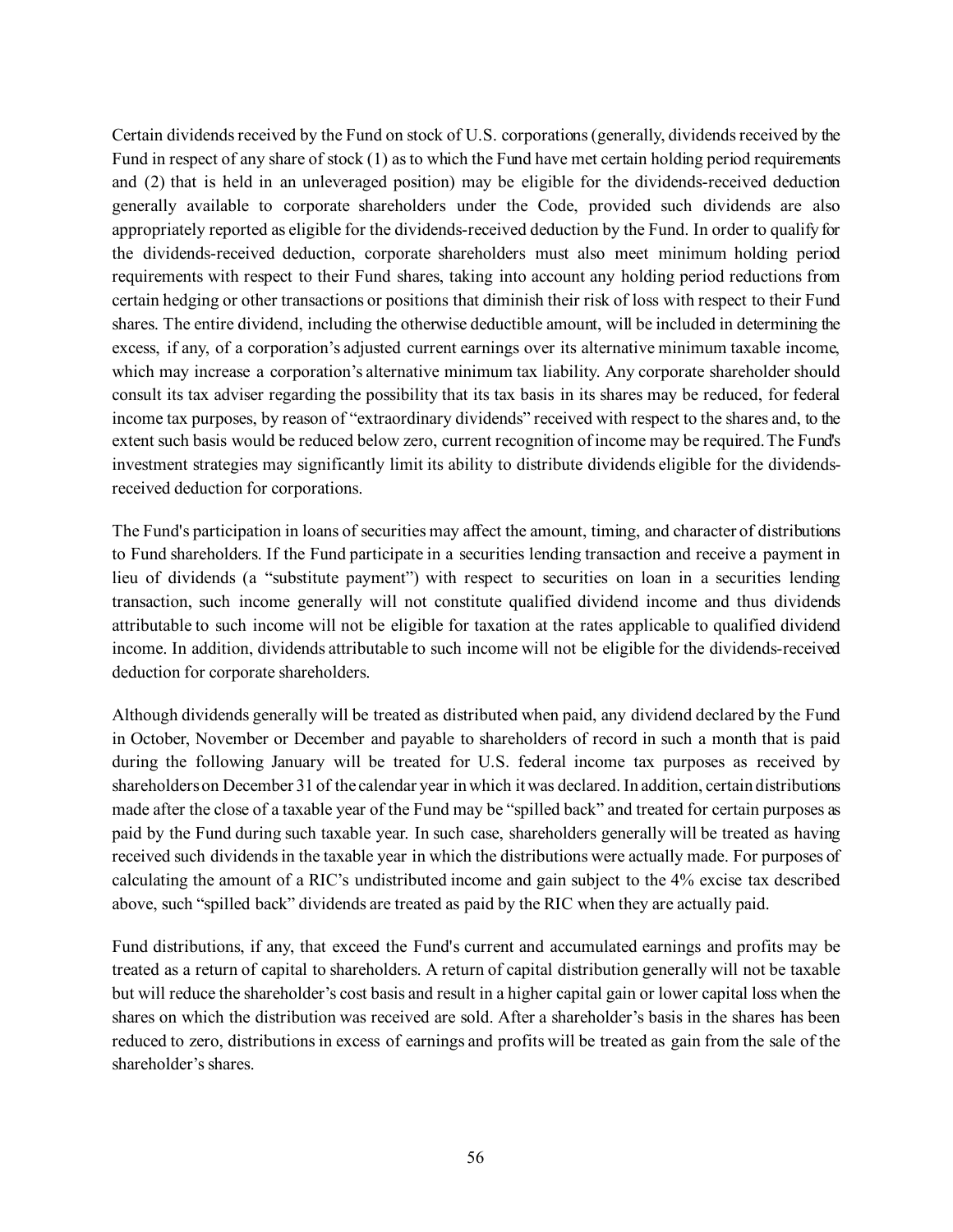Certain dividends received by the Fund on stock of U.S. corporations (generally, dividends received by the Fund in respect of any share of stock (1) as to which the Fund have met certain holding period requirements and (2) that is held in an unleveraged position) may be eligible for the dividends-received deduction generally available to corporate shareholders under the Code, provided such dividends are also appropriately reported as eligible for the dividends-received deduction by the Fund. In order to qualify for the dividends-received deduction, corporate shareholders must also meet minimum holding period requirements with respect to their Fund shares, taking into account any holding period reductions from certain hedging or other transactions or positions that diminish their risk of loss with respect to their Fund shares. The entire dividend, including the otherwise deductible amount, will be included in determining the excess, if any, of a corporation's adjusted current earnings over its alternative minimum taxable income, which may increase a corporation's alternative minimum tax liability. Any corporate shareholder should consult its tax adviser regarding the possibility that its tax basis in its shares may be reduced, for federal income tax purposes, by reason of "extraordinary dividends" received with respect to the shares and, to the extent such basis would be reduced below zero, current recognition of income may be required. The Fund's investment strategies may significantly limit its ability to distribute dividends eligible for the dividends-received deduction for corporations.

The Fund's participation in loans of securities may affect the amount, timing, and character of distributions to Fund shareholders. If the Fund participate in a securities lending transaction and receive a payment in lieu of dividends (a "substitute payment") with respect to securities on loan in a securities lending transaction, such income generally will not constitute qualified dividend income and thus dividends attributable to such income will not be eligible for taxation at the rates applicable to qualified dividend income. In addition, dividends attributable to such income will not be eligible for the dividends-received deduction for corporate shareholders.

Although dividends generally will be treated as distributed when paid, any dividend declared by the Fund in October, November or December and payable to shareholders of record in such a month that is paid during the following January will be treated for U.S. federal income tax purposes as received by shareholders on December 31 of the calendar year in which it was declared. In addition, certain distributions made after the close of a taxable year of the Fund may be "spilled back" and treated for certain purposes as paid by the Fund during such taxable year. In such case, shareholders generally will be treated as having received such dividends in the taxable year in which the distributions were actually made. For purposes of calculating the amount of a RIC's undistributed income and gain subject to the 4% excise tax described above, such "spilled back" dividends are treated as paid by the RIC when they are actually paid.

Fund distributions, if any, that exceed the Fund's current and accumulated earnings and profits may be treated as a return of capital to shareholders. A return of capital distribution generally will not be taxable but will reduce the shareholder's cost basis and result in a higher capital gain or lower capital loss when the shares on which the distribution was received are sold. After a shareholder's basis in the shares has been reduced to zero, distributions in excess of earnings and profits will be treated as gain from the sale of the shareholder's shares.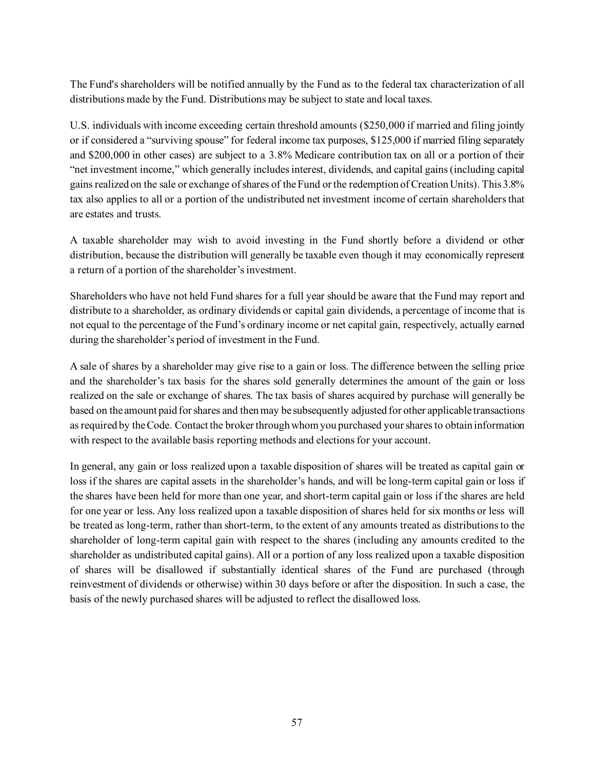The Fund's shareholders will be notified annually by the Fund as to the federal tax characterization of all distributions made by the Fund. Distributions may be subject to state and local taxes.

U.S. individuals with income exceeding certain threshold amounts ($250,000 if married and filing jointly or if considered a "surviving spouse" for federal income tax purposes, $125,000 if married filing separately and $200,000 in other cases) are subject to a 3.8% Medicare contribution tax on all or a portion of their "net investment income," which generally includes interest, dividends, and capital gains (including capital gains realized on the sale or exchange of shares of the Fund or the redemption of Creation Units). This 3.8% tax also applies to all or a portion of the undistributed net investment income of certain shareholders that are estates and trusts.

A taxable shareholder may wish to avoid investing in the Fund shortly before a dividend or other distribution, because the distribution will generally be taxable even though it may economically represent a return of a portion of the shareholder's investment.

Shareholders who have not held Fund shares for a full year should be aware that the Fund may report and distribute to a shareholder, as ordinary dividends or capital gain dividends, a percentage of income that is not equal to the percentage of the Fund's ordinary income or net capital gain, respectively, actually earned during the shareholder's period of investment in the Fund.

A sale of shares by a shareholder may give rise to a gain or loss. The difference between the selling price and the shareholder's tax basis for the shares sold generally determines the amount of the gain or loss realized on the sale or exchange of shares. The tax basis of shares acquired by purchase will generally be based on the amount paid for shares and then may be subsequently adjusted for other applicable transactions as required by the Code. Contact the broker through whom you purchased your shares to obtain information with respect to the available basis reporting methods and elections for your account.

In general, any gain or loss realized upon a taxable disposition of shares will be treated as capital gain or loss if the shares are capital assets in the shareholder's hands, and will be long-term capital gain or loss if the shares have been held for more than one year, and short-term capital gain or loss if the shares are held for one year or less. Any loss realized upon a taxable disposition of shares held for six months or less will be treated as long-term, rather than short-term, to the extent of any amounts treated as distributions to the shareholder of long-term capital gain with respect to the shares (including any amounts credited to the shareholder as undistributed capital gains). All or a portion of any loss realized upon a taxable disposition of shares will be disallowed if substantially identical shares of the Fund are purchased (through reinvestment of dividends or otherwise) within 30 days before or after the disposition. In such a case, the basis of the newly purchased shares will be adjusted to reflect the disallowed loss.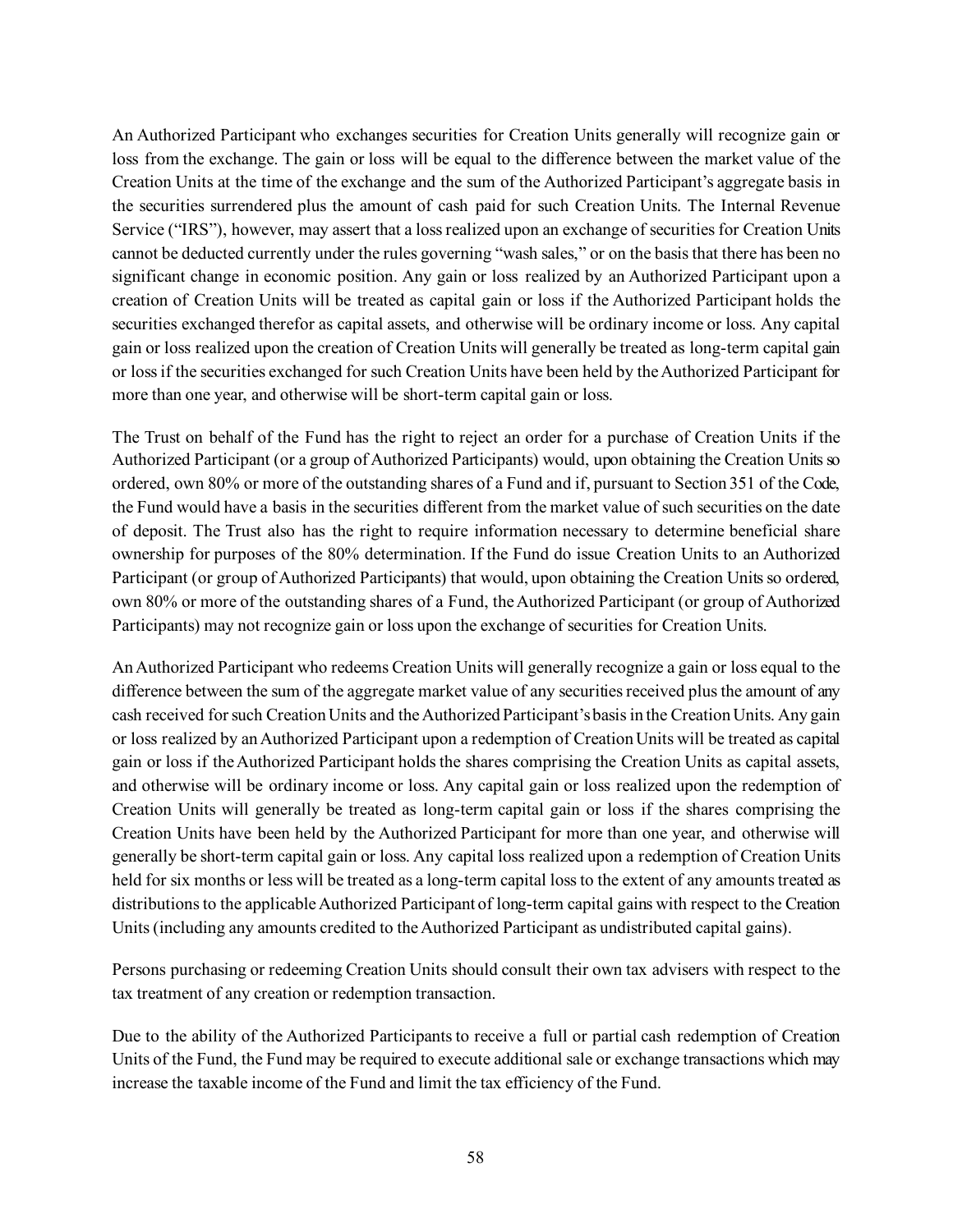An Authorized Participant who exchanges securities for Creation Units generally will recognize gain or loss from the exchange. The gain or loss will be equal to the difference between the market value of the Creation Units at the time of the exchange and the sum of the Authorized Participant's aggregate basis in the securities surrendered plus the amount of cash paid for such Creation Units. The Internal Revenue Service ("IRS"), however, may assert that a loss realized upon an exchange of securities for Creation Units cannot be deducted currently under the rules governing "wash sales," or on the basis that there has been no significant change in economic position. Any gain or loss realized by an Authorized Participant upon a creation of Creation Units will be treated as capital gain or loss if the Authorized Participant holds the securities exchanged therefor as capital assets, and otherwise will be ordinary income or loss. Any capital gain or loss realized upon the creation of Creation Units will generally be treated as long-term capital gain or loss if the securities exchanged for such Creation Units have been held by the Authorized Participant for more than one year, and otherwise will be short-term capital gain or loss.

The Trust on behalf of the Fund has the right to reject an order for a purchase of Creation Units if the Authorized Participant (or a group of Authorized Participants) would, upon obtaining the Creation Units so ordered, own 80% or more of the outstanding shares of a Fund and if, pursuant to Section 351 of the Code, the Fund would have a basis in the securities different from the market value of such securities on the date of deposit. The Trust also has the right to require information necessary to determine beneficial share ownership for purposes of the 80% determination. If the Fund do issue Creation Units to an Authorized Participant (or group of Authorized Participants) that would, upon obtaining the Creation Units so ordered, own 80% or more of the outstanding shares of a Fund, the Authorized Participant (or group of Authorized Participants) may not recognize gain or loss upon the exchange of securities for Creation Units.

An Authorized Participant who redeems Creation Units will generally recognize a gain or loss equal to the difference between the sum of the aggregate market value of any securities received plus the amount of any cash received for such Creation Units and the Authorized Participant's basis in the Creation Units. Any gain or loss realized by an Authorized Participant upon a redemption of Creation Units will be treated as capital gain or loss if the Authorized Participant holds the shares comprising the Creation Units as capital assets, and otherwise will be ordinary income or loss. Any capital gain or loss realized upon the redemption of Creation Units will generally be treated as long-term capital gain or loss if the shares comprising the Creation Units have been held by the Authorized Participant for more than one year, and otherwise will generally be short-term capital gain or loss. Any capital loss realized upon a redemption of Creation Units held for six months or less will be treated as a long-term capital loss to the extent of any amounts treated as distributions to the applicable Authorized Participant of long-term capital gains with respect to the Creation Units (including any amounts credited to the Authorized Participant as undistributed capital gains).

Persons purchasing or redeeming Creation Units should consult their own tax advisers with respect to the tax treatment of any creation or redemption transaction.

Due to the ability of the Authorized Participants to receive a full or partial cash redemption of Creation Units of the Fund, the Fund may be required to execute additional sale or exchange transactions which may increase the taxable income of the Fund and limit the tax efficiency of the Fund.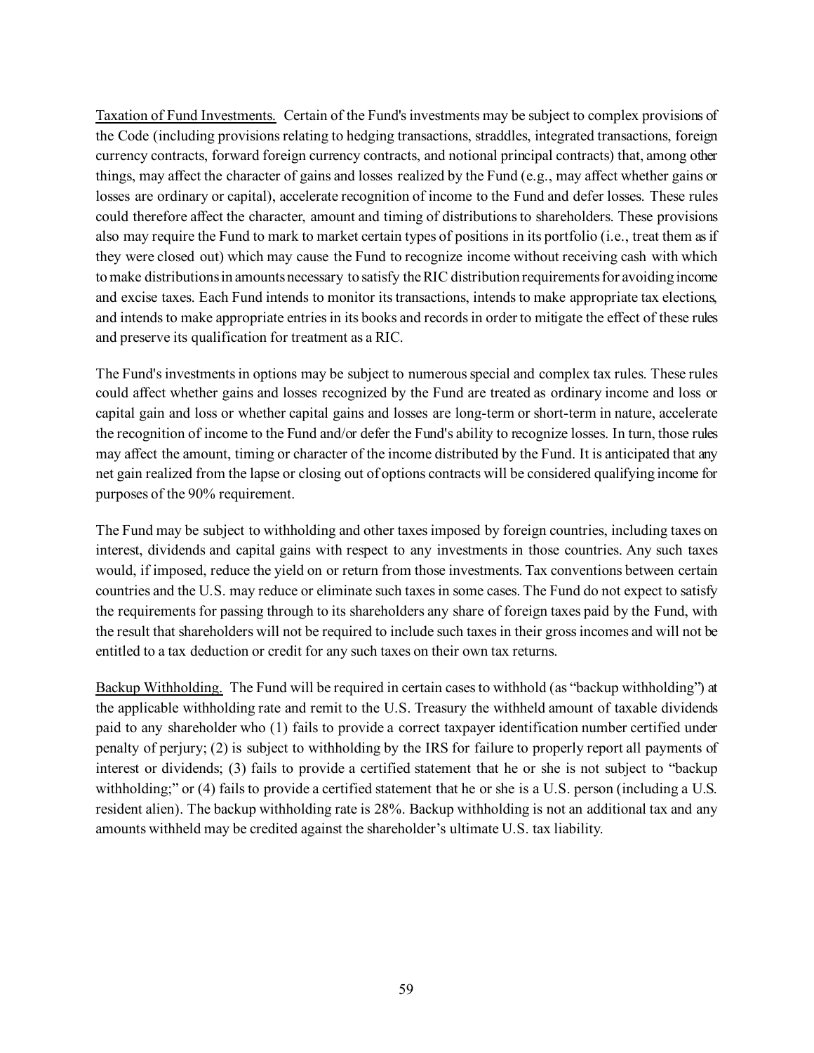<u>Taxation of Fund Investments.</u> Certain of the Fund's investments may be subject to complex provisions of the Code (including provisions relating to hedging transactions, straddles, integrated transactions, foreign currency contracts, forward foreign currency contracts, and notional principal contracts) that, among other things, may affect the character of gains and losses realized by the Fund (e.g., may affect whether gains or losses are ordinary or capital), accelerate recognition of income to the Fund and defer losses. These rules could therefore affect the character, amount and timing of distributions to shareholders. These provisions also may require the Fund to mark to market certain types of positions in its portfolio (i.e., treat them as if they were closed out) which may cause the Fund to recognize income without receiving cash with which to make distributions in amounts necessary to satisfy the RIC distribution requirements for avoiding income and excise taxes. Each Fund intends to monitor its transactions, intends to make appropriate tax elections, and intends to make appropriate entries in its books and records in order to mitigate the effect of these rules and preserve its qualification for treatment as a RIC.

The Fund's investments in options may be subject to numerous special and complex tax rules. These rules could affect whether gains and losses recognized by the Fund are treated as ordinary income and loss or capital gain and loss or whether capital gains and losses are long-term or short-term in nature, accelerate the recognition of income to the Fund and/or defer the Fund's ability to recognize losses. In turn, those rules may affect the amount, timing or character of the income distributed by the Fund. It is anticipated that any net gain realized from the lapse or closing out of options contracts will be considered qualifying income for purposes of the 90% requirement.

The Fund may be subject to withholding and other taxes imposed by foreign countries, including taxes on interest, dividends and capital gains with respect to any investments in those countries. Any such taxes would, if imposed, reduce the yield on or return from those investments. Tax conventions between certain countries and the U.S. may reduce or eliminate such taxes in some cases. The Fund do not expect to satisfy the requirements for passing through to its shareholders any share of foreign taxes paid by the Fund, with the result that shareholders will not be required to include such taxes in their gross incomes and will not be entitled to a tax deduction or credit for any such taxes on their own tax returns.

<u>Backup Withholding.</u> The Fund will be required in certain cases to withhold (as "backup withholding") at the applicable withholding rate and remit to the U.S. Treasury the withheld amount of taxable dividends paid to any shareholder who (1) fails to provide a correct taxpayer identification number certified under penalty of perjury; (2) is subject to withholding by the IRS for failure to properly report all payments of interest or dividends; (3) fails to provide a certified statement that he or she is not subject to "backup withholding;" or (4) fails to provide a certified statement that he or she is a U.S. person (including a U.S. resident alien). The backup withholding rate is 28%. Backup withholding is not an additional tax and any amounts withheld may be credited against the shareholder's ultimate U.S. tax liability.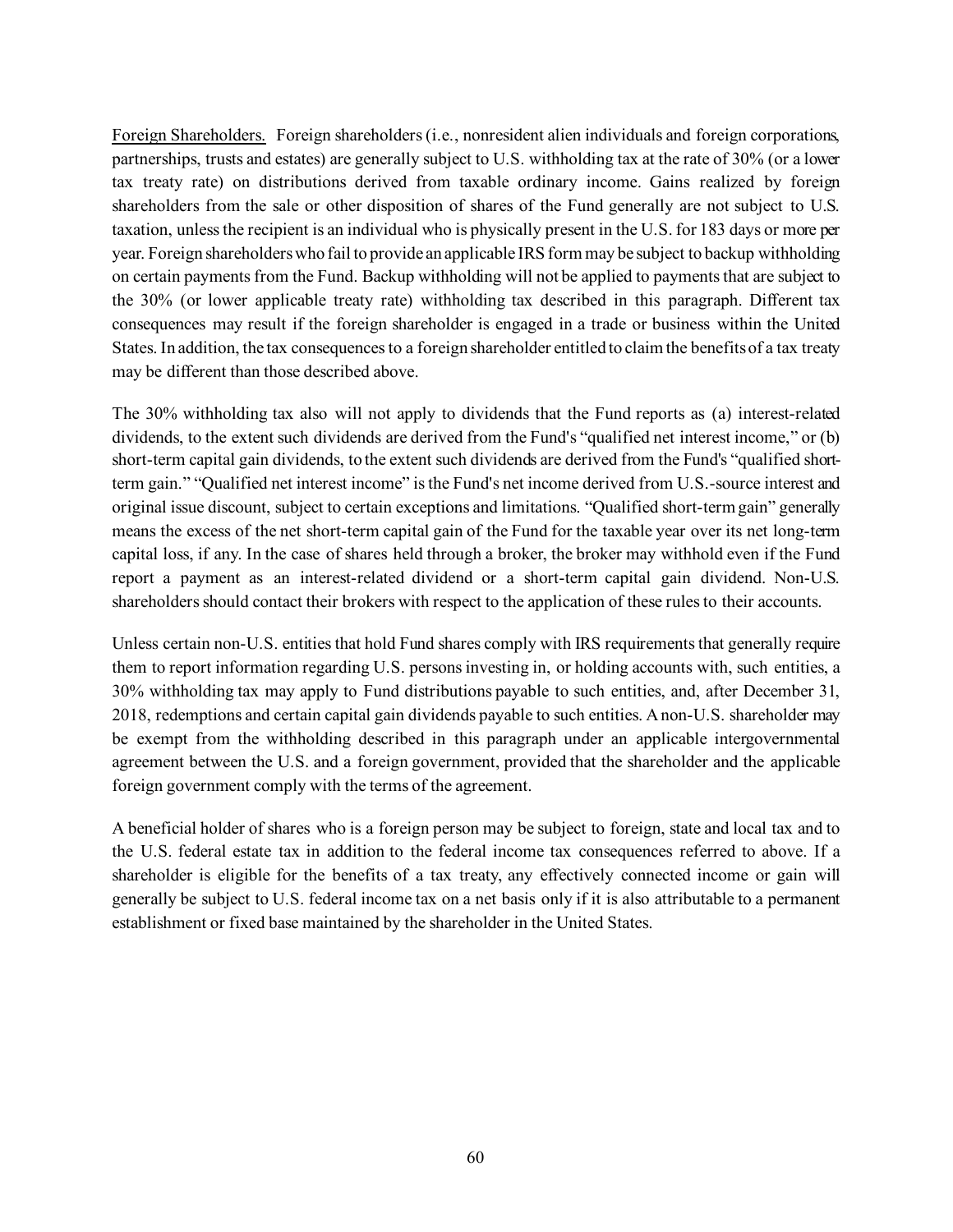Foreign Shareholders. Foreign shareholders (i.e., nonresident alien individuals and foreign corporations, partnerships, trusts and estates) are generally subject to U.S. withholding tax at the rate of 30% (or a lower tax treaty rate) on distributions derived from taxable ordinary income. Gains realized by foreign shareholders from the sale or other disposition of shares of the Fund generally are not subject to U.S. taxation, unless the recipient is an individual who is physically present in the U.S. for 183 days or more per year. Foreign shareholders who fail to provide an applicable IRS form may be subject to backup withholding on certain payments from the Fund. Backup withholding will not be applied to payments that are subject to the 30% (or lower applicable treaty rate) withholding tax described in this paragraph. Different tax consequences may result if the foreign shareholder is engaged in a trade or business within the United States. In addition, the tax consequences to a foreign shareholder entitled to claim the benefits of a tax treaty may be different than those described above.

The 30% withholding tax also will not apply to dividends that the Fund reports as (a) interest-related dividends, to the extent such dividends are derived from the Fund's "qualified net interest income," or (b) short-term capital gain dividends, to the extent such dividends are derived from the Fund's "qualified short-term gain." "Qualified net interest income" is the Fund's net income derived from U.S.-source interest and original issue discount, subject to certain exceptions and limitations. "Qualified short-term gain" generally means the excess of the net short-term capital gain of the Fund for the taxable year over its net long-term capital loss, if any. In the case of shares held through a broker, the broker may withhold even if the Fund report a payment as an interest-related dividend or a short-term capital gain dividend. Non-U.S. shareholders should contact their brokers with respect to the application of these rules to their accounts.

Unless certain non-U.S. entities that hold Fund shares comply with IRS requirements that generally require them to report information regarding U.S. persons investing in, or holding accounts with, such entities, a 30% withholding tax may apply to Fund distributions payable to such entities, and, after December 31, 2018, redemptions and certain capital gain dividends payable to such entities. A non-U.S. shareholder may be exempt from the withholding described in this paragraph under an applicable intergovernmental agreement between the U.S. and a foreign government, provided that the shareholder and the applicable foreign government comply with the terms of the agreement.

A beneficial holder of shares who is a foreign person may be subject to foreign, state and local tax and to the U.S. federal estate tax in addition to the federal income tax consequences referred to above. If a shareholder is eligible for the benefits of a tax treaty, any effectively connected income or gain will generally be subject to U.S. federal income tax on a net basis only if it is also attributable to a permanent establishment or fixed base maintained by the shareholder in the United States.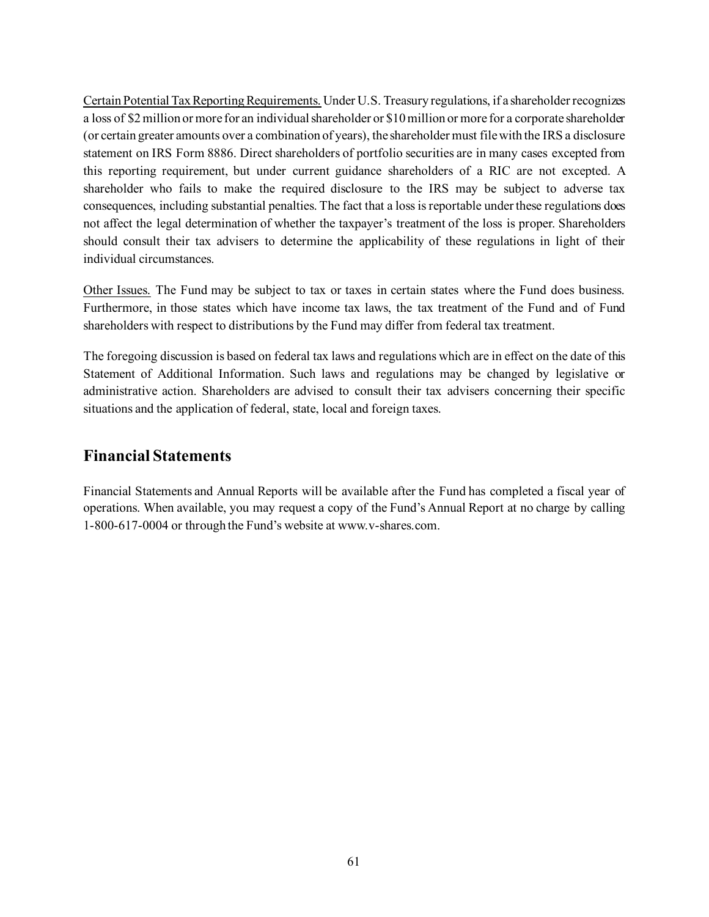Certain Potential Tax Reporting Requirements. Under U.S. Treasury regulations, if a shareholder recognizes a loss of $2 million or more for an individual shareholder or $10 million or more for a corporate shareholder (or certain greater amounts over a combination of years), the shareholder must file with the IRS a disclosure statement on IRS Form 8886. Direct shareholders of portfolio securities are in many cases excepted from this reporting requirement, but under current guidance shareholders of a RIC are not excepted. A shareholder who fails to make the required disclosure to the IRS may be subject to adverse tax consequences, including substantial penalties. The fact that a loss is reportable under these regulations does not affect the legal determination of whether the taxpayer's treatment of the loss is proper. Shareholders should consult their tax advisers to determine the applicability of these regulations in light of their individual circumstances.

Other Issues. The Fund may be subject to tax or taxes in certain states where the Fund does business. Furthermore, in those states which have income tax laws, the tax treatment of the Fund and of Fund shareholders with respect to distributions by the Fund may differ from federal tax treatment.

The foregoing discussion is based on federal tax laws and regulations which are in effect on the date of this Statement of Additional Information. Such laws and regulations may be changed by legislative or administrative action. Shareholders are advised to consult their tax advisers concerning their specific situations and the application of federal, state, local and foreign taxes.

## Financial Statements

Financial Statements and Annual Reports will be available after the Fund has completed a fiscal year of operations. When available, you may request a copy of the Fund's Annual Report at no charge by calling 1-800-617-0004 or through the Fund's website at www.v-shares.com.